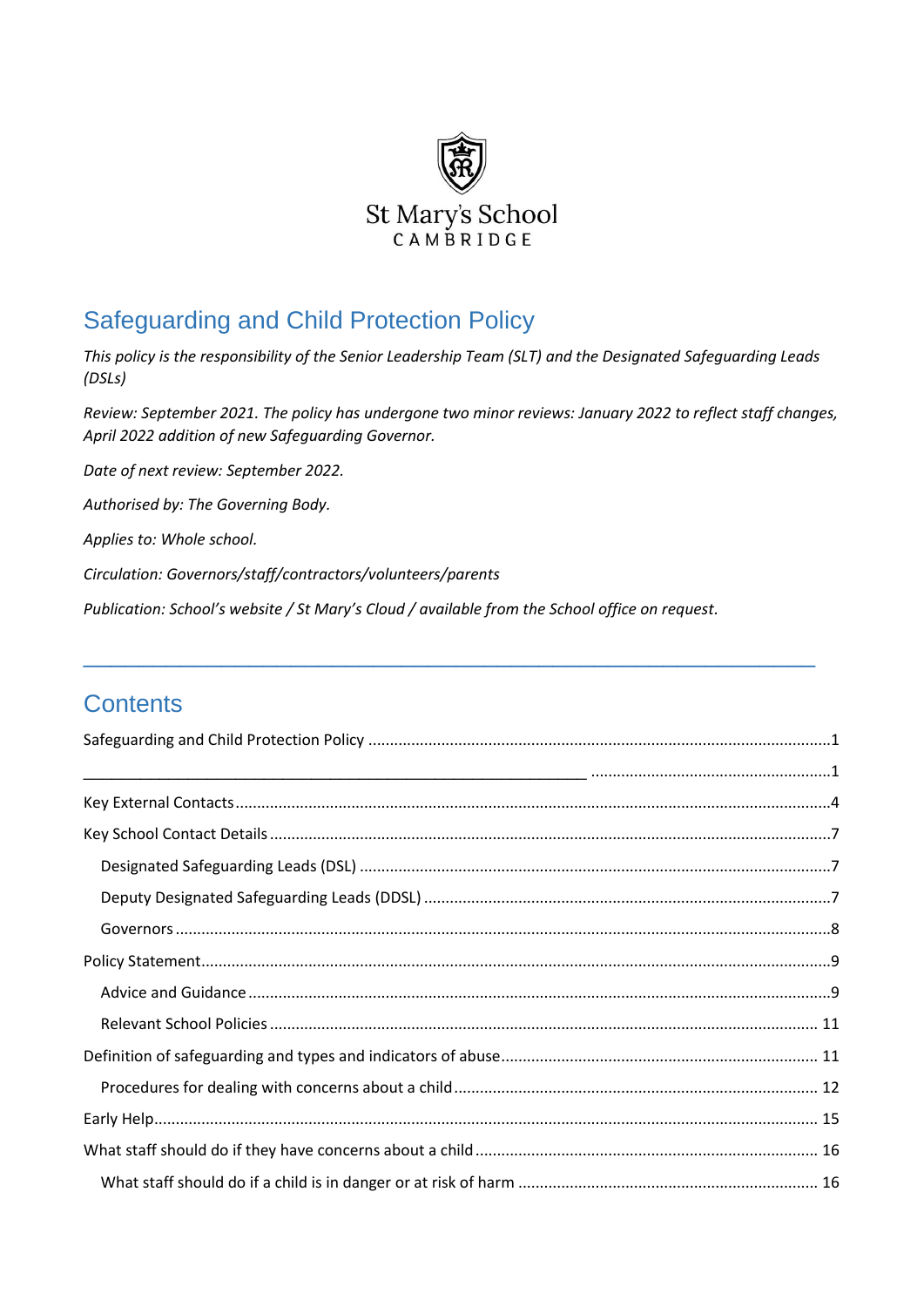St Mary's School
CAMBRIDGE

# Safeguarding and Child Protection Policy

*This policy is the responsibility of the Senior Leadership Team (SLT) and the Designated Safeguarding Leads (DSLs)*

*Review: September 2021. The policy has undergone two minor reviews: January 2022 to reflect staff changes, April 2022 addition of new Safeguarding Governor.*

*Date of next review: September 2022.*

*Authorised by: The Governing Body.*

*Applies to: Whole school.*

*Circulation: Governors/staff/contractors/volunteers/parents*

*Publication: School's website / St Mary's Cloud / available from the School office on request.*

---

## Contents

Safeguarding and Child Protection Policy ....................................................................................................1

_____________________________________________________________ ........................................................1

Key External Contacts ....................................................................................................4

Key School Contact Details ....................................................................................................7

- Designated Safeguarding Leads (DSL) ....................................................................................................7
- Deputy Designated Safeguarding Leads (DDSL) ....................................................................................................7
- Governors ....................................................................................................8

Policy Statement ....................................................................................................9

- Advice and Guidance ....................................................................................................9
- Relevant School Policies .................................................................................................... 11

Definition of safeguarding and types and indicators of abuse .................................................................... 11

- Procedures for dealing with concerns about a child .................................................................................... 12

Early Help .................................................................................................... 15

What staff should do if they have concerns about a child .................................................................................... 16

- What staff should do if a child is in danger or at risk of harm .................................................................................... 16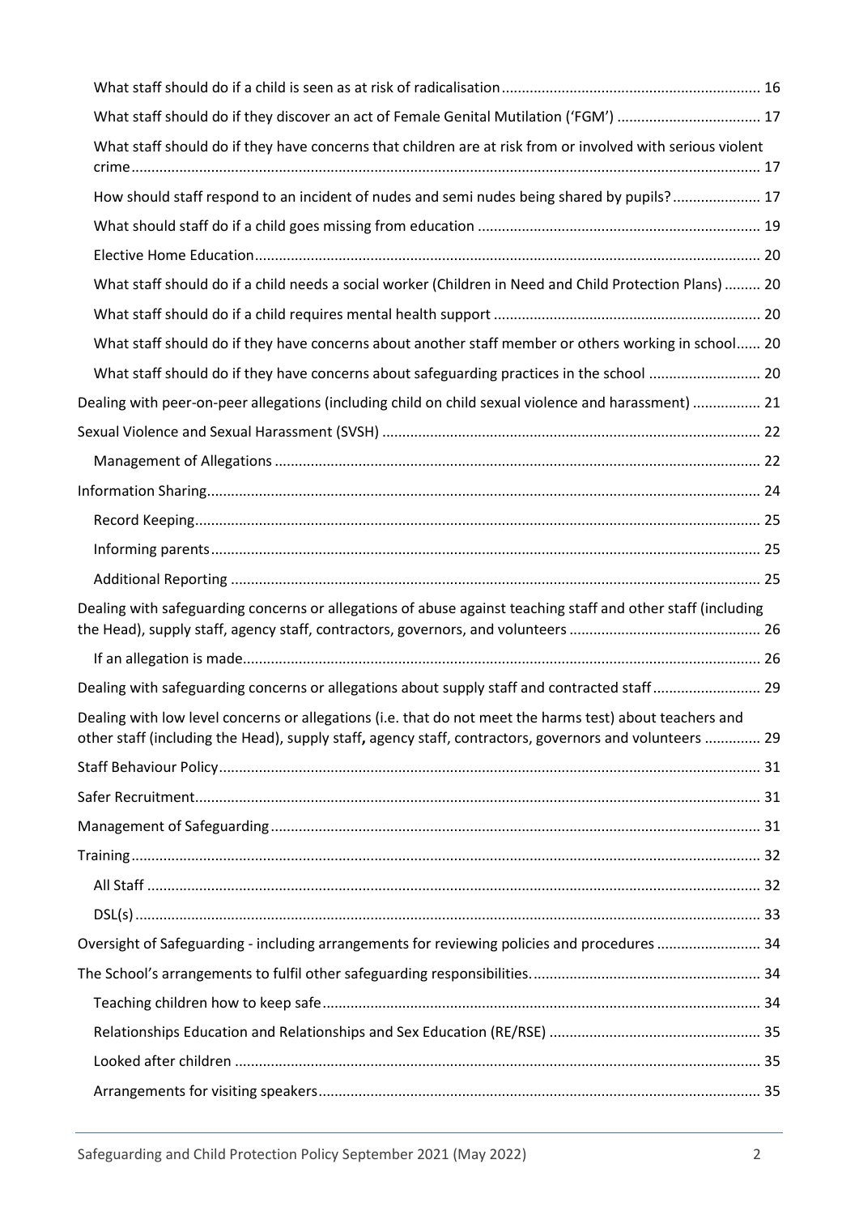- What staff should do if a child is seen as at risk of radicalisation ... 16
- What staff should do if they discover an act of Female Genital Mutilation ('FGM') ... 17
- What staff should do if they have concerns that children are at risk from or involved with serious violent crime ... 17
- How should staff respond to an incident of nudes and semi nudes being shared by pupils? ... 17
- What should staff do if a child goes missing from education ... 19
- Elective Home Education ... 20
- What staff should do if a child needs a social worker (Children in Need and Child Protection Plans) ... 20
- What staff should do if a child requires mental health support ... 20
- What staff should do if they have concerns about another staff member or others working in school ... 20
- What staff should do if they have concerns about safeguarding practices in the school ... 20

Dealing with peer-on-peer allegations (including child on child sexual violence and harassment) ... 21

Sexual Violence and Sexual Harassment (SVSH) ... 22

- Management of Allegations ... 22

Information Sharing ... 24

- Record Keeping ... 25
- Informing parents ... 25
- Additional Reporting ... 25

Dealing with safeguarding concerns or allegations of abuse against teaching staff and other staff (including the Head), supply staff, agency staff, contractors, governors, and volunteers ... 26

- If an allegation is made ... 26

Dealing with safeguarding concerns or allegations about supply staff and contracted staff ... 29

Dealing with low level concerns or allegations (i.e. that do not meet the harms test) about teachers and other staff (including the Head), supply staff**,** agency staff, contractors, governors and volunteers ... 29

Staff Behaviour Policy ... 31

Safer Recruitment ... 31

Management of Safeguarding ... 31

Training ... 32

- All Staff ... 32
- DSL(s) ... 33

Oversight of Safeguarding - including arrangements for reviewing policies and procedures ... 34

The School's arrangements to fulfil other safeguarding responsibilities. ... 34

- Teaching children how to keep safe ... 34
- Relationships Education and Relationships and Sex Education (RE/RSE) ... 35
- Looked after children ... 35
- Arrangements for visiting speakers ... 35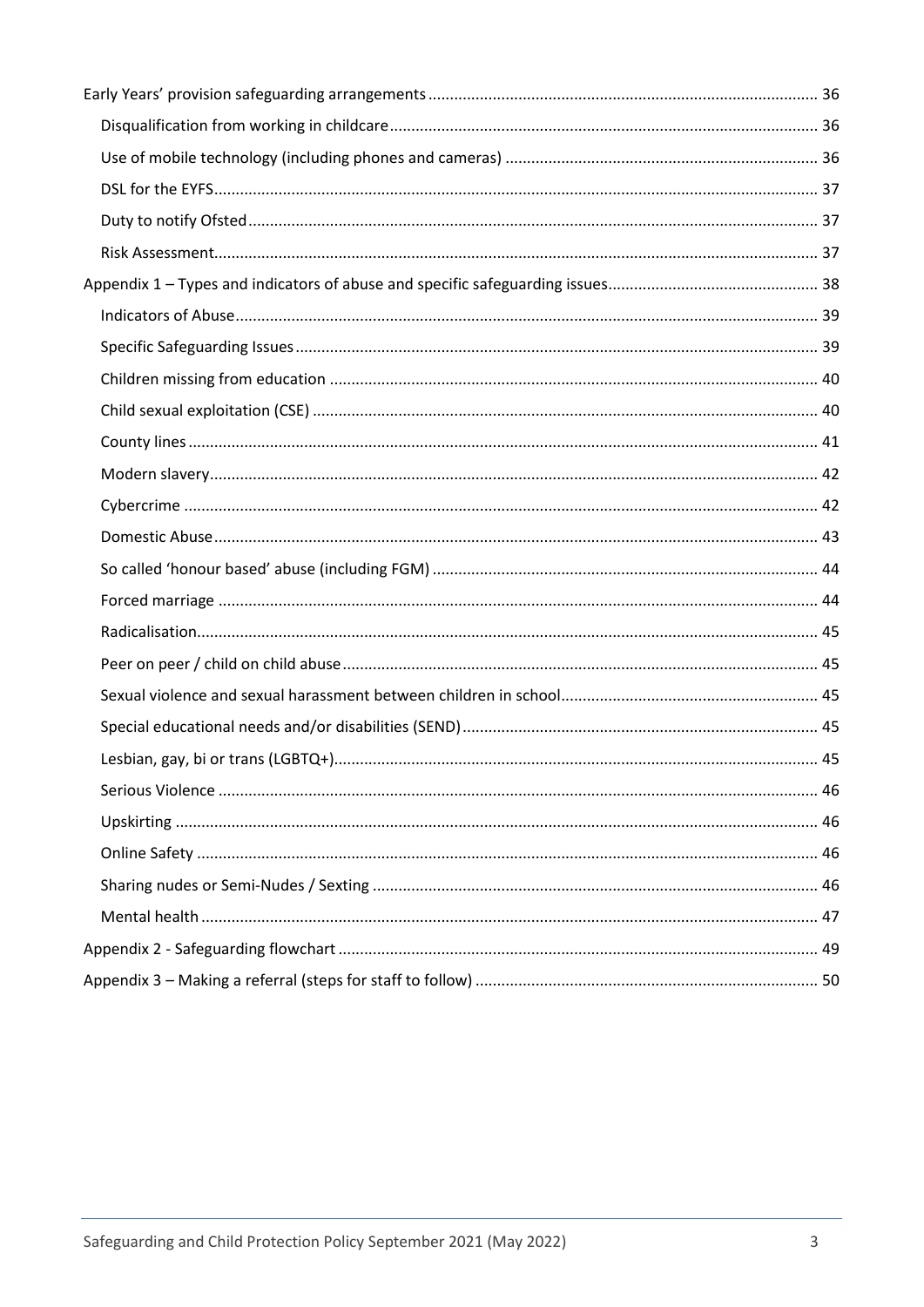- Early Years' provision safeguarding arrangements ........ 36
  - Disqualification from working in childcare ........ 36
  - Use of mobile technology (including phones and cameras) ........ 36
  - DSL for the EYFS ........ 37
  - Duty to notify Ofsted ........ 37
  - Risk Assessment ........ 37
- Appendix 1 – Types and indicators of abuse and specific safeguarding issues ........ 38
  - Indicators of Abuse ........ 39
  - Specific Safeguarding Issues ........ 39
  - Children missing from education ........ 40
  - Child sexual exploitation (CSE) ........ 40
  - County lines ........ 41
  - Modern slavery ........ 42
  - Cybercrime ........ 42
  - Domestic Abuse ........ 43
  - So called 'honour based' abuse (including FGM) ........ 44
  - Forced marriage ........ 44
  - Radicalisation ........ 45
  - Peer on peer / child on child abuse ........ 45
  - Sexual violence and sexual harassment between children in school ........ 45
  - Special educational needs and/or disabilities (SEND) ........ 45
  - Lesbian, gay, bi or trans (LGBTQ+) ........ 45
  - Serious Violence ........ 46
  - Upskirting ........ 46
  - Online Safety ........ 46
  - Sharing nudes or Semi-Nudes / Sexting ........ 46
  - Mental health ........ 47
- Appendix 2 - Safeguarding flowchart ........ 49
- Appendix 3 – Making a referral (steps for staff to follow) ........ 50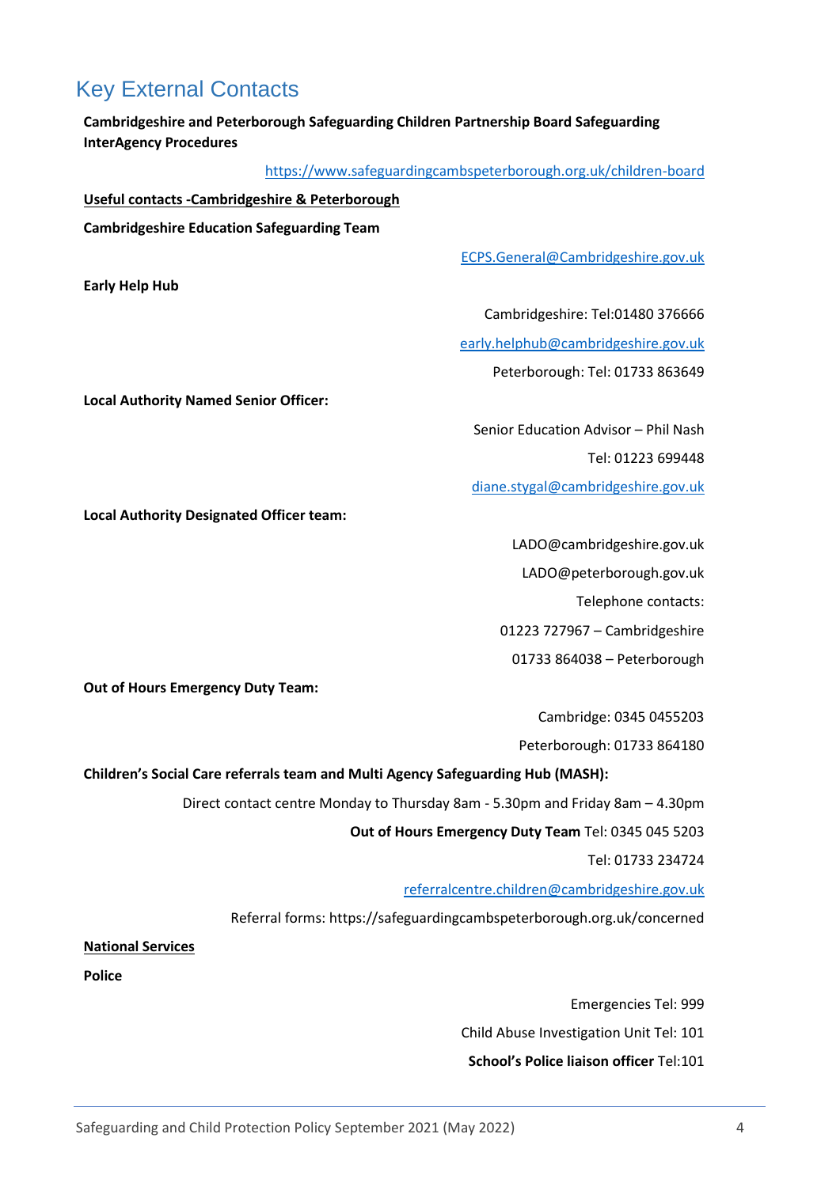# Key External Contacts

**Cambridgeshire and Peterborough Safeguarding Children Partnership Board Safeguarding InterAgency Procedures**

https://www.safeguardingcambspeterborough.org.uk/children-board

**Useful contacts -Cambridgeshire & Peterborough**

**Cambridgeshire Education Safeguarding Team**

ECPS.General@Cambridgeshire.gov.uk

**Early Help Hub**

Cambridgeshire: Tel:01480 376666

early.helphub@cambridgeshire.gov.uk

Peterborough: Tel: 01733 863649

**Local Authority Named Senior Officer:**

Senior Education Advisor – Phil Nash

Tel: 01223 699448

diane.stygal@cambridgeshire.gov.uk

**Local Authority Designated Officer team:**

LADO@cambridgeshire.gov.uk

LADO@peterborough.gov.uk

Telephone contacts:

01223 727967 – Cambridgeshire

01733 864038 – Peterborough

**Out of Hours Emergency Duty Team:**

Cambridge: 0345 0455203

Peterborough: 01733 864180

**Children's Social Care referrals team and Multi Agency Safeguarding Hub (MASH):**

Direct contact centre Monday to Thursday 8am - 5.30pm and Friday 8am – 4.30pm

**Out of Hours Emergency Duty Team** Tel: 0345 045 5203

Tel: 01733 234724

referralcentre.children@cambridgeshire.gov.uk

Referral forms: https://safeguardingcambspeterborough.org.uk/concerned

**National Services**

**Police**

Emergencies Tel: 999

Child Abuse Investigation Unit Tel: 101

**School's Police liaison officer** Tel:101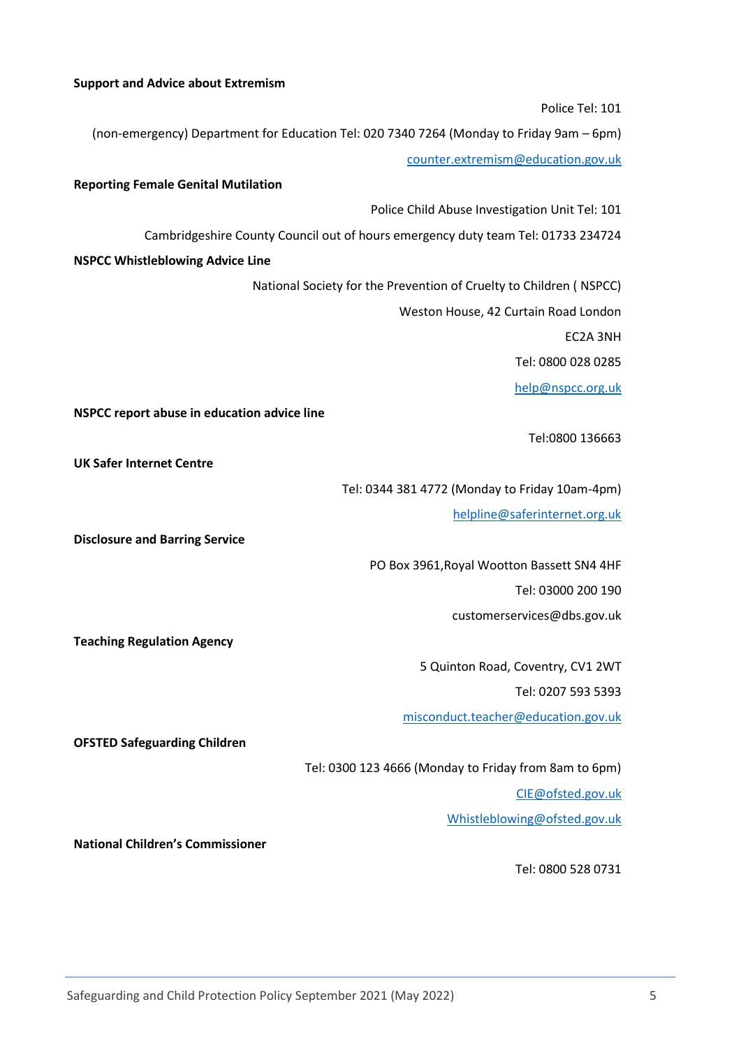**Support and Advice about Extremism**

Police Tel: 101

(non-emergency) Department for Education Tel: 020 7340 7264 (Monday to Friday 9am – 6pm)

counter.extremism@education.gov.uk

**Reporting Female Genital Mutilation**

Police Child Abuse Investigation Unit Tel: 101

Cambridgeshire County Council out of hours emergency duty team Tel: 01733 234724

**NSPCC Whistleblowing Advice Line**

National Society for the Prevention of Cruelty to Children ( NSPCC)

Weston House, 42 Curtain Road London

EC2A 3NH

Tel: 0800 028 0285

help@nspcc.org.uk

**NSPCC report abuse in education advice line**

Tel:0800 136663

**UK Safer Internet Centre**

Tel: 0344 381 4772 (Monday to Friday 10am-4pm)

helpline@saferinternet.org.uk

**Disclosure and Barring Service**

PO Box 3961,Royal Wootton Bassett SN4 4HF

Tel: 03000 200 190

customerservices@dbs.gov.uk

**Teaching Regulation Agency**

5 Quinton Road, Coventry, CV1 2WT

Tel: 0207 593 5393

misconduct.teacher@education.gov.uk

**OFSTED Safeguarding Children**

Tel: 0300 123 4666 (Monday to Friday from 8am to 6pm)

CIE@ofsted.gov.uk

Whistleblowing@ofsted.gov.uk

**National Children's Commissioner**

Tel: 0800 528 0731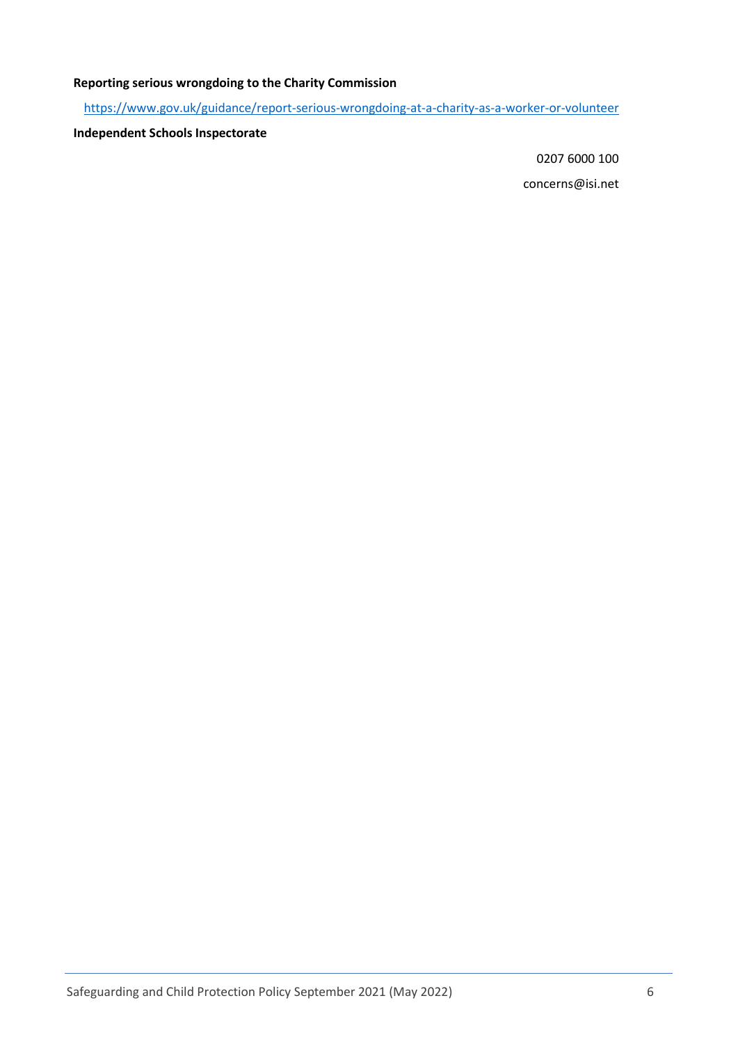**Reporting serious wrongdoing to the Charity Commission**

https://www.gov.uk/guidance/report-serious-wrongdoing-at-a-charity-as-a-worker-or-volunteer

**Independent Schools Inspectorate**

0207 6000 100

concerns@isi.net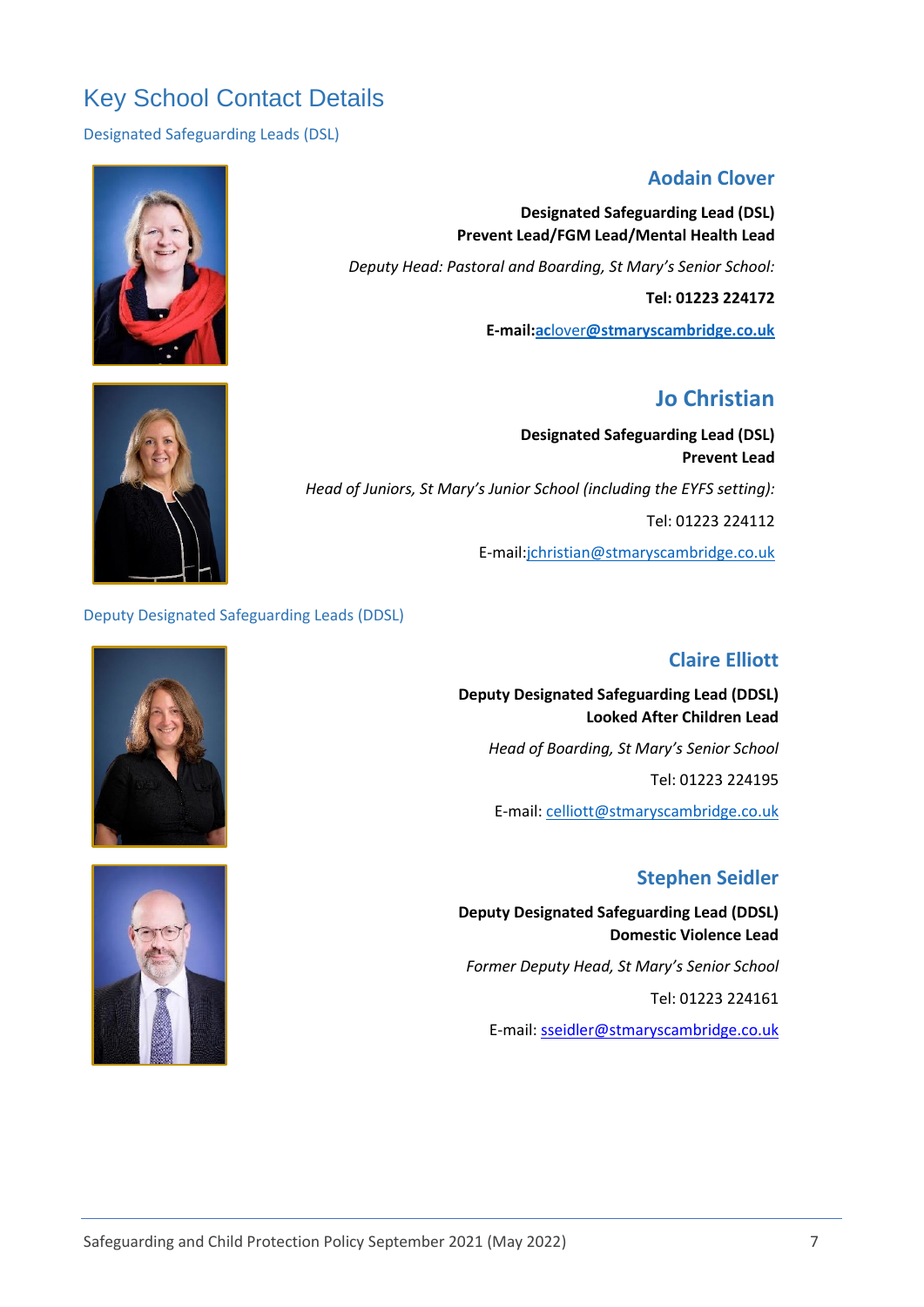# Key School Contact Details

## Designated Safeguarding Leads (DSL)

### Aodain Clover

**Designated Safeguarding Lead (DSL)**
**Prevent Lead/FGM Lead/Mental Health Lead**

*Deputy Head: Pastoral and Boarding, St Mary's Senior School:*

**Tel: 01223 224172**

**E-mail:**aclover@stmaryscambridge.co.uk

### Jo Christian

**Designated Safeguarding Lead (DSL)**
**Prevent Lead**

*Head of Juniors, St Mary's Junior School (including the EYFS setting):*

Tel: 01223 224112

E-mail:jchristian@stmaryscambridge.co.uk

## Deputy Designated Safeguarding Leads (DDSL)

### Claire Elliott

**Deputy Designated Safeguarding Lead (DDSL)**
**Looked After Children Lead**

*Head of Boarding, St Mary's Senior School*

Tel: 01223 224195

E-mail: celliott@stmaryscambridge.co.uk

### Stephen Seidler

**Deputy Designated Safeguarding Lead (DDSL)**
**Domestic Violence Lead**

*Former Deputy Head, St Mary's Senior School*

Tel: 01223 224161

E-mail: sseidler@stmaryscambridge.co.uk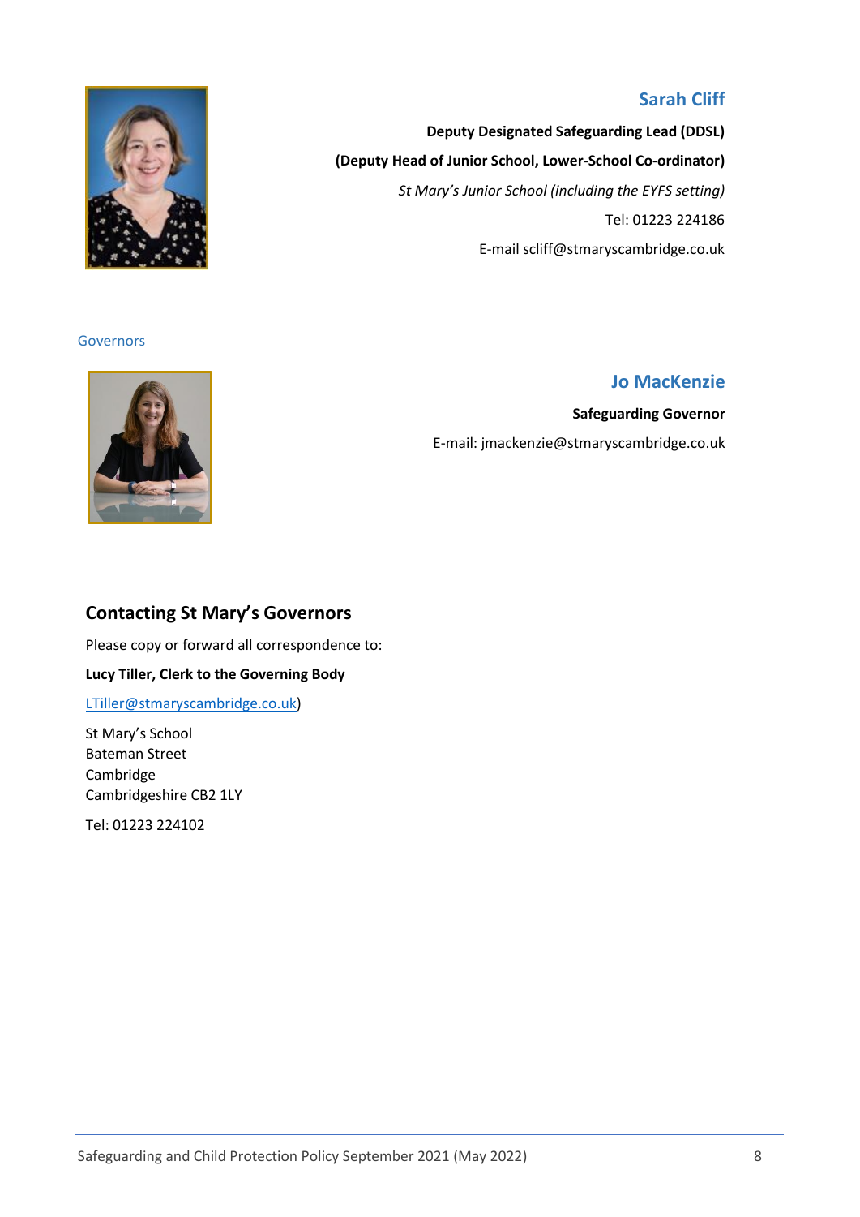### Sarah Cliff

**Deputy Designated Safeguarding Lead (DDSL)**

**(Deputy Head of Junior School, Lower-School Co-ordinator)**

*St Mary's Junior School (including the EYFS setting)*

Tel: 01223 224186

E-mail scliff@stmaryscambridge.co.uk

Governors

### Jo MacKenzie

**Safeguarding Governor**

E-mail: jmackenzie@stmaryscambridge.co.uk

## Contacting St Mary's Governors

Please copy or forward all correspondence to:

**Lucy Tiller, Clerk to the Governing Body**

LTiller@stmaryscambridge.co.uk)

St Mary's School
Bateman Street
Cambridge
Cambridgeshire CB2 1LY

Tel: 01223 224102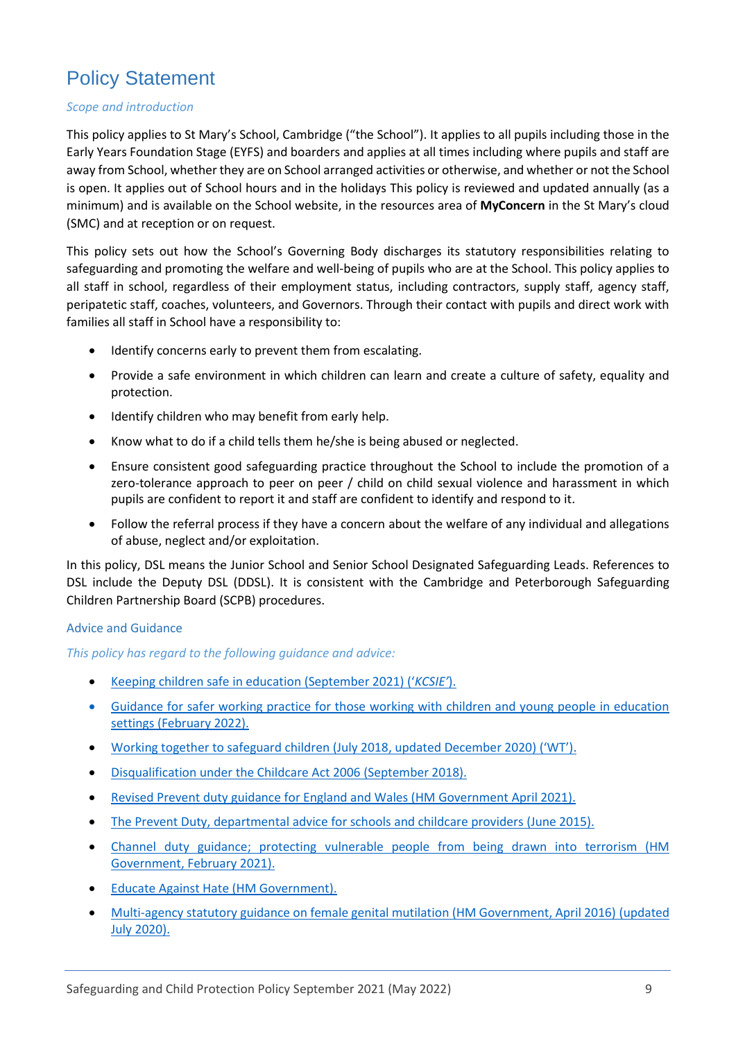# Policy Statement

*Scope and introduction*

This policy applies to St Mary's School, Cambridge ("the School"). It applies to all pupils including those in the Early Years Foundation Stage (EYFS) and boarders and applies at all times including where pupils and staff are away from School, whether they are on School arranged activities or otherwise, and whether or not the School is open. It applies out of School hours and in the holidays This policy is reviewed and updated annually (as a minimum) and is available on the School website, in the resources area of **MyConcern** in the St Mary's cloud (SMC) and at reception or on request.

This policy sets out how the School's Governing Body discharges its statutory responsibilities relating to safeguarding and promoting the welfare and well-being of pupils who are at the School. This policy applies to all staff in school, regardless of their employment status, including contractors, supply staff, agency staff, peripatetic staff, coaches, volunteers, and Governors. Through their contact with pupils and direct work with families all staff in School have a responsibility to:

- Identify concerns early to prevent them from escalating.
- Provide a safe environment in which children can learn and create a culture of safety, equality and protection.
- Identify children who may benefit from early help.
- Know what to do if a child tells them he/she is being abused or neglected.
- Ensure consistent good safeguarding practice throughout the School to include the promotion of a zero-tolerance approach to peer on peer / child on child sexual violence and harassment in which pupils are confident to report it and staff are confident to identify and respond to it.
- Follow the referral process if they have a concern about the welfare of any individual and allegations of abuse, neglect and/or exploitation.

In this policy, DSL means the Junior School and Senior School Designated Safeguarding Leads. References to DSL include the Deputy DSL (DDSL). It is consistent with the Cambridge and Peterborough Safeguarding Children Partnership Board (SCPB) procedures.

## Advice and Guidance

*This policy has regard to the following guidance and advice:*

- Keeping children safe in education (September 2021) ('*KCSIE*').
- Guidance for safer working practice for those working with children and young people in education settings (February 2022).
- Working together to safeguard children (July 2018, updated December 2020) ('WT').
- Disqualification under the Childcare Act 2006 (September 2018).
- Revised Prevent duty guidance for England and Wales (HM Government April 2021).
- The Prevent Duty, departmental advice for schools and childcare providers (June 2015).
- Channel duty guidance; protecting vulnerable people from being drawn into terrorism (HM Government, February 2021).
- Educate Against Hate (HM Government).
- Multi-agency statutory guidance on female genital mutilation (HM Government, April 2016) (updated July 2020).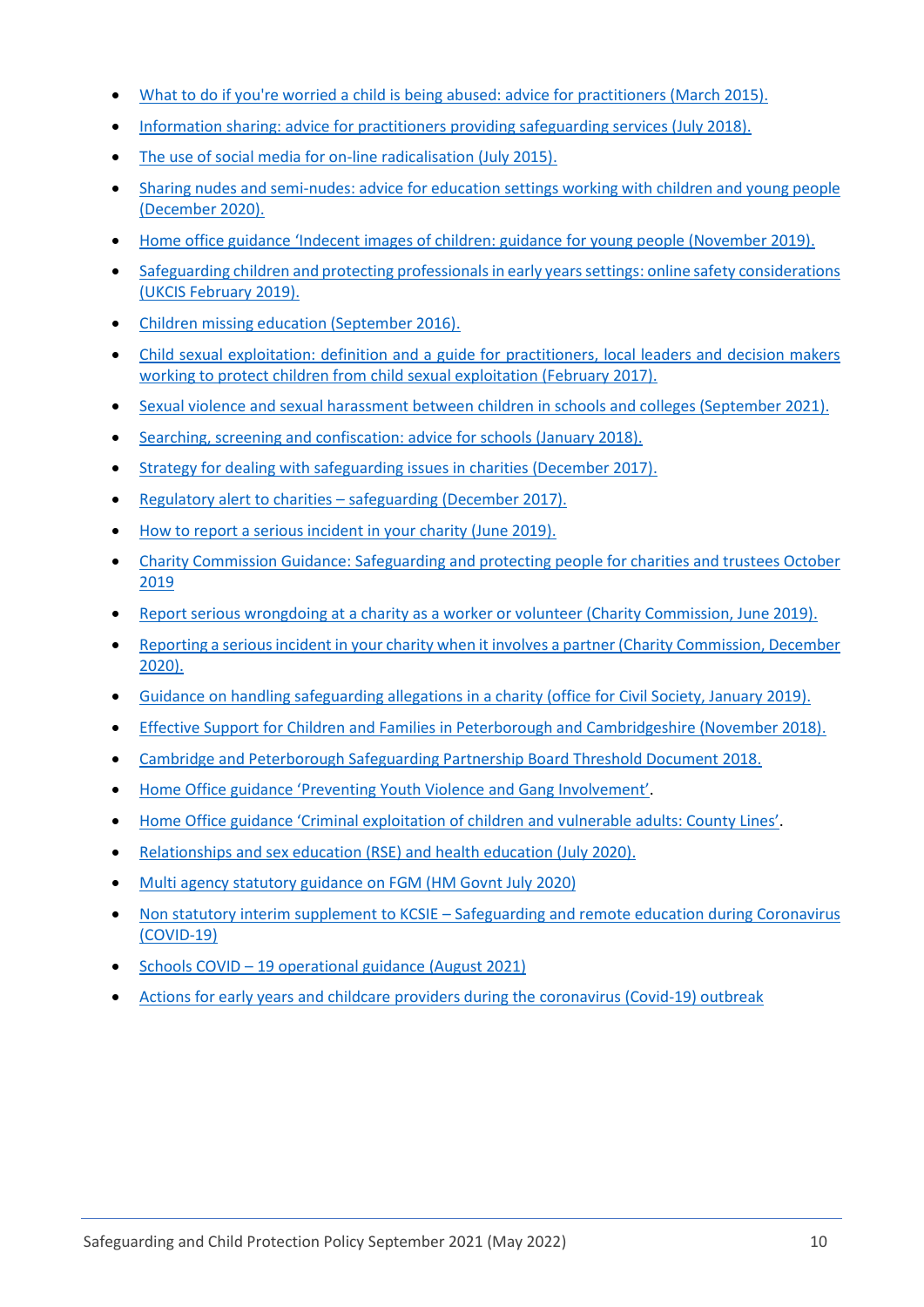- What to do if you're worried a child is being abused: advice for practitioners (March 2015).
- Information sharing: advice for practitioners providing safeguarding services (July 2018).
- The use of social media for on-line radicalisation (July 2015).
- Sharing nudes and semi-nudes: advice for education settings working with children and young people (December 2020).
- Home office guidance 'Indecent images of children: guidance for young people (November 2019).
- Safeguarding children and protecting professionals in early years settings: online safety considerations (UKCIS February 2019).
- Children missing education (September 2016).
- Child sexual exploitation: definition and a guide for practitioners, local leaders and decision makers working to protect children from child sexual exploitation (February 2017).
- Sexual violence and sexual harassment between children in schools and colleges (September 2021).
- Searching, screening and confiscation: advice for schools (January 2018).
- Strategy for dealing with safeguarding issues in charities (December 2017).
- Regulatory alert to charities – safeguarding (December 2017).
- How to report a serious incident in your charity (June 2019).
- Charity Commission Guidance: Safeguarding and protecting people for charities and trustees October 2019
- Report serious wrongdoing at a charity as a worker or volunteer (Charity Commission, June 2019).
- Reporting a serious incident in your charity when it involves a partner (Charity Commission, December 2020).
- Guidance on handling safeguarding allegations in a charity (office for Civil Society, January 2019).
- Effective Support for Children and Families in Peterborough and Cambridgeshire (November 2018).
- Cambridge and Peterborough Safeguarding Partnership Board Threshold Document 2018.
- Home Office guidance 'Preventing Youth Violence and Gang Involvement'.
- Home Office guidance 'Criminal exploitation of children and vulnerable adults: County Lines'.
- Relationships and sex education (RSE) and health education (July 2020).
- Multi agency statutory guidance on FGM (HM Govnt July 2020)
- Non statutory interim supplement to KCSIE – Safeguarding and remote education during Coronavirus (COVID-19)
- Schools COVID – 19 operational guidance (August 2021)
- Actions for early years and childcare providers during the coronavirus (Covid-19) outbreak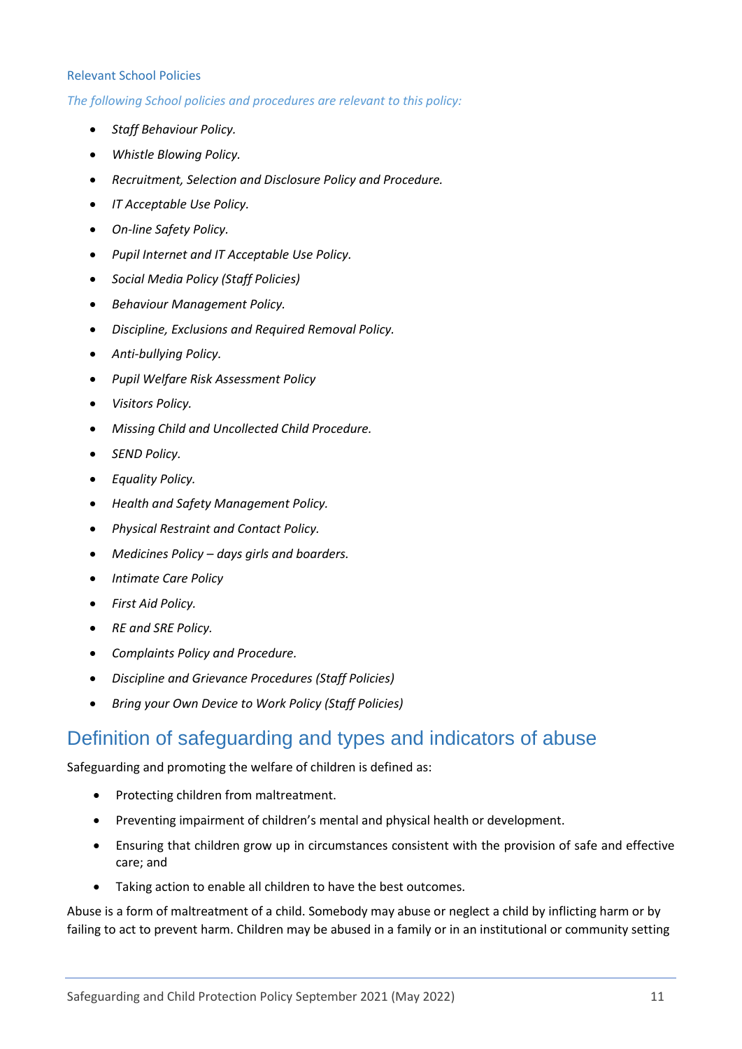### Relevant School Policies

*The following School policies and procedures are relevant to this policy:*

- *Staff Behaviour Policy.*
- *Whistle Blowing Policy.*
- *Recruitment, Selection and Disclosure Policy and Procedure.*
- *IT Acceptable Use Policy.*
- *On-line Safety Policy.*
- *Pupil Internet and IT Acceptable Use Policy.*
- *Social Media Policy (Staff Policies)*
- *Behaviour Management Policy.*
- *Discipline, Exclusions and Required Removal Policy.*
- *Anti-bullying Policy.*
- *Pupil Welfare Risk Assessment Policy*
- *Visitors Policy.*
- *Missing Child and Uncollected Child Procedure.*
- *SEND Policy.*
- *Equality Policy.*
- *Health and Safety Management Policy.*
- *Physical Restraint and Contact Policy.*
- *Medicines Policy – days girls and boarders.*
- *Intimate Care Policy*
- *First Aid Policy.*
- *RE and SRE Policy.*
- *Complaints Policy and Procedure.*
- *Discipline and Grievance Procedures (Staff Policies)*
- *Bring your Own Device to Work Policy (Staff Policies)*

## Definition of safeguarding and types and indicators of abuse

Safeguarding and promoting the welfare of children is defined as:

- Protecting children from maltreatment.
- Preventing impairment of children's mental and physical health or development.
- Ensuring that children grow up in circumstances consistent with the provision of safe and effective care; and
- Taking action to enable all children to have the best outcomes.

Abuse is a form of maltreatment of a child. Somebody may abuse or neglect a child by inflicting harm or by failing to act to prevent harm. Children may be abused in a family or in an institutional or community setting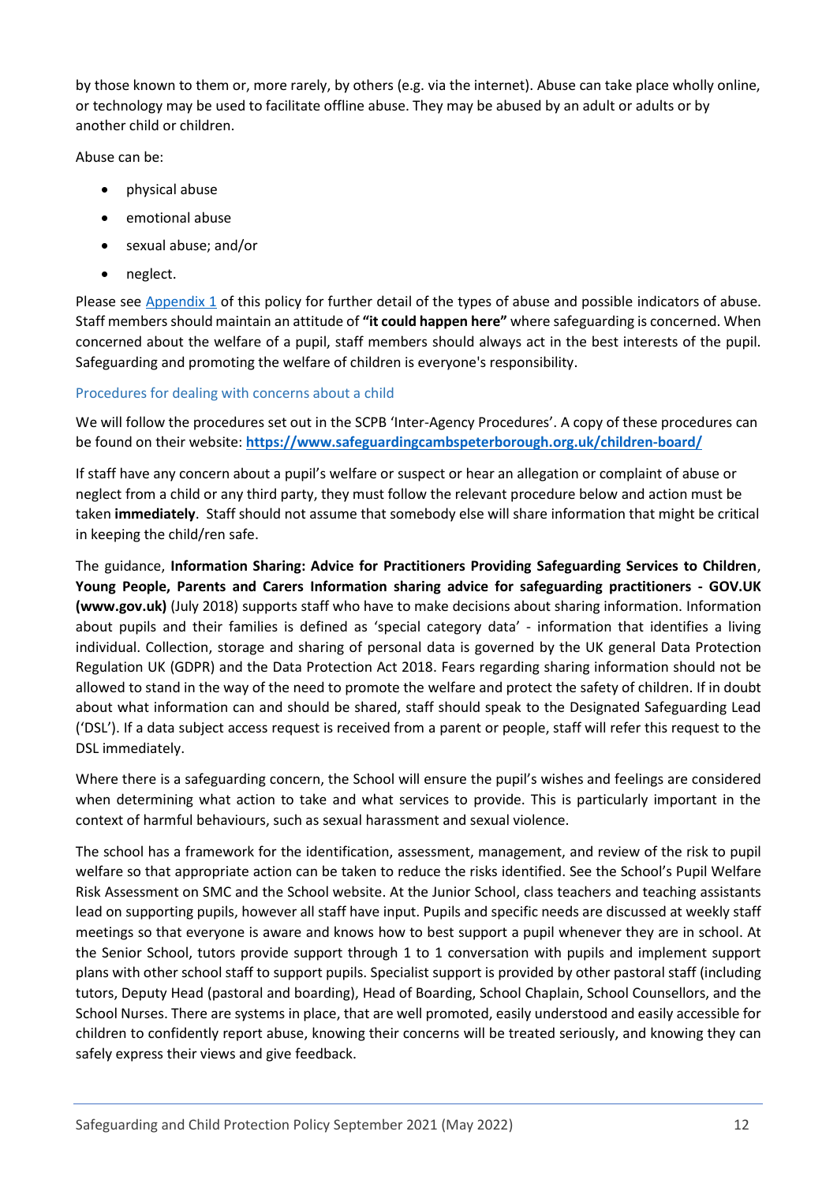by those known to them or, more rarely, by others (e.g. via the internet). Abuse can take place wholly online, or technology may be used to facilitate offline abuse. They may be abused by an adult or adults or by another child or children.

Abuse can be:

- physical abuse
- emotional abuse
- sexual abuse; and/or
- neglect.

Please see Appendix 1 of this policy for further detail of the types of abuse and possible indicators of abuse. Staff members should maintain an attitude of **"it could happen here"** where safeguarding is concerned. When concerned about the welfare of a pupil, staff members should always act in the best interests of the pupil. Safeguarding and promoting the welfare of children is everyone's responsibility.

### Procedures for dealing with concerns about a child

We will follow the procedures set out in the SCPB 'Inter-Agency Procedures'. A copy of these procedures can be found on their website: **https://www.safeguardingcambspeterborough.org.uk/children-board/**

If staff have any concern about a pupil's welfare or suspect or hear an allegation or complaint of abuse or neglect from a child or any third party, they must follow the relevant procedure below and action must be taken **immediately**. Staff should not assume that somebody else will share information that might be critical in keeping the child/ren safe.

The guidance, **Information Sharing: Advice for Practitioners Providing Safeguarding Services to Children, Young People, Parents and Carers Information sharing advice for safeguarding practitioners - GOV.UK (www.gov.uk)** (July 2018) supports staff who have to make decisions about sharing information. Information about pupils and their families is defined as 'special category data' - information that identifies a living individual. Collection, storage and sharing of personal data is governed by the UK general Data Protection Regulation UK (GDPR) and the Data Protection Act 2018. Fears regarding sharing information should not be allowed to stand in the way of the need to promote the welfare and protect the safety of children. If in doubt about what information can and should be shared, staff should speak to the Designated Safeguarding Lead ('DSL'). If a data subject access request is received from a parent or people, staff will refer this request to the DSL immediately.

Where there is a safeguarding concern, the School will ensure the pupil's wishes and feelings are considered when determining what action to take and what services to provide. This is particularly important in the context of harmful behaviours, such as sexual harassment and sexual violence.

The school has a framework for the identification, assessment, management, and review of the risk to pupil welfare so that appropriate action can be taken to reduce the risks identified. See the School's Pupil Welfare Risk Assessment on SMC and the School website. At the Junior School, class teachers and teaching assistants lead on supporting pupils, however all staff have input. Pupils and specific needs are discussed at weekly staff meetings so that everyone is aware and knows how to best support a pupil whenever they are in school. At the Senior School, tutors provide support through 1 to 1 conversation with pupils and implement support plans with other school staff to support pupils. Specialist support is provided by other pastoral staff (including tutors, Deputy Head (pastoral and boarding), Head of Boarding, School Chaplain, School Counsellors, and the School Nurses. There are systems in place, that are well promoted, easily understood and easily accessible for children to confidently report abuse, knowing their concerns will be treated seriously, and knowing they can safely express their views and give feedback.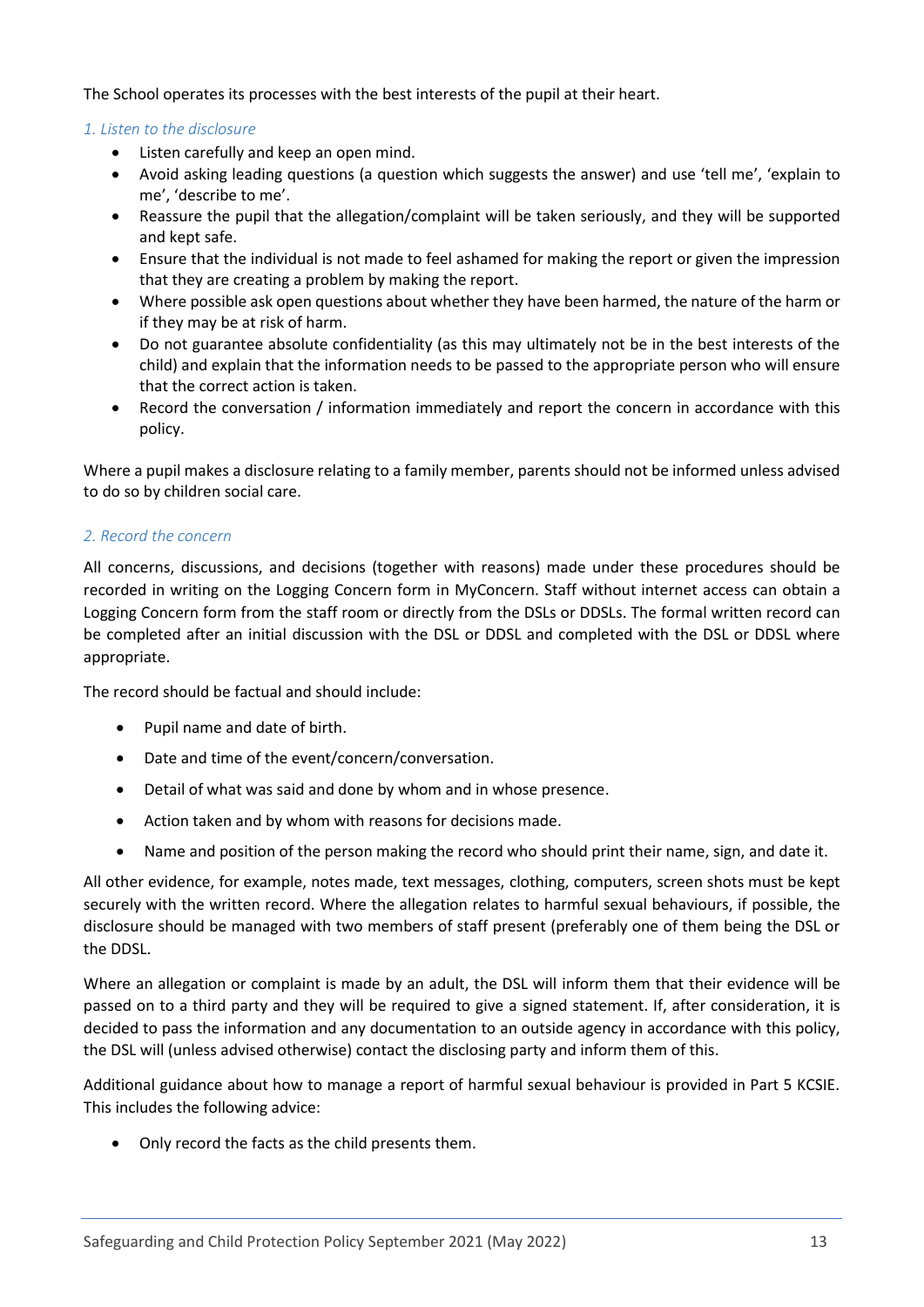The School operates its processes with the best interests of the pupil at their heart.

*1. Listen to the disclosure*

- Listen carefully and keep an open mind.
- Avoid asking leading questions (a question which suggests the answer) and use 'tell me', 'explain to me', 'describe to me'.
- Reassure the pupil that the allegation/complaint will be taken seriously, and they will be supported and kept safe.
- Ensure that the individual is not made to feel ashamed for making the report or given the impression that they are creating a problem by making the report.
- Where possible ask open questions about whether they have been harmed, the nature of the harm or if they may be at risk of harm.
- Do not guarantee absolute confidentiality (as this may ultimately not be in the best interests of the child) and explain that the information needs to be passed to the appropriate person who will ensure that the correct action is taken.
- Record the conversation / information immediately and report the concern in accordance with this policy.

Where a pupil makes a disclosure relating to a family member, parents should not be informed unless advised to do so by children social care.

*2. Record the concern*

All concerns, discussions, and decisions (together with reasons) made under these procedures should be recorded in writing on the Logging Concern form in MyConcern. Staff without internet access can obtain a Logging Concern form from the staff room or directly from the DSLs or DDSLs. The formal written record can be completed after an initial discussion with the DSL or DDSL and completed with the DSL or DDSL where appropriate.

The record should be factual and should include:

- Pupil name and date of birth.
- Date and time of the event/concern/conversation.
- Detail of what was said and done by whom and in whose presence.
- Action taken and by whom with reasons for decisions made.
- Name and position of the person making the record who should print their name, sign, and date it.

All other evidence, for example, notes made, text messages, clothing, computers, screen shots must be kept securely with the written record. Where the allegation relates to harmful sexual behaviours, if possible, the disclosure should be managed with two members of staff present (preferably one of them being the DSL or the DDSL.

Where an allegation or complaint is made by an adult, the DSL will inform them that their evidence will be passed on to a third party and they will be required to give a signed statement. If, after consideration, it is decided to pass the information and any documentation to an outside agency in accordance with this policy, the DSL will (unless advised otherwise) contact the disclosing party and inform them of this.

Additional guidance about how to manage a report of harmful sexual behaviour is provided in Part 5 KCSIE. This includes the following advice:

- Only record the facts as the child presents them.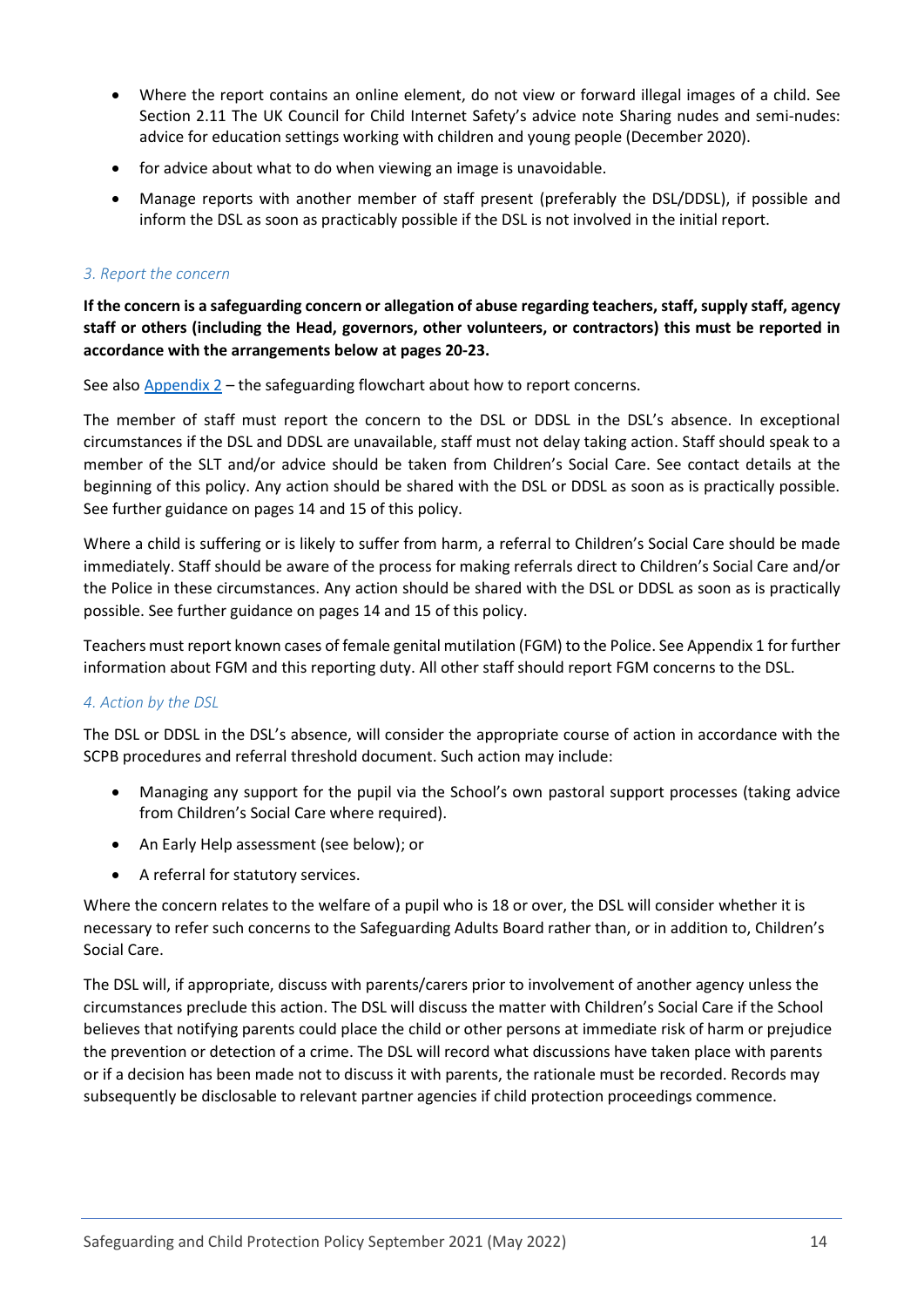- Where the report contains an online element, do not view or forward illegal images of a child. See Section 2.11 The UK Council for Child Internet Safety's advice note Sharing nudes and semi-nudes: advice for education settings working with children and young people (December 2020).
- for advice about what to do when viewing an image is unavoidable.
- Manage reports with another member of staff present (preferably the DSL/DDSL), if possible and inform the DSL as soon as practicably possible if the DSL is not involved in the initial report.

### *3. Report the concern*

**If the concern is a safeguarding concern or allegation of abuse regarding teachers, staff, supply staff, agency staff or others (including the Head, governors, other volunteers, or contractors) this must be reported in accordance with the arrangements below at pages 20-23.**

See also Appendix 2 – the safeguarding flowchart about how to report concerns.

The member of staff must report the concern to the DSL or DDSL in the DSL's absence. In exceptional circumstances if the DSL and DDSL are unavailable, staff must not delay taking action. Staff should speak to a member of the SLT and/or advice should be taken from Children's Social Care. See contact details at the beginning of this policy. Any action should be shared with the DSL or DDSL as soon as is practically possible. See further guidance on pages 14 and 15 of this policy.

Where a child is suffering or is likely to suffer from harm, a referral to Children's Social Care should be made immediately. Staff should be aware of the process for making referrals direct to Children's Social Care and/or the Police in these circumstances. Any action should be shared with the DSL or DDSL as soon as is practically possible. See further guidance on pages 14 and 15 of this policy.

Teachers must report known cases of female genital mutilation (FGM) to the Police. See Appendix 1 for further information about FGM and this reporting duty. All other staff should report FGM concerns to the DSL.

### *4. Action by the DSL*

The DSL or DDSL in the DSL's absence, will consider the appropriate course of action in accordance with the SCPB procedures and referral threshold document. Such action may include:

- Managing any support for the pupil via the School's own pastoral support processes (taking advice from Children's Social Care where required).
- An Early Help assessment (see below); or
- A referral for statutory services.

Where the concern relates to the welfare of a pupil who is 18 or over, the DSL will consider whether it is necessary to refer such concerns to the Safeguarding Adults Board rather than, or in addition to, Children's Social Care.

The DSL will, if appropriate, discuss with parents/carers prior to involvement of another agency unless the circumstances preclude this action. The DSL will discuss the matter with Children's Social Care if the School believes that notifying parents could place the child or other persons at immediate risk of harm or prejudice the prevention or detection of a crime. The DSL will record what discussions have taken place with parents or if a decision has been made not to discuss it with parents, the rationale must be recorded. Records may subsequently be disclosable to relevant partner agencies if child protection proceedings commence.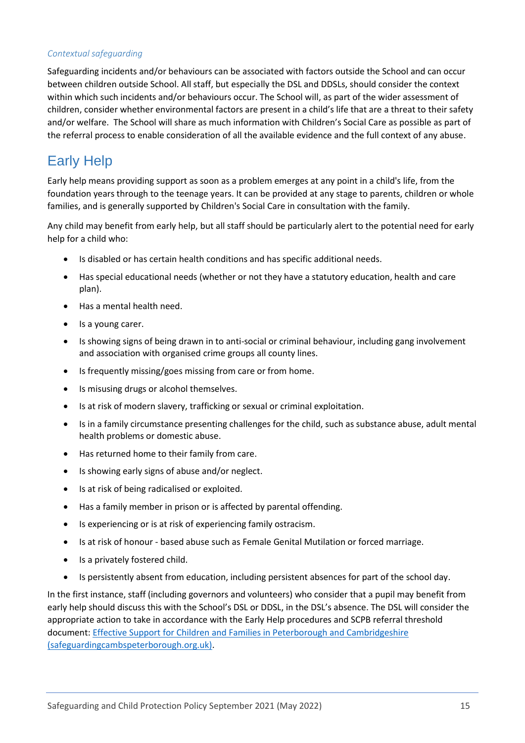*Contextual safeguarding*

Safeguarding incidents and/or behaviours can be associated with factors outside the School and can occur between children outside School. All staff, but especially the DSL and DDSLs, should consider the context within which such incidents and/or behaviours occur. The School will, as part of the wider assessment of children, consider whether environmental factors are present in a child's life that are a threat to their safety and/or welfare. The School will share as much information with Children's Social Care as possible as part of the referral process to enable consideration of all the available evidence and the full context of any abuse.

# Early Help

Early help means providing support as soon as a problem emerges at any point in a child's life, from the foundation years through to the teenage years. It can be provided at any stage to parents, children or whole families, and is generally supported by Children's Social Care in consultation with the family.

Any child may benefit from early help, but all staff should be particularly alert to the potential need for early help for a child who:

- Is disabled or has certain health conditions and has specific additional needs.
- Has special educational needs (whether or not they have a statutory education, health and care plan).
- Has a mental health need.
- Is a young carer.
- Is showing signs of being drawn in to anti-social or criminal behaviour, including gang involvement and association with organised crime groups all county lines.
- Is frequently missing/goes missing from care or from home.
- Is misusing drugs or alcohol themselves.
- Is at risk of modern slavery, trafficking or sexual or criminal exploitation.
- Is in a family circumstance presenting challenges for the child, such as substance abuse, adult mental health problems or domestic abuse.
- Has returned home to their family from care.
- Is showing early signs of abuse and/or neglect.
- Is at risk of being radicalised or exploited.
- Has a family member in prison or is affected by parental offending.
- Is experiencing or is at risk of experiencing family ostracism.
- Is at risk of honour - based abuse such as Female Genital Mutilation or forced marriage.
- Is a privately fostered child.
- Is persistently absent from education, including persistent absences for part of the school day.

In the first instance, staff (including governors and volunteers) who consider that a pupil may benefit from early help should discuss this with the School's DSL or DDSL, in the DSL's absence. The DSL will consider the appropriate action to take in accordance with the Early Help procedures and SCPB referral threshold document: [Effective Support for Children and Families in Peterborough and Cambridgeshire (safeguardingcambspeterborough.org.uk)](safeguardingcambspeterborough.org.uk).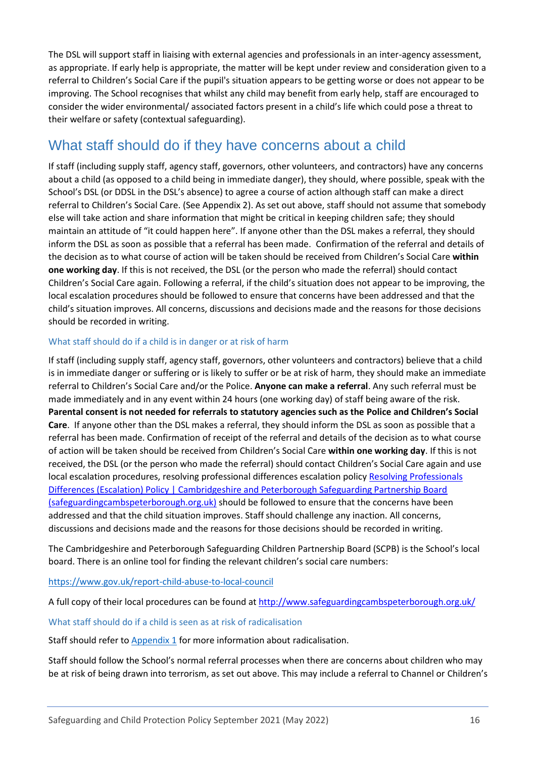The DSL will support staff in liaising with external agencies and professionals in an inter-agency assessment, as appropriate. If early help is appropriate, the matter will be kept under review and consideration given to a referral to Children's Social Care if the pupil's situation appears to be getting worse or does not appear to be improving. The School recognises that whilst any child may benefit from early help, staff are encouraged to consider the wider environmental/ associated factors present in a child's life which could pose a threat to their welfare or safety (contextual safeguarding).

## What staff should do if they have concerns about a child

If staff (including supply staff, agency staff, governors, other volunteers, and contractors) have any concerns about a child (as opposed to a child being in immediate danger), they should, where possible, speak with the School's DSL (or DDSL in the DSL's absence) to agree a course of action although staff can make a direct referral to Children's Social Care. (See Appendix 2). As set out above, staff should not assume that somebody else will take action and share information that might be critical in keeping children safe; they should maintain an attitude of "it could happen here". If anyone other than the DSL makes a referral, they should inform the DSL as soon as possible that a referral has been made. Confirmation of the referral and details of the decision as to what course of action will be taken should be received from Children's Social Care **within one working day**. If this is not received, the DSL (or the person who made the referral) should contact Children's Social Care again. Following a referral, if the child's situation does not appear to be improving, the local escalation procedures should be followed to ensure that concerns have been addressed and that the child's situation improves. All concerns, discussions and decisions made and the reasons for those decisions should be recorded in writing.

### What staff should do if a child is in danger or at risk of harm

If staff (including supply staff, agency staff, governors, other volunteers and contractors) believe that a child is in immediate danger or suffering or is likely to suffer or be at risk of harm, they should make an immediate referral to Children's Social Care and/or the Police. **Anyone can make a referral**. Any such referral must be made immediately and in any event within 24 hours (one working day) of staff being aware of the risk. **Parental consent is not needed for referrals to statutory agencies such as the Police and Children's Social Care**. If anyone other than the DSL makes a referral, they should inform the DSL as soon as possible that a referral has been made. Confirmation of receipt of the referral and details of the decision as to what course of action will be taken should be received from Children's Social Care **within one working day**. If this is not received, the DSL (or the person who made the referral) should contact Children's Social Care again and use local escalation procedures, resolving professional differences escalation policy [Resolving Professionals Differences (Escalation) Policy | Cambridgeshire and Peterborough Safeguarding Partnership Board (safeguardingcambspeterborough.org.uk)](safeguardingcambspeterborough.org.uk) should be followed to ensure that the concerns have been addressed and that the child situation improves. Staff should challenge any inaction. All concerns, discussions and decisions made and the reasons for those decisions should be recorded in writing.

The Cambridgeshire and Peterborough Safeguarding Children Partnership Board (SCPB) is the School's local board. There is an online tool for finding the relevant children's social care numbers:

https://www.gov.uk/report-child-abuse-to-local-council

A full copy of their local procedures can be found at http://www.safeguardingcambspeterborough.org.uk/

### What staff should do if a child is seen as at risk of radicalisation

Staff should refer to Appendix 1 for more information about radicalisation.

Staff should follow the School's normal referral processes when there are concerns about children who may be at risk of being drawn into terrorism, as set out above. This may include a referral to Channel or Children's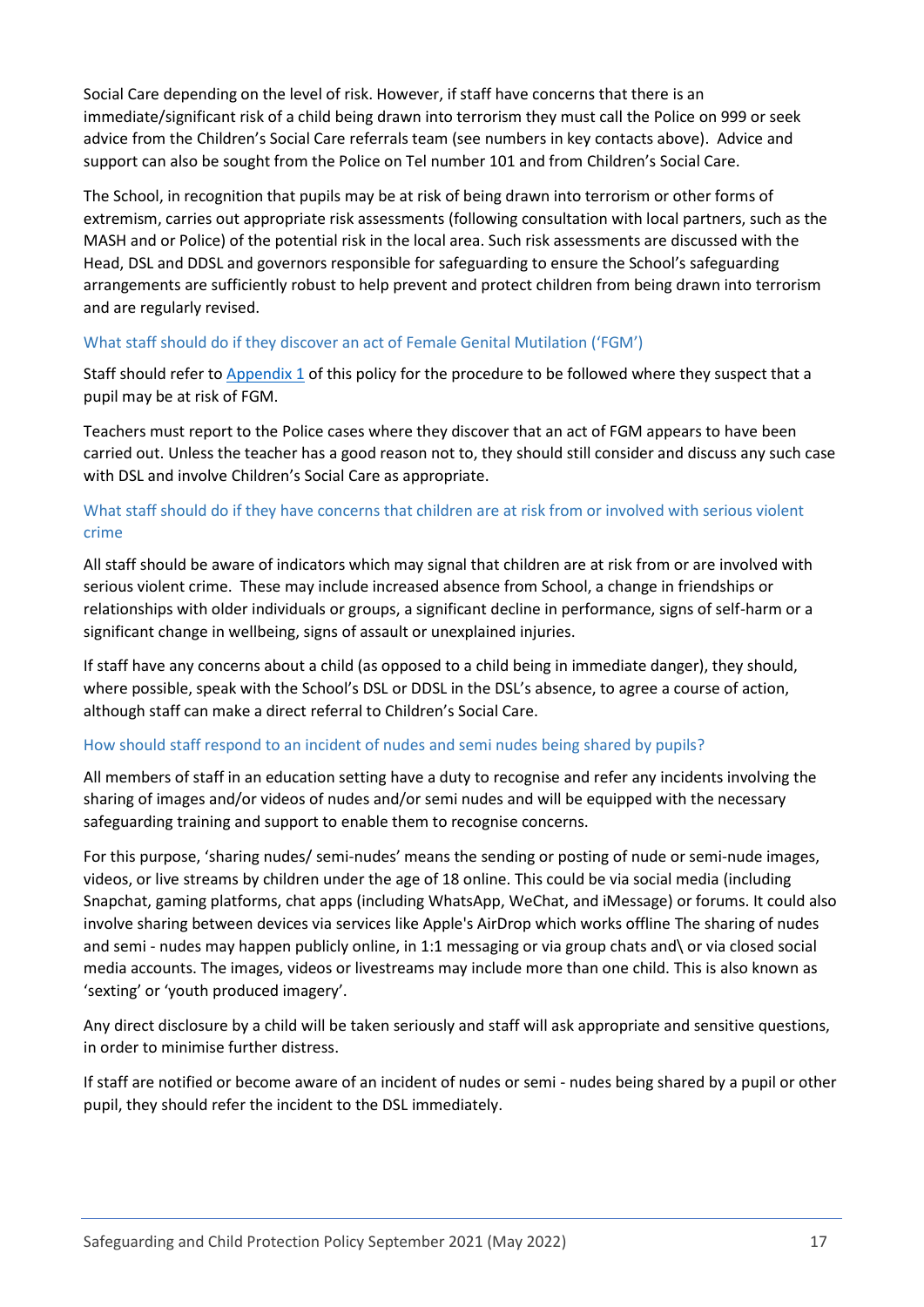Social Care depending on the level of risk. However, if staff have concerns that there is an immediate/significant risk of a child being drawn into terrorism they must call the Police on 999 or seek advice from the Children's Social Care referrals team (see numbers in key contacts above). Advice and support can also be sought from the Police on Tel number 101 and from Children's Social Care.

The School, in recognition that pupils may be at risk of being drawn into terrorism or other forms of extremism, carries out appropriate risk assessments (following consultation with local partners, such as the MASH and or Police) of the potential risk in the local area. Such risk assessments are discussed with the Head, DSL and DDSL and governors responsible for safeguarding to ensure the School's safeguarding arrangements are sufficiently robust to help prevent and protect children from being drawn into terrorism and are regularly revised.

### What staff should do if they discover an act of Female Genital Mutilation ('FGM')

Staff should refer to Appendix 1 of this policy for the procedure to be followed where they suspect that a pupil may be at risk of FGM.

Teachers must report to the Police cases where they discover that an act of FGM appears to have been carried out. Unless the teacher has a good reason not to, they should still consider and discuss any such case with DSL and involve Children's Social Care as appropriate.

### What staff should do if they have concerns that children are at risk from or involved with serious violent crime

All staff should be aware of indicators which may signal that children are at risk from or are involved with serious violent crime. These may include increased absence from School, a change in friendships or relationships with older individuals or groups, a significant decline in performance, signs of self-harm or a significant change in wellbeing, signs of assault or unexplained injuries.

If staff have any concerns about a child (as opposed to a child being in immediate danger), they should, where possible, speak with the School's DSL or DDSL in the DSL's absence, to agree a course of action, although staff can make a direct referral to Children's Social Care.

### How should staff respond to an incident of nudes and semi nudes being shared by pupils?

All members of staff in an education setting have a duty to recognise and refer any incidents involving the sharing of images and/or videos of nudes and/or semi nudes and will be equipped with the necessary safeguarding training and support to enable them to recognise concerns.

For this purpose, 'sharing nudes/ semi-nudes' means the sending or posting of nude or semi-nude images, videos, or live streams by children under the age of 18 online. This could be via social media (including Snapchat, gaming platforms, chat apps (including WhatsApp, WeChat, and iMessage) or forums. It could also involve sharing between devices via services like Apple's AirDrop which works offline The sharing of nudes and semi - nudes may happen publicly online, in 1:1 messaging or via group chats and\ or via closed social media accounts. The images, videos or livestreams may include more than one child. This is also known as 'sexting' or 'youth produced imagery'.

Any direct disclosure by a child will be taken seriously and staff will ask appropriate and sensitive questions, in order to minimise further distress.

If staff are notified or become aware of an incident of nudes or semi - nudes being shared by a pupil or other pupil, they should refer the incident to the DSL immediately.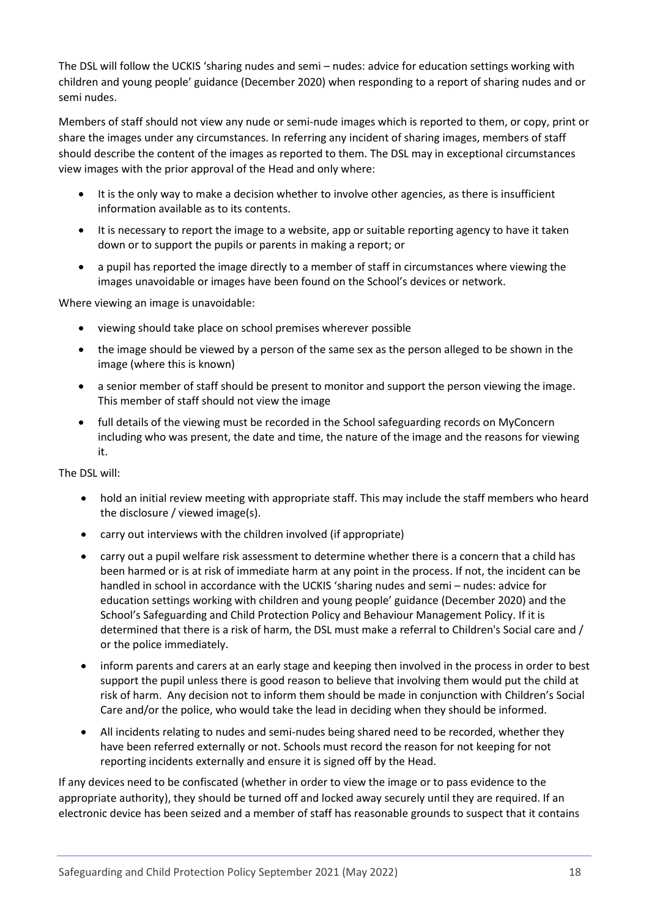The DSL will follow the UCKIS 'sharing nudes and semi – nudes: advice for education settings working with children and young people' guidance (December 2020) when responding to a report of sharing nudes and or semi nudes.

Members of staff should not view any nude or semi-nude images which is reported to them, or copy, print or share the images under any circumstances. In referring any incident of sharing images, members of staff should describe the content of the images as reported to them. The DSL may in exceptional circumstances view images with the prior approval of the Head and only where:

- It is the only way to make a decision whether to involve other agencies, as there is insufficient information available as to its contents.
- It is necessary to report the image to a website, app or suitable reporting agency to have it taken down or to support the pupils or parents in making a report; or
- a pupil has reported the image directly to a member of staff in circumstances where viewing the images unavoidable or images have been found on the School's devices or network.

Where viewing an image is unavoidable:

- viewing should take place on school premises wherever possible
- the image should be viewed by a person of the same sex as the person alleged to be shown in the image (where this is known)
- a senior member of staff should be present to monitor and support the person viewing the image. This member of staff should not view the image
- full details of the viewing must be recorded in the School safeguarding records on MyConcern including who was present, the date and time, the nature of the image and the reasons for viewing it.

The DSL will:

- hold an initial review meeting with appropriate staff. This may include the staff members who heard the disclosure / viewed image(s).
- carry out interviews with the children involved (if appropriate)
- carry out a pupil welfare risk assessment to determine whether there is a concern that a child has been harmed or is at risk of immediate harm at any point in the process. If not, the incident can be handled in school in accordance with the UCKIS 'sharing nudes and semi – nudes: advice for education settings working with children and young people' guidance (December 2020) and the School's Safeguarding and Child Protection Policy and Behaviour Management Policy. If it is determined that there is a risk of harm, the DSL must make a referral to Children's Social care and / or the police immediately.
- inform parents and carers at an early stage and keeping then involved in the process in order to best support the pupil unless there is good reason to believe that involving them would put the child at risk of harm. Any decision not to inform them should be made in conjunction with Children's Social Care and/or the police, who would take the lead in deciding when they should be informed.
- All incidents relating to nudes and semi-nudes being shared need to be recorded, whether they have been referred externally or not. Schools must record the reason for not keeping for not reporting incidents externally and ensure it is signed off by the Head.

If any devices need to be confiscated (whether in order to view the image or to pass evidence to the appropriate authority), they should be turned off and locked away securely until they are required. If an electronic device has been seized and a member of staff has reasonable grounds to suspect that it contains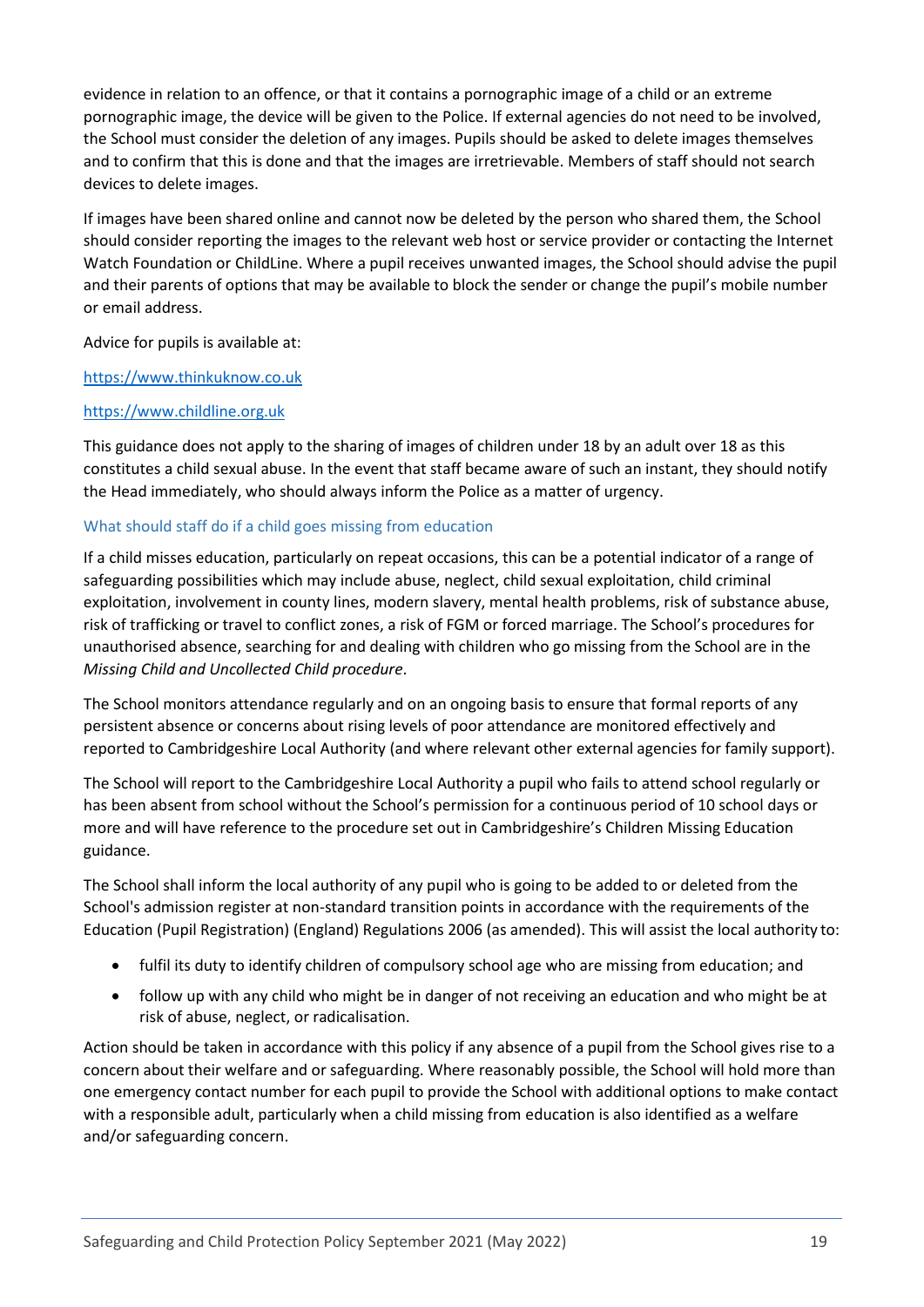evidence in relation to an offence, or that it contains a pornographic image of a child or an extreme pornographic image, the device will be given to the Police. If external agencies do not need to be involved, the School must consider the deletion of any images. Pupils should be asked to delete images themselves and to confirm that this is done and that the images are irretrievable. Members of staff should not search devices to delete images.

If images have been shared online and cannot now be deleted by the person who shared them, the School should consider reporting the images to the relevant web host or service provider or contacting the Internet Watch Foundation or ChildLine. Where a pupil receives unwanted images, the School should advise the pupil and their parents of options that may be available to block the sender or change the pupil's mobile number or email address.

Advice for pupils is available at:

https://www.thinkuknow.co.uk

https://www.childline.org.uk

This guidance does not apply to the sharing of images of children under 18 by an adult over 18 as this constitutes a child sexual abuse. In the event that staff became aware of such an instant, they should notify the Head immediately, who should always inform the Police as a matter of urgency.

### What should staff do if a child goes missing from education

If a child misses education, particularly on repeat occasions, this can be a potential indicator of a range of safeguarding possibilities which may include abuse, neglect, child sexual exploitation, child criminal exploitation, involvement in county lines, modern slavery, mental health problems, risk of substance abuse, risk of trafficking or travel to conflict zones, a risk of FGM or forced marriage. The School's procedures for unauthorised absence, searching for and dealing with children who go missing from the School are in the *Missing Child and Uncollected Child procedure*.

The School monitors attendance regularly and on an ongoing basis to ensure that formal reports of any persistent absence or concerns about rising levels of poor attendance are monitored effectively and reported to Cambridgeshire Local Authority (and where relevant other external agencies for family support).

The School will report to the Cambridgeshire Local Authority a pupil who fails to attend school regularly or has been absent from school without the School's permission for a continuous period of 10 school days or more and will have reference to the procedure set out in Cambridgeshire's Children Missing Education guidance.

The School shall inform the local authority of any pupil who is going to be added to or deleted from the School's admission register at non-standard transition points in accordance with the requirements of the Education (Pupil Registration) (England) Regulations 2006 (as amended). This will assist the local authority to:

- fulfil its duty to identify children of compulsory school age who are missing from education; and
- follow up with any child who might be in danger of not receiving an education and who might be at risk of abuse, neglect, or radicalisation.

Action should be taken in accordance with this policy if any absence of a pupil from the School gives rise to a concern about their welfare and or safeguarding. Where reasonably possible, the School will hold more than one emergency contact number for each pupil to provide the School with additional options to make contact with a responsible adult, particularly when a child missing from education is also identified as a welfare and/or safeguarding concern.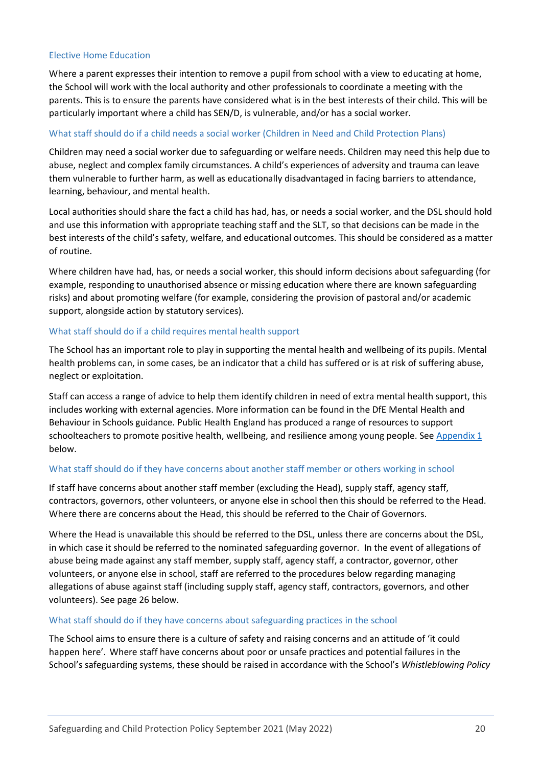### Elective Home Education

Where a parent expresses their intention to remove a pupil from school with a view to educating at home, the School will work with the local authority and other professionals to coordinate a meeting with the parents. This is to ensure the parents have considered what is in the best interests of their child. This will be particularly important where a child has SEN/D, is vulnerable, and/or has a social worker.

### What staff should do if a child needs a social worker (Children in Need and Child Protection Plans)

Children may need a social worker due to safeguarding or welfare needs. Children may need this help due to abuse, neglect and complex family circumstances. A child's experiences of adversity and trauma can leave them vulnerable to further harm, as well as educationally disadvantaged in facing barriers to attendance, learning, behaviour, and mental health.

Local authorities should share the fact a child has had, has, or needs a social worker, and the DSL should hold and use this information with appropriate teaching staff and the SLT, so that decisions can be made in the best interests of the child's safety, welfare, and educational outcomes. This should be considered as a matter of routine.

Where children have had, has, or needs a social worker, this should inform decisions about safeguarding (for example, responding to unauthorised absence or missing education where there are known safeguarding risks) and about promoting welfare (for example, considering the provision of pastoral and/or academic support, alongside action by statutory services).

### What staff should do if a child requires mental health support

The School has an important role to play in supporting the mental health and wellbeing of its pupils. Mental health problems can, in some cases, be an indicator that a child has suffered or is at risk of suffering abuse, neglect or exploitation.

Staff can access a range of advice to help them identify children in need of extra mental health support, this includes working with external agencies. More information can be found in the DfE Mental Health and Behaviour in Schools guidance. Public Health England has produced a range of resources to support schoolteachers to promote positive health, wellbeing, and resilience among young people. See Appendix 1 below.

### What staff should do if they have concerns about another staff member or others working in school

If staff have concerns about another staff member (excluding the Head), supply staff, agency staff, contractors, governors, other volunteers, or anyone else in school then this should be referred to the Head. Where there are concerns about the Head, this should be referred to the Chair of Governors.

Where the Head is unavailable this should be referred to the DSL, unless there are concerns about the DSL, in which case it should be referred to the nominated safeguarding governor. In the event of allegations of abuse being made against any staff member, supply staff, agency staff, a contractor, governor, other volunteers, or anyone else in school, staff are referred to the procedures below regarding managing allegations of abuse against staff (including supply staff, agency staff, contractors, governors, and other volunteers). See page 26 below.

### What staff should do if they have concerns about safeguarding practices in the school

The School aims to ensure there is a culture of safety and raising concerns and an attitude of 'it could happen here'. Where staff have concerns about poor or unsafe practices and potential failures in the School's safeguarding systems, these should be raised in accordance with the School's *Whistleblowing Policy*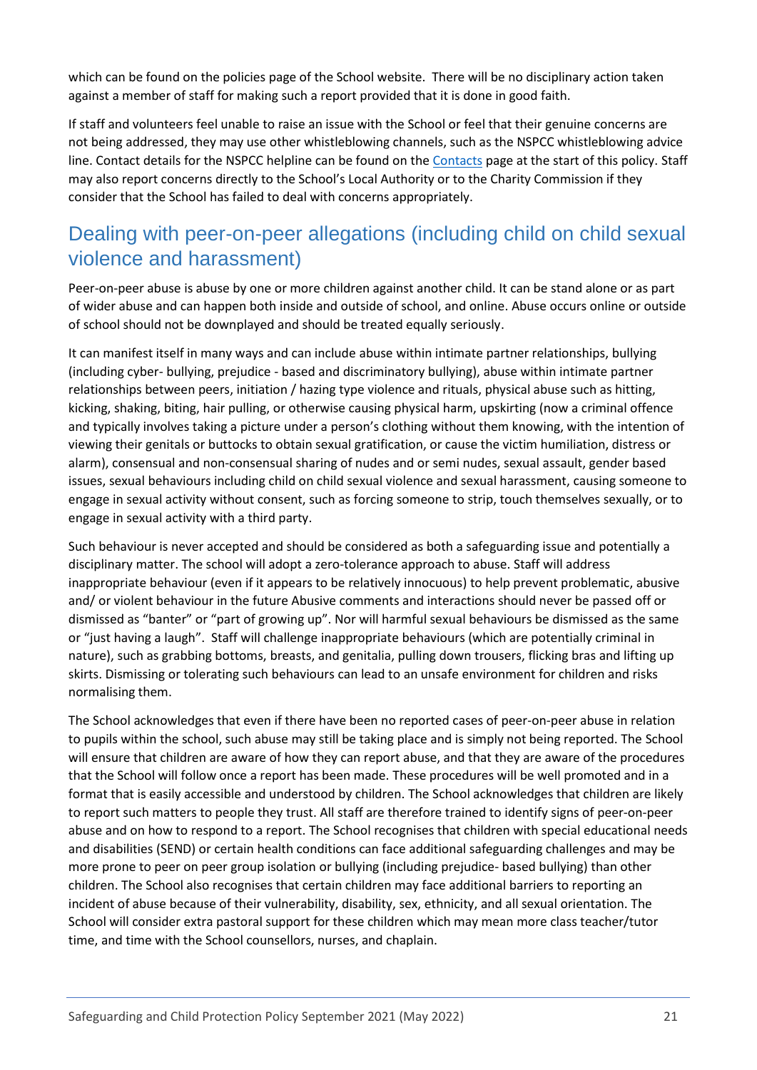which can be found on the policies page of the School website. There will be no disciplinary action taken against a member of staff for making such a report provided that it is done in good faith.

If staff and volunteers feel unable to raise an issue with the School or feel that their genuine concerns are not being addressed, they may use other whistleblowing channels, such as the NSPCC whistleblowing advice line. Contact details for the NSPCC helpline can be found on the Contacts page at the start of this policy. Staff may also report concerns directly to the School's Local Authority or to the Charity Commission if they consider that the School has failed to deal with concerns appropriately.

## Dealing with peer-on-peer allegations (including child on child sexual violence and harassment)

Peer-on-peer abuse is abuse by one or more children against another child. It can be stand alone or as part of wider abuse and can happen both inside and outside of school, and online. Abuse occurs online or outside of school should not be downplayed and should be treated equally seriously.

It can manifest itself in many ways and can include abuse within intimate partner relationships, bullying (including cyber- bullying, prejudice - based and discriminatory bullying), abuse within intimate partner relationships between peers, initiation / hazing type violence and rituals, physical abuse such as hitting, kicking, shaking, biting, hair pulling, or otherwise causing physical harm, upskirting (now a criminal offence and typically involves taking a picture under a person's clothing without them knowing, with the intention of viewing their genitals or buttocks to obtain sexual gratification, or cause the victim humiliation, distress or alarm), consensual and non-consensual sharing of nudes and or semi nudes, sexual assault, gender based issues, sexual behaviours including child on child sexual violence and sexual harassment, causing someone to engage in sexual activity without consent, such as forcing someone to strip, touch themselves sexually, or to engage in sexual activity with a third party.

Such behaviour is never accepted and should be considered as both a safeguarding issue and potentially a disciplinary matter. The school will adopt a zero-tolerance approach to abuse. Staff will address inappropriate behaviour (even if it appears to be relatively innocuous) to help prevent problematic, abusive and/ or violent behaviour in the future Abusive comments and interactions should never be passed off or dismissed as "banter" or "part of growing up". Nor will harmful sexual behaviours be dismissed as the same or "just having a laugh". Staff will challenge inappropriate behaviours (which are potentially criminal in nature), such as grabbing bottoms, breasts, and genitalia, pulling down trousers, flicking bras and lifting up skirts. Dismissing or tolerating such behaviours can lead to an unsafe environment for children and risks normalising them.

The School acknowledges that even if there have been no reported cases of peer-on-peer abuse in relation to pupils within the school, such abuse may still be taking place and is simply not being reported. The School will ensure that children are aware of how they can report abuse, and that they are aware of the procedures that the School will follow once a report has been made. These procedures will be well promoted and in a format that is easily accessible and understood by children. The School acknowledges that children are likely to report such matters to people they trust. All staff are therefore trained to identify signs of peer-on-peer abuse and on how to respond to a report. The School recognises that children with special educational needs and disabilities (SEND) or certain health conditions can face additional safeguarding challenges and may be more prone to peer on peer group isolation or bullying (including prejudice- based bullying) than other children. The School also recognises that certain children may face additional barriers to reporting an incident of abuse because of their vulnerability, disability, sex, ethnicity, and all sexual orientation. The School will consider extra pastoral support for these children which may mean more class teacher/tutor time, and time with the School counsellors, nurses, and chaplain.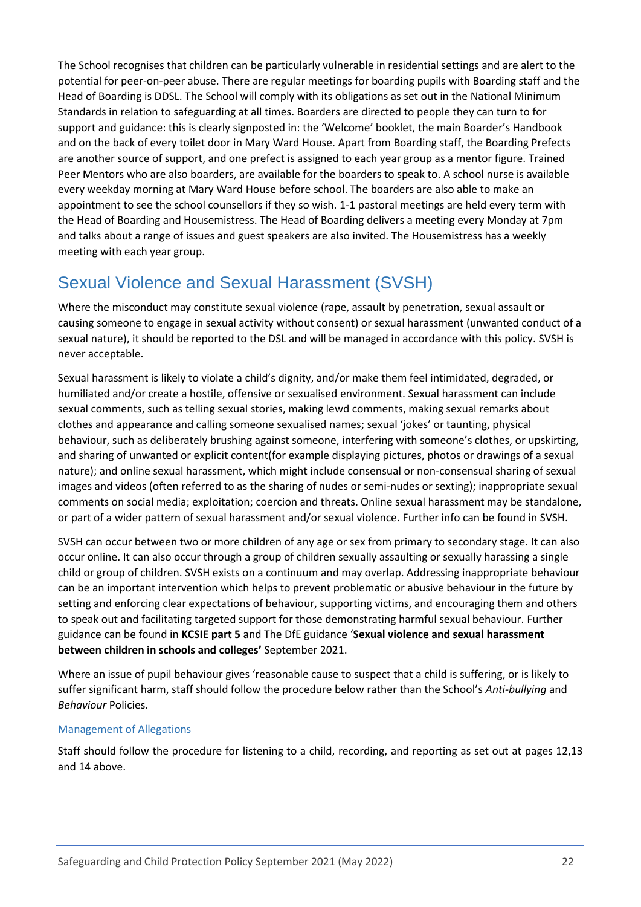The School recognises that children can be particularly vulnerable in residential settings and are alert to the potential for peer-on-peer abuse. There are regular meetings for boarding pupils with Boarding staff and the Head of Boarding is DDSL. The School will comply with its obligations as set out in the National Minimum Standards in relation to safeguarding at all times. Boarders are directed to people they can turn to for support and guidance: this is clearly signposted in: the 'Welcome' booklet, the main Boarder's Handbook and on the back of every toilet door in Mary Ward House. Apart from Boarding staff, the Boarding Prefects are another source of support, and one prefect is assigned to each year group as a mentor figure. Trained Peer Mentors who are also boarders, are available for the boarders to speak to. A school nurse is available every weekday morning at Mary Ward House before school. The boarders are also able to make an appointment to see the school counsellors if they so wish. 1-1 pastoral meetings are held every term with the Head of Boarding and Housemistress. The Head of Boarding delivers a meeting every Monday at 7pm and talks about a range of issues and guest speakers are also invited. The Housemistress has a weekly meeting with each year group.

## Sexual Violence and Sexual Harassment (SVSH)

Where the misconduct may constitute sexual violence (rape, assault by penetration, sexual assault or causing someone to engage in sexual activity without consent) or sexual harassment (unwanted conduct of a sexual nature), it should be reported to the DSL and will be managed in accordance with this policy. SVSH is never acceptable.

Sexual harassment is likely to violate a child's dignity, and/or make them feel intimidated, degraded, or humiliated and/or create a hostile, offensive or sexualised environment. Sexual harassment can include sexual comments, such as telling sexual stories, making lewd comments, making sexual remarks about clothes and appearance and calling someone sexualised names; sexual 'jokes' or taunting, physical behaviour, such as deliberately brushing against someone, interfering with someone's clothes, or upskirting, and sharing of unwanted or explicit content(for example displaying pictures, photos or drawings of a sexual nature); and online sexual harassment, which might include consensual or non-consensual sharing of sexual images and videos (often referred to as the sharing of nudes or semi-nudes or sexting); inappropriate sexual comments on social media; exploitation; coercion and threats. Online sexual harassment may be standalone, or part of a wider pattern of sexual harassment and/or sexual violence. Further info can be found in SVSH.

SVSH can occur between two or more children of any age or sex from primary to secondary stage. It can also occur online. It can also occur through a group of children sexually assaulting or sexually harassing a single child or group of children. SVSH exists on a continuum and may overlap. Addressing inappropriate behaviour can be an important intervention which helps to prevent problematic or abusive behaviour in the future by setting and enforcing clear expectations of behaviour, supporting victims, and encouraging them and others to speak out and facilitating targeted support for those demonstrating harmful sexual behaviour. Further guidance can be found in **KCSIE part 5** and The DfE guidance '**Sexual violence and sexual harassment between children in schools and colleges'** September 2021.

Where an issue of pupil behaviour gives 'reasonable cause to suspect that a child is suffering, or is likely to suffer significant harm, staff should follow the procedure below rather than the School's *Anti-bullying* and *Behaviour* Policies.

### Management of Allegations

Staff should follow the procedure for listening to a child, recording, and reporting as set out at pages 12,13 and 14 above.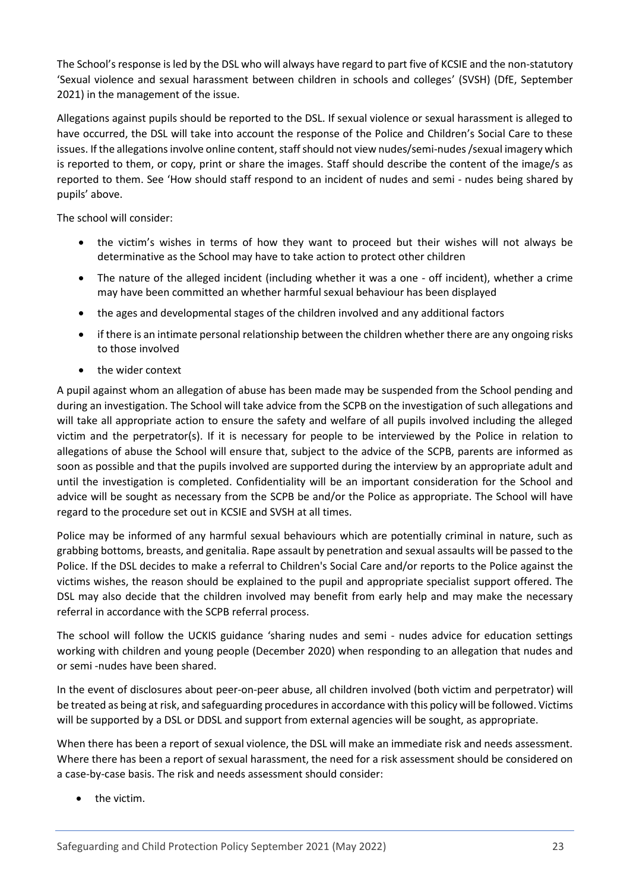The School's response is led by the DSL who will always have regard to part five of KCSIE and the non-statutory 'Sexual violence and sexual harassment between children in schools and colleges' (SVSH) (DfE, September 2021) in the management of the issue.

Allegations against pupils should be reported to the DSL. If sexual violence or sexual harassment is alleged to have occurred, the DSL will take into account the response of the Police and Children's Social Care to these issues. If the allegations involve online content, staff should not view nudes/semi-nudes /sexual imagery which is reported to them, or copy, print or share the images. Staff should describe the content of the image/s as reported to them. See 'How should staff respond to an incident of nudes and semi - nudes being shared by pupils' above.

The school will consider:

- the victim's wishes in terms of how they want to proceed but their wishes will not always be determinative as the School may have to take action to protect other children
- The nature of the alleged incident (including whether it was a one - off incident), whether a crime may have been committed an whether harmful sexual behaviour has been displayed
- the ages and developmental stages of the children involved and any additional factors
- if there is an intimate personal relationship between the children whether there are any ongoing risks to those involved
- the wider context

A pupil against whom an allegation of abuse has been made may be suspended from the School pending and during an investigation. The School will take advice from the SCPB on the investigation of such allegations and will take all appropriate action to ensure the safety and welfare of all pupils involved including the alleged victim and the perpetrator(s). If it is necessary for people to be interviewed by the Police in relation to allegations of abuse the School will ensure that, subject to the advice of the SCPB, parents are informed as soon as possible and that the pupils involved are supported during the interview by an appropriate adult and until the investigation is completed. Confidentiality will be an important consideration for the School and advice will be sought as necessary from the SCPB be and/or the Police as appropriate. The School will have regard to the procedure set out in KCSIE and SVSH at all times.

Police may be informed of any harmful sexual behaviours which are potentially criminal in nature, such as grabbing bottoms, breasts, and genitalia. Rape assault by penetration and sexual assaults will be passed to the Police. If the DSL decides to make a referral to Children's Social Care and/or reports to the Police against the victims wishes, the reason should be explained to the pupil and appropriate specialist support offered. The DSL may also decide that the children involved may benefit from early help and may make the necessary referral in accordance with the SCPB referral process.

The school will follow the UCKIS guidance 'sharing nudes and semi - nudes advice for education settings working with children and young people (December 2020) when responding to an allegation that nudes and or semi -nudes have been shared.

In the event of disclosures about peer-on-peer abuse, all children involved (both victim and perpetrator) will be treated as being at risk, and safeguarding procedures in accordance with this policy will be followed. Victims will be supported by a DSL or DDSL and support from external agencies will be sought, as appropriate.

When there has been a report of sexual violence, the DSL will make an immediate risk and needs assessment. Where there has been a report of sexual harassment, the need for a risk assessment should be considered on a case-by-case basis. The risk and needs assessment should consider:

- the victim.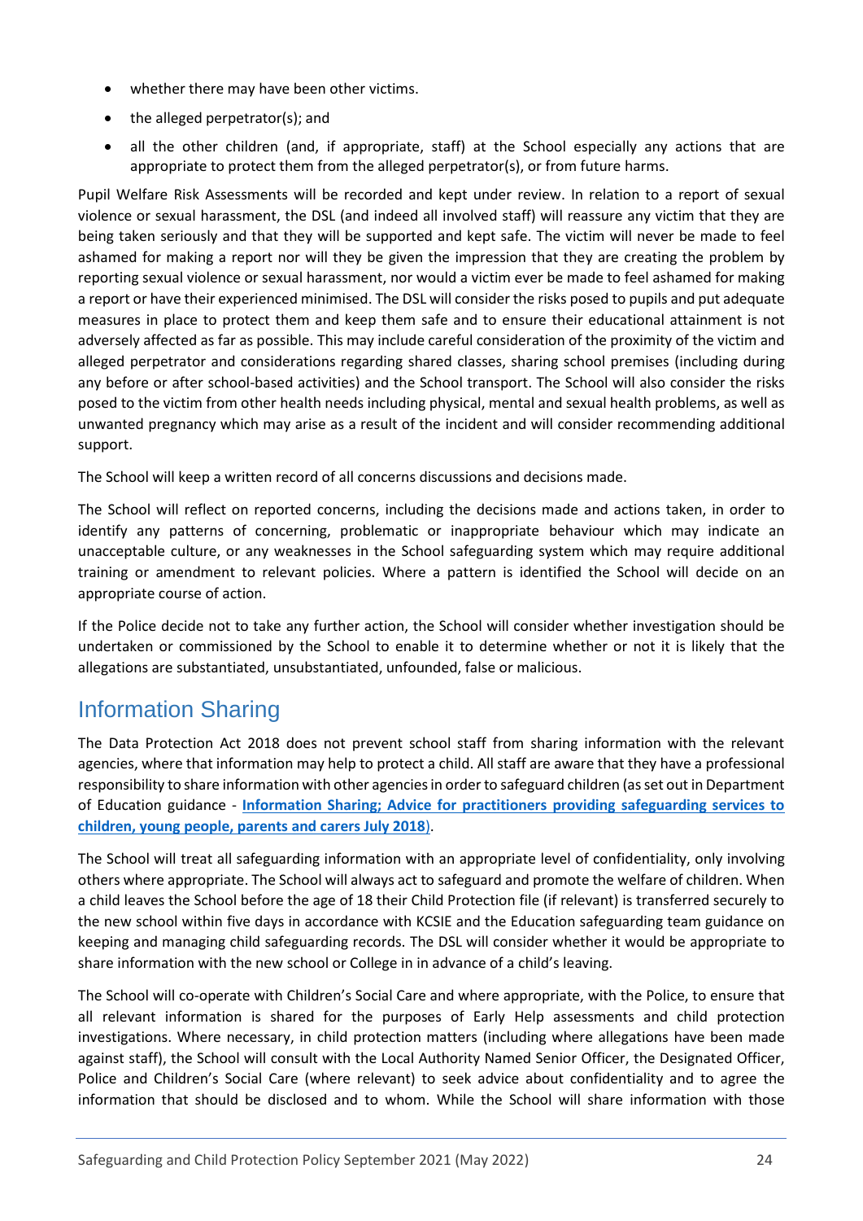- whether there may have been other victims.
- the alleged perpetrator(s); and
- all the other children (and, if appropriate, staff) at the School especially any actions that are appropriate to protect them from the alleged perpetrator(s), or from future harms.

Pupil Welfare Risk Assessments will be recorded and kept under review. In relation to a report of sexual violence or sexual harassment, the DSL (and indeed all involved staff) will reassure any victim that they are being taken seriously and that they will be supported and kept safe. The victim will never be made to feel ashamed for making a report nor will they be given the impression that they are creating the problem by reporting sexual violence or sexual harassment, nor would a victim ever be made to feel ashamed for making a report or have their experienced minimised. The DSL will consider the risks posed to pupils and put adequate measures in place to protect them and keep them safe and to ensure their educational attainment is not adversely affected as far as possible. This may include careful consideration of the proximity of the victim and alleged perpetrator and considerations regarding shared classes, sharing school premises (including during any before or after school-based activities) and the School transport. The School will also consider the risks posed to the victim from other health needs including physical, mental and sexual health problems, as well as unwanted pregnancy which may arise as a result of the incident and will consider recommending additional support.

The School will keep a written record of all concerns discussions and decisions made.

The School will reflect on reported concerns, including the decisions made and actions taken, in order to identify any patterns of concerning, problematic or inappropriate behaviour which may indicate an unacceptable culture, or any weaknesses in the School safeguarding system which may require additional training or amendment to relevant policies. Where a pattern is identified the School will decide on an appropriate course of action.

If the Police decide not to take any further action, the School will consider whether investigation should be undertaken or commissioned by the School to enable it to determine whether or not it is likely that the allegations are substantiated, unsubstantiated, unfounded, false or malicious.

## Information Sharing

The Data Protection Act 2018 does not prevent school staff from sharing information with the relevant agencies, where that information may help to protect a child. All staff are aware that they have a professional responsibility to share information with other agencies in order to safeguard children (as set out in Department of Education guidance - **Information Sharing; Advice for practitioners providing safeguarding services to children, young people, parents and carers July 2018**).

The School will treat all safeguarding information with an appropriate level of confidentiality, only involving others where appropriate. The School will always act to safeguard and promote the welfare of children. When a child leaves the School before the age of 18 their Child Protection file (if relevant) is transferred securely to the new school within five days in accordance with KCSIE and the Education safeguarding team guidance on keeping and managing child safeguarding records. The DSL will consider whether it would be appropriate to share information with the new school or College in in advance of a child's leaving.

The School will co-operate with Children's Social Care and where appropriate, with the Police, to ensure that all relevant information is shared for the purposes of Early Help assessments and child protection investigations. Where necessary, in child protection matters (including where allegations have been made against staff), the School will consult with the Local Authority Named Senior Officer, the Designated Officer, Police and Children's Social Care (where relevant) to seek advice about confidentiality and to agree the information that should be disclosed and to whom. While the School will share information with those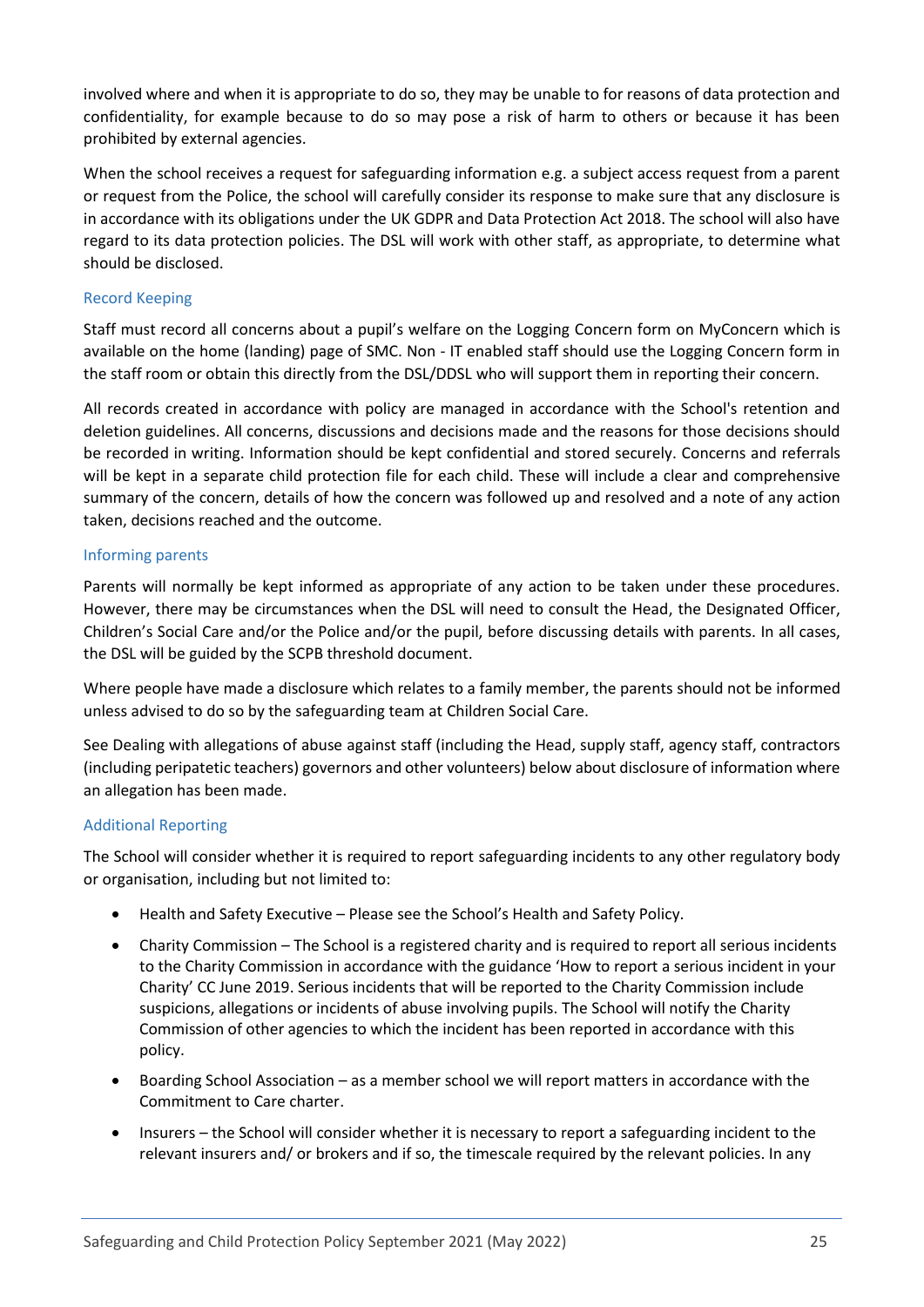involved where and when it is appropriate to do so, they may be unable to for reasons of data protection and confidentiality, for example because to do so may pose a risk of harm to others or because it has been prohibited by external agencies.

When the school receives a request for safeguarding information e.g. a subject access request from a parent or request from the Police, the school will carefully consider its response to make sure that any disclosure is in accordance with its obligations under the UK GDPR and Data Protection Act 2018. The school will also have regard to its data protection policies. The DSL will work with other staff, as appropriate, to determine what should be disclosed.

### Record Keeping

Staff must record all concerns about a pupil's welfare on the Logging Concern form on MyConcern which is available on the home (landing) page of SMC. Non - IT enabled staff should use the Logging Concern form in the staff room or obtain this directly from the DSL/DDSL who will support them in reporting their concern.

All records created in accordance with policy are managed in accordance with the School's retention and deletion guidelines. All concerns, discussions and decisions made and the reasons for those decisions should be recorded in writing. Information should be kept confidential and stored securely. Concerns and referrals will be kept in a separate child protection file for each child. These will include a clear and comprehensive summary of the concern, details of how the concern was followed up and resolved and a note of any action taken, decisions reached and the outcome.

### Informing parents

Parents will normally be kept informed as appropriate of any action to be taken under these procedures. However, there may be circumstances when the DSL will need to consult the Head, the Designated Officer, Children's Social Care and/or the Police and/or the pupil, before discussing details with parents. In all cases, the DSL will be guided by the SCPB threshold document.

Where people have made a disclosure which relates to a family member, the parents should not be informed unless advised to do so by the safeguarding team at Children Social Care.

See Dealing with allegations of abuse against staff (including the Head, supply staff, agency staff, contractors (including peripatetic teachers) governors and other volunteers) below about disclosure of information where an allegation has been made.

### Additional Reporting

The School will consider whether it is required to report safeguarding incidents to any other regulatory body or organisation, including but not limited to:

- Health and Safety Executive – Please see the School's Health and Safety Policy.
- Charity Commission – The School is a registered charity and is required to report all serious incidents to the Charity Commission in accordance with the guidance 'How to report a serious incident in your Charity' CC June 2019. Serious incidents that will be reported to the Charity Commission include suspicions, allegations or incidents of abuse involving pupils. The School will notify the Charity Commission of other agencies to which the incident has been reported in accordance with this policy.
- Boarding School Association – as a member school we will report matters in accordance with the Commitment to Care charter.
- Insurers – the School will consider whether it is necessary to report a safeguarding incident to the relevant insurers and/ or brokers and if so, the timescale required by the relevant policies. In any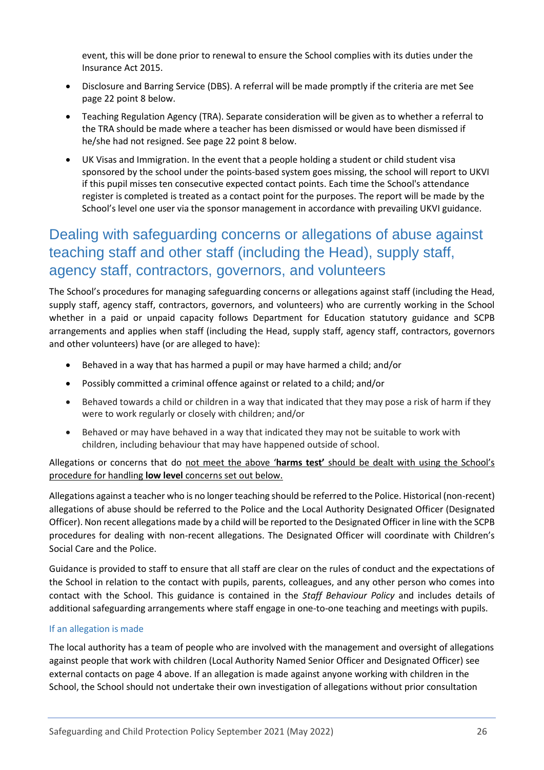event, this will be done prior to renewal to ensure the School complies with its duties under the Insurance Act 2015.

- Disclosure and Barring Service (DBS). A referral will be made promptly if the criteria are met See page 22 point 8 below.
- Teaching Regulation Agency (TRA). Separate consideration will be given as to whether a referral to the TRA should be made where a teacher has been dismissed or would have been dismissed if he/she had not resigned. See page 22 point 8 below.
- UK Visas and Immigration. In the event that a people holding a student or child student visa sponsored by the school under the points-based system goes missing, the school will report to UKVI if this pupil misses ten consecutive expected contact points. Each time the School's attendance register is completed is treated as a contact point for the purposes. The report will be made by the School's level one user via the sponsor management in accordance with prevailing UKVI guidance.

## Dealing with safeguarding concerns or allegations of abuse against teaching staff and other staff (including the Head), supply staff, agency staff, contractors, governors, and volunteers

The School's procedures for managing safeguarding concerns or allegations against staff (including the Head, supply staff, agency staff, contractors, governors, and volunteers) who are currently working in the School whether in a paid or unpaid capacity follows Department for Education statutory guidance and SCPB arrangements and applies when staff (including the Head, supply staff, agency staff, contractors, governors and other volunteers) have (or are alleged to have):

- Behaved in a way that has harmed a pupil or may have harmed a child; and/or
- Possibly committed a criminal offence against or related to a child; and/or
- Behaved towards a child or children in a way that indicated that they may pose a risk of harm if they were to work regularly or closely with children; and/or
- Behaved or may have behaved in a way that indicated they may not be suitable to work with children, including behaviour that may have happened outside of school.

Allegations or concerns that do <u>not meet the above **'harms test'** should be dealt with using the School's procedure for handling **low level** concerns set out below.</u>

Allegations against a teacher who is no longer teaching should be referred to the Police. Historical (non-recent) allegations of abuse should be referred to the Police and the Local Authority Designated Officer (Designated Officer). Non recent allegations made by a child will be reported to the Designated Officer in line with the SCPB procedures for dealing with non-recent allegations. The Designated Officer will coordinate with Children's Social Care and the Police.

Guidance is provided to staff to ensure that all staff are clear on the rules of conduct and the expectations of the School in relation to the contact with pupils, parents, colleagues, and any other person who comes into contact with the School. This guidance is contained in the *Staff Behaviour Policy* and includes details of additional safeguarding arrangements where staff engage in one-to-one teaching and meetings with pupils.

### If an allegation is made

The local authority has a team of people who are involved with the management and oversight of allegations against people that work with children (Local Authority Named Senior Officer and Designated Officer) see external contacts on page 4 above. If an allegation is made against anyone working with children in the School, the School should not undertake their own investigation of allegations without prior consultation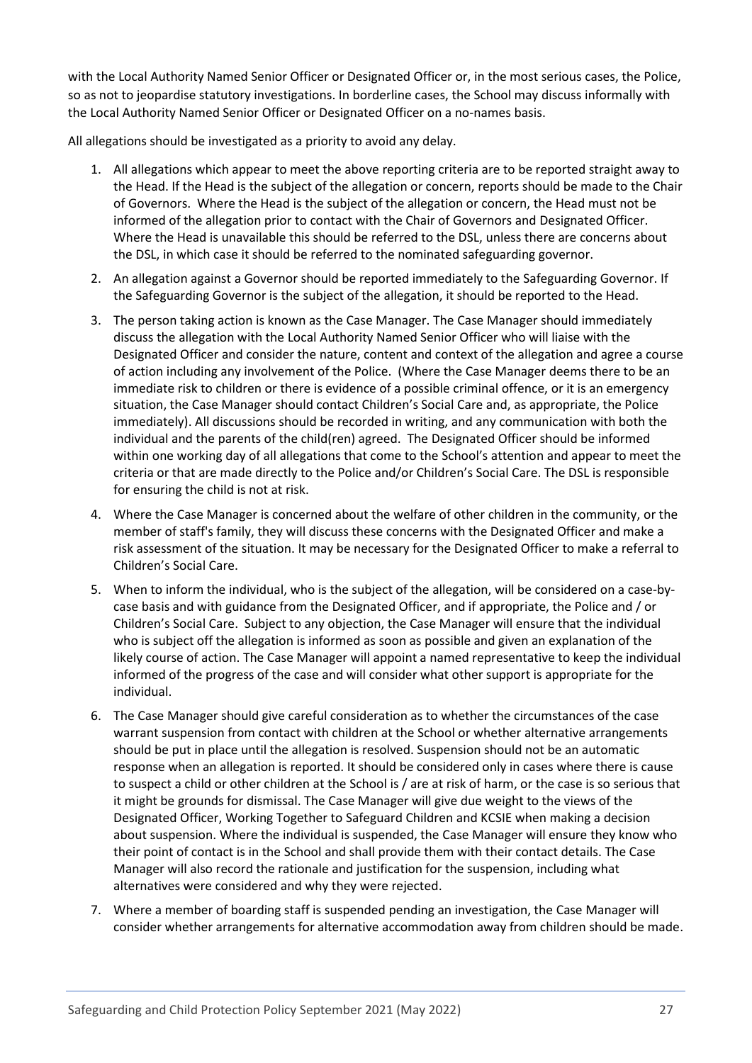with the Local Authority Named Senior Officer or Designated Officer or, in the most serious cases, the Police, so as not to jeopardise statutory investigations. In borderline cases, the School may discuss informally with the Local Authority Named Senior Officer or Designated Officer on a no-names basis.

All allegations should be investigated as a priority to avoid any delay.

1. All allegations which appear to meet the above reporting criteria are to be reported straight away to the Head. If the Head is the subject of the allegation or concern, reports should be made to the Chair of Governors. Where the Head is the subject of the allegation or concern, the Head must not be informed of the allegation prior to contact with the Chair of Governors and Designated Officer. Where the Head is unavailable this should be referred to the DSL, unless there are concerns about the DSL, in which case it should be referred to the nominated safeguarding governor.
2. An allegation against a Governor should be reported immediately to the Safeguarding Governor. If the Safeguarding Governor is the subject of the allegation, it should be reported to the Head.
3. The person taking action is known as the Case Manager. The Case Manager should immediately discuss the allegation with the Local Authority Named Senior Officer who will liaise with the Designated Officer and consider the nature, content and context of the allegation and agree a course of action including any involvement of the Police. (Where the Case Manager deems there to be an immediate risk to children or there is evidence of a possible criminal offence, or it is an emergency situation, the Case Manager should contact Children's Social Care and, as appropriate, the Police immediately). All discussions should be recorded in writing, and any communication with both the individual and the parents of the child(ren) agreed. The Designated Officer should be informed within one working day of all allegations that come to the School's attention and appear to meet the criteria or that are made directly to the Police and/or Children's Social Care. The DSL is responsible for ensuring the child is not at risk.
4. Where the Case Manager is concerned about the welfare of other children in the community, or the member of staff's family, they will discuss these concerns with the Designated Officer and make a risk assessment of the situation. It may be necessary for the Designated Officer to make a referral to Children's Social Care.
5. When to inform the individual, who is the subject of the allegation, will be considered on a case-by-case basis and with guidance from the Designated Officer, and if appropriate, the Police and / or Children's Social Care. Subject to any objection, the Case Manager will ensure that the individual who is subject off the allegation is informed as soon as possible and given an explanation of the likely course of action. The Case Manager will appoint a named representative to keep the individual informed of the progress of the case and will consider what other support is appropriate for the individual.
6. The Case Manager should give careful consideration as to whether the circumstances of the case warrant suspension from contact with children at the School or whether alternative arrangements should be put in place until the allegation is resolved. Suspension should not be an automatic response when an allegation is reported. It should be considered only in cases where there is cause to suspect a child or other children at the School is / are at risk of harm, or the case is so serious that it might be grounds for dismissal. The Case Manager will give due weight to the views of the Designated Officer, Working Together to Safeguard Children and KCSIE when making a decision about suspension. Where the individual is suspended, the Case Manager will ensure they know who their point of contact is in the School and shall provide them with their contact details. The Case Manager will also record the rationale and justification for the suspension, including what alternatives were considered and why they were rejected.
7. Where a member of boarding staff is suspended pending an investigation, the Case Manager will consider whether arrangements for alternative accommodation away from children should be made.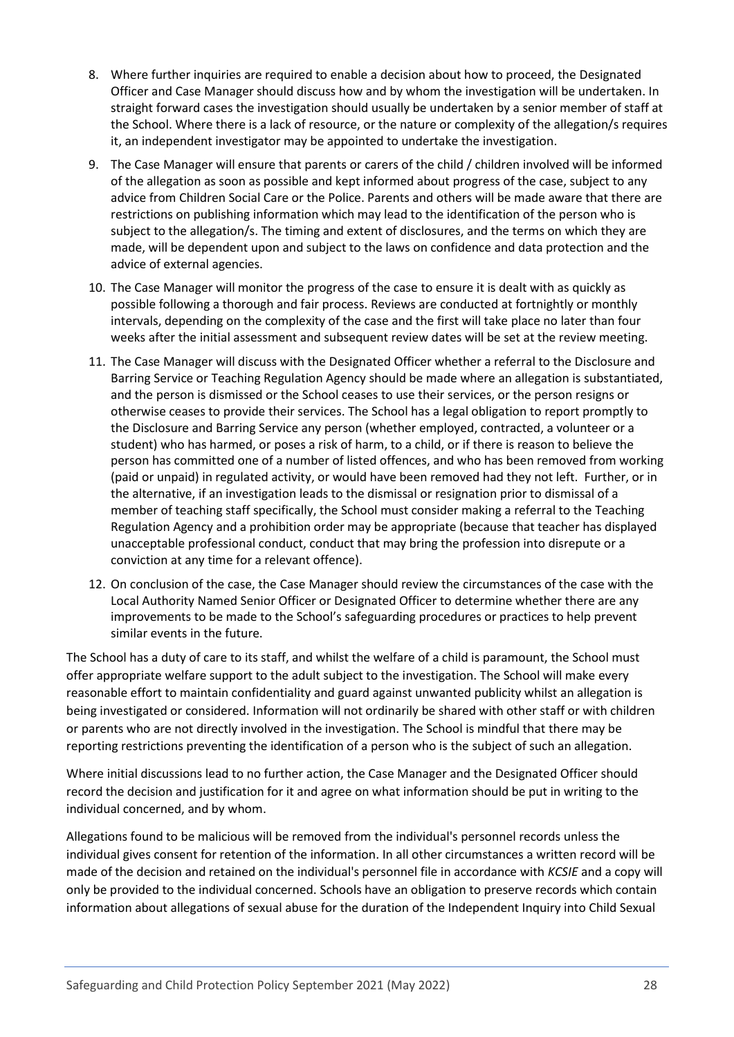8. Where further inquiries are required to enable a decision about how to proceed, the Designated Officer and Case Manager should discuss how and by whom the investigation will be undertaken. In straight forward cases the investigation should usually be undertaken by a senior member of staff at the School. Where there is a lack of resource, or the nature or complexity of the allegation/s requires it, an independent investigator may be appointed to undertake the investigation.
9. The Case Manager will ensure that parents or carers of the child / children involved will be informed of the allegation as soon as possible and kept informed about progress of the case, subject to any advice from Children Social Care or the Police. Parents and others will be made aware that there are restrictions on publishing information which may lead to the identification of the person who is subject to the allegation/s. The timing and extent of disclosures, and the terms on which they are made, will be dependent upon and subject to the laws on confidence and data protection and the advice of external agencies.
10. The Case Manager will monitor the progress of the case to ensure it is dealt with as quickly as possible following a thorough and fair process. Reviews are conducted at fortnightly or monthly intervals, depending on the complexity of the case and the first will take place no later than four weeks after the initial assessment and subsequent review dates will be set at the review meeting.
11. The Case Manager will discuss with the Designated Officer whether a referral to the Disclosure and Barring Service or Teaching Regulation Agency should be made where an allegation is substantiated, and the person is dismissed or the School ceases to use their services, or the person resigns or otherwise ceases to provide their services. The School has a legal obligation to report promptly to the Disclosure and Barring Service any person (whether employed, contracted, a volunteer or a student) who has harmed, or poses a risk of harm, to a child, or if there is reason to believe the person has committed one of a number of listed offences, and who has been removed from working (paid or unpaid) in regulated activity, or would have been removed had they not left. Further, or in the alternative, if an investigation leads to the dismissal or resignation prior to dismissal of a member of teaching staff specifically, the School must consider making a referral to the Teaching Regulation Agency and a prohibition order may be appropriate (because that teacher has displayed unacceptable professional conduct, conduct that may bring the profession into disrepute or a conviction at any time for a relevant offence).
12. On conclusion of the case, the Case Manager should review the circumstances of the case with the Local Authority Named Senior Officer or Designated Officer to determine whether there are any improvements to be made to the School's safeguarding procedures or practices to help prevent similar events in the future.

The School has a duty of care to its staff, and whilst the welfare of a child is paramount, the School must offer appropriate welfare support to the adult subject to the investigation. The School will make every reasonable effort to maintain confidentiality and guard against unwanted publicity whilst an allegation is being investigated or considered. Information will not ordinarily be shared with other staff or with children or parents who are not directly involved in the investigation. The School is mindful that there may be reporting restrictions preventing the identification of a person who is the subject of such an allegation.

Where initial discussions lead to no further action, the Case Manager and the Designated Officer should record the decision and justification for it and agree on what information should be put in writing to the individual concerned, and by whom.

Allegations found to be malicious will be removed from the individual's personnel records unless the individual gives consent for retention of the information. In all other circumstances a written record will be made of the decision and retained on the individual's personnel file in accordance with *KCSIE* and a copy will only be provided to the individual concerned. Schools have an obligation to preserve records which contain information about allegations of sexual abuse for the duration of the Independent Inquiry into Child Sexual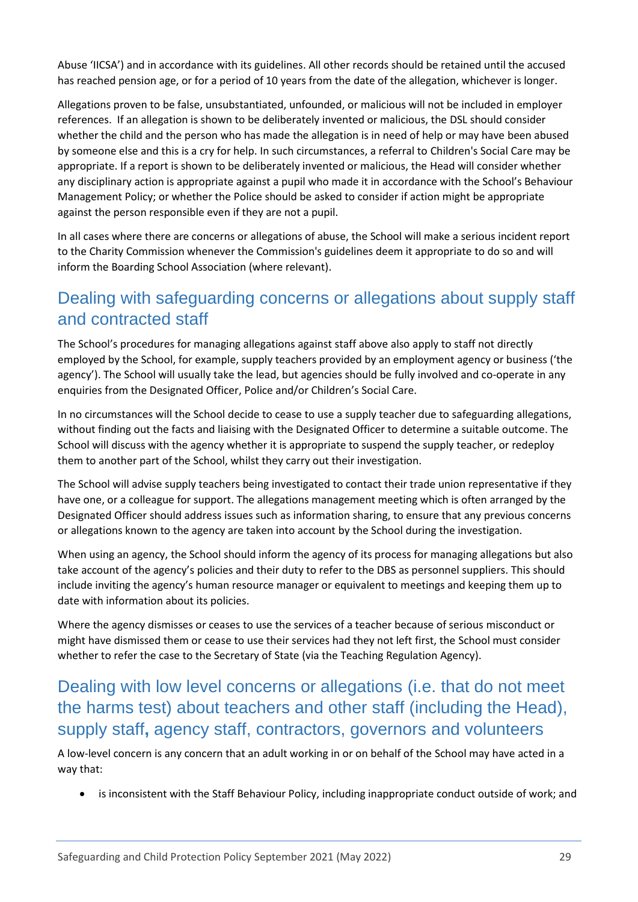Abuse 'IICSA') and in accordance with its guidelines. All other records should be retained until the accused has reached pension age, or for a period of 10 years from the date of the allegation, whichever is longer.

Allegations proven to be false, unsubstantiated, unfounded, or malicious will not be included in employer references. If an allegation is shown to be deliberately invented or malicious, the DSL should consider whether the child and the person who has made the allegation is in need of help or may have been abused by someone else and this is a cry for help. In such circumstances, a referral to Children's Social Care may be appropriate. If a report is shown to be deliberately invented or malicious, the Head will consider whether any disciplinary action is appropriate against a pupil who made it in accordance with the School's Behaviour Management Policy; or whether the Police should be asked to consider if action might be appropriate against the person responsible even if they are not a pupil.

In all cases where there are concerns or allegations of abuse, the School will make a serious incident report to the Charity Commission whenever the Commission's guidelines deem it appropriate to do so and will inform the Boarding School Association (where relevant).

## Dealing with safeguarding concerns or allegations about supply staff and contracted staff

The School's procedures for managing allegations against staff above also apply to staff not directly employed by the School, for example, supply teachers provided by an employment agency or business ('the agency'). The School will usually take the lead, but agencies should be fully involved and co-operate in any enquiries from the Designated Officer, Police and/or Children's Social Care.

In no circumstances will the School decide to cease to use a supply teacher due to safeguarding allegations, without finding out the facts and liaising with the Designated Officer to determine a suitable outcome. The School will discuss with the agency whether it is appropriate to suspend the supply teacher, or redeploy them to another part of the School, whilst they carry out their investigation.

The School will advise supply teachers being investigated to contact their trade union representative if they have one, or a colleague for support. The allegations management meeting which is often arranged by the Designated Officer should address issues such as information sharing, to ensure that any previous concerns or allegations known to the agency are taken into account by the School during the investigation.

When using an agency, the School should inform the agency of its process for managing allegations but also take account of the agency's policies and their duty to refer to the DBS as personnel suppliers. This should include inviting the agency's human resource manager or equivalent to meetings and keeping them up to date with information about its policies.

Where the agency dismisses or ceases to use the services of a teacher because of serious misconduct or might have dismissed them or cease to use their services had they not left first, the School must consider whether to refer the case to the Secretary of State (via the Teaching Regulation Agency).

## Dealing with low level concerns or allegations (i.e. that do not meet the harms test) about teachers and other staff (including the Head), supply staff, agency staff, contractors, governors and volunteers

A low-level concern is any concern that an adult working in or on behalf of the School may have acted in a way that:

- is inconsistent with the Staff Behaviour Policy, including inappropriate conduct outside of work; and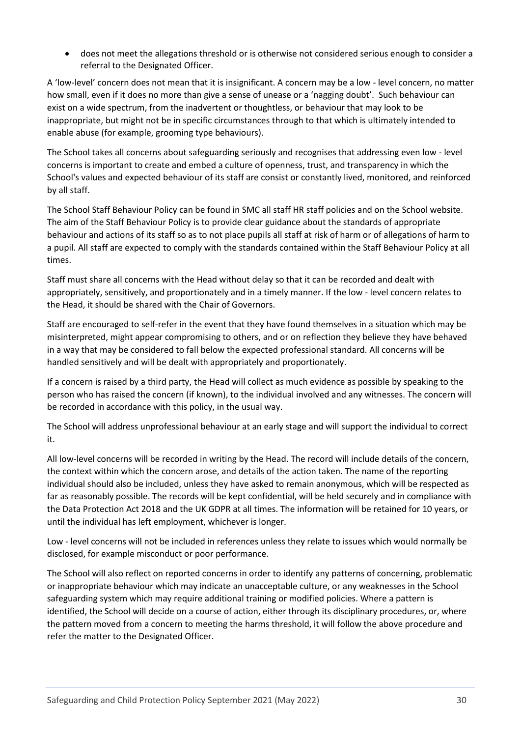- does not meet the allegations threshold or is otherwise not considered serious enough to consider a referral to the Designated Officer.

A 'low-level' concern does not mean that it is insignificant. A concern may be a low - level concern, no matter how small, even if it does no more than give a sense of unease or a 'nagging doubt'. Such behaviour can exist on a wide spectrum, from the inadvertent or thoughtless, or behaviour that may look to be inappropriate, but might not be in specific circumstances through to that which is ultimately intended to enable abuse (for example, grooming type behaviours).

The School takes all concerns about safeguarding seriously and recognises that addressing even low - level concerns is important to create and embed a culture of openness, trust, and transparency in which the School's values and expected behaviour of its staff are consist or constantly lived, monitored, and reinforced by all staff.

The School Staff Behaviour Policy can be found in SMC all staff HR staff policies and on the School website. The aim of the Staff Behaviour Policy is to provide clear guidance about the standards of appropriate behaviour and actions of its staff so as to not place pupils all staff at risk of harm or of allegations of harm to a pupil. All staff are expected to comply with the standards contained within the Staff Behaviour Policy at all times.

Staff must share all concerns with the Head without delay so that it can be recorded and dealt with appropriately, sensitively, and proportionately and in a timely manner. If the low - level concern relates to the Head, it should be shared with the Chair of Governors.

Staff are encouraged to self-refer in the event that they have found themselves in a situation which may be misinterpreted, might appear compromising to others, and or on reflection they believe they have behaved in a way that may be considered to fall below the expected professional standard. All concerns will be handled sensitively and will be dealt with appropriately and proportionately.

If a concern is raised by a third party, the Head will collect as much evidence as possible by speaking to the person who has raised the concern (if known), to the individual involved and any witnesses. The concern will be recorded in accordance with this policy, in the usual way.

The School will address unprofessional behaviour at an early stage and will support the individual to correct it.

All low-level concerns will be recorded in writing by the Head. The record will include details of the concern, the context within which the concern arose, and details of the action taken. The name of the reporting individual should also be included, unless they have asked to remain anonymous, which will be respected as far as reasonably possible. The records will be kept confidential, will be held securely and in compliance with the Data Protection Act 2018 and the UK GDPR at all times. The information will be retained for 10 years, or until the individual has left employment, whichever is longer.

Low - level concerns will not be included in references unless they relate to issues which would normally be disclosed, for example misconduct or poor performance.

The School will also reflect on reported concerns in order to identify any patterns of concerning, problematic or inappropriate behaviour which may indicate an unacceptable culture, or any weaknesses in the School safeguarding system which may require additional training or modified policies. Where a pattern is identified, the School will decide on a course of action, either through its disciplinary procedures, or, where the pattern moved from a concern to meeting the harms threshold, it will follow the above procedure and refer the matter to the Designated Officer.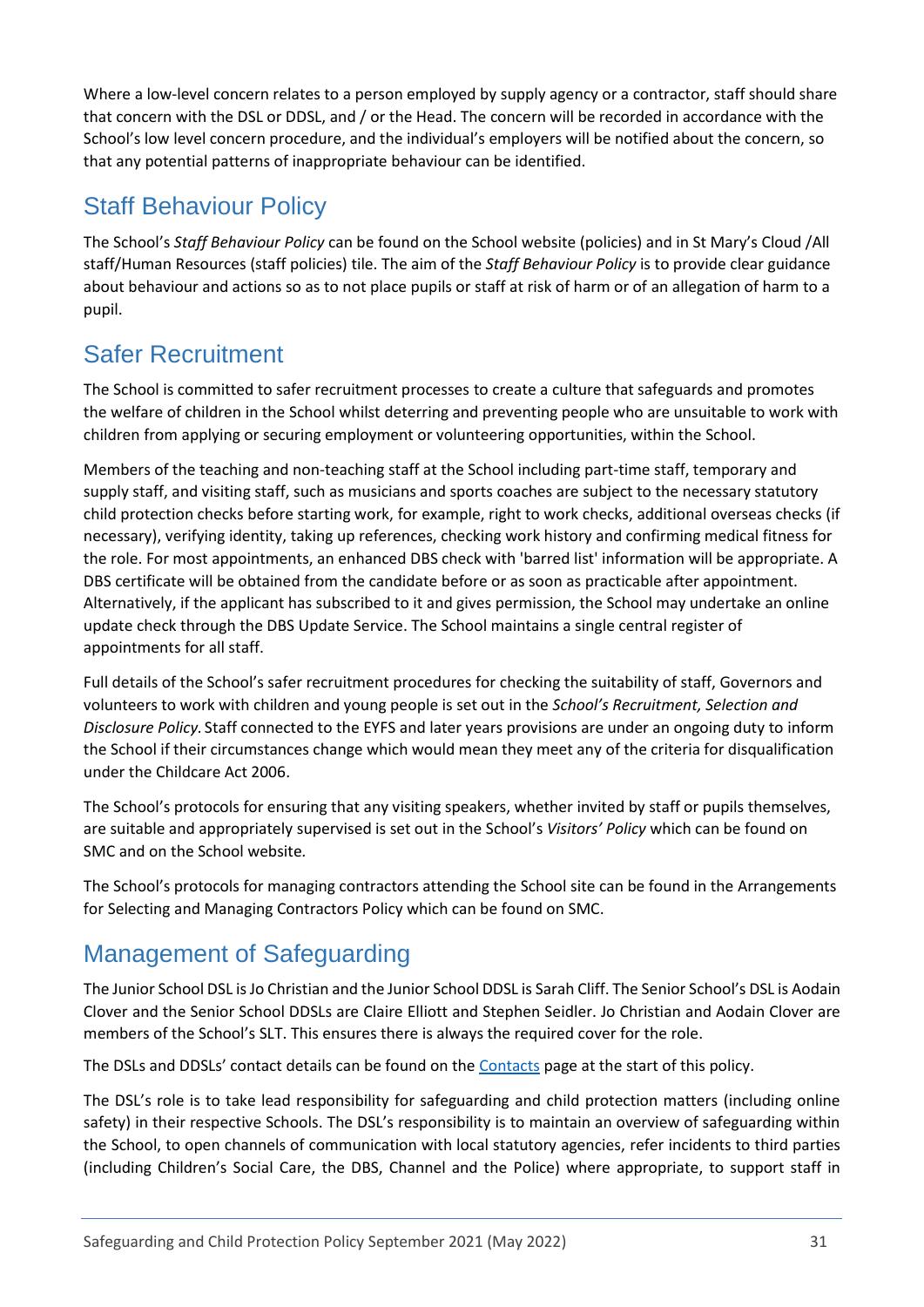Where a low-level concern relates to a person employed by supply agency or a contractor, staff should share that concern with the DSL or DDSL, and / or the Head. The concern will be recorded in accordance with the School's low level concern procedure, and the individual's employers will be notified about the concern, so that any potential patterns of inappropriate behaviour can be identified.

## Staff Behaviour Policy

The School's *Staff Behaviour Policy* can be found on the School website (policies) and in St Mary's Cloud /All staff/Human Resources (staff policies) tile. The aim of the *Staff Behaviour Policy* is to provide clear guidance about behaviour and actions so as to not place pupils or staff at risk of harm or of an allegation of harm to a pupil.

## Safer Recruitment

The School is committed to safer recruitment processes to create a culture that safeguards and promotes the welfare of children in the School whilst deterring and preventing people who are unsuitable to work with children from applying or securing employment or volunteering opportunities, within the School.

Members of the teaching and non-teaching staff at the School including part-time staff, temporary and supply staff, and visiting staff, such as musicians and sports coaches are subject to the necessary statutory child protection checks before starting work, for example, right to work checks, additional overseas checks (if necessary), verifying identity, taking up references, checking work history and confirming medical fitness for the role. For most appointments, an enhanced DBS check with 'barred list' information will be appropriate. A DBS certificate will be obtained from the candidate before or as soon as practicable after appointment. Alternatively, if the applicant has subscribed to it and gives permission, the School may undertake an online update check through the DBS Update Service. The School maintains a single central register of appointments for all staff.

Full details of the School's safer recruitment procedures for checking the suitability of staff, Governors and volunteers to work with children and young people is set out in the *School's Recruitment, Selection and Disclosure Policy.* Staff connected to the EYFS and later years provisions are under an ongoing duty to inform the School if their circumstances change which would mean they meet any of the criteria for disqualification under the Childcare Act 2006.

The School's protocols for ensuring that any visiting speakers, whether invited by staff or pupils themselves, are suitable and appropriately supervised is set out in the School's *Visitors' Policy* which can be found on SMC and on the School website.

The School's protocols for managing contractors attending the School site can be found in the Arrangements for Selecting and Managing Contractors Policy which can be found on SMC.

## Management of Safeguarding

The Junior School DSL is Jo Christian and the Junior School DDSL is Sarah Cliff. The Senior School's DSL is Aodain Clover and the Senior School DDSLs are Claire Elliott and Stephen Seidler. Jo Christian and Aodain Clover are members of the School's SLT. This ensures there is always the required cover for the role.

The DSLs and DDSLs' contact details can be found on the Contacts page at the start of this policy.

The DSL's role is to take lead responsibility for safeguarding and child protection matters (including online safety) in their respective Schools. The DSL's responsibility is to maintain an overview of safeguarding within the School, to open channels of communication with local statutory agencies, refer incidents to third parties (including Children's Social Care, the DBS, Channel and the Police) where appropriate, to support staff in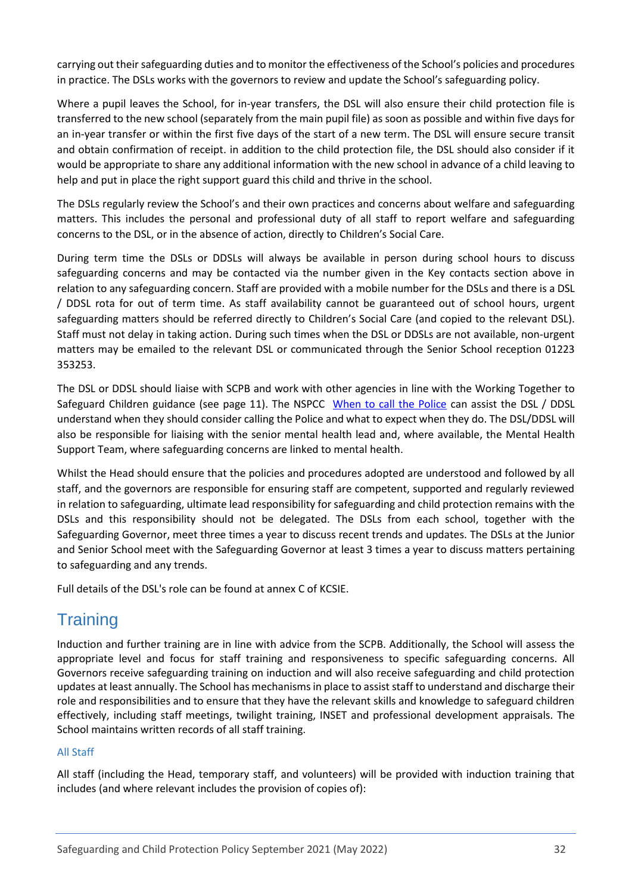carrying out their safeguarding duties and to monitor the effectiveness of the School's policies and procedures in practice. The DSLs works with the governors to review and update the School's safeguarding policy.

Where a pupil leaves the School, for in-year transfers, the DSL will also ensure their child protection file is transferred to the new school (separately from the main pupil file) as soon as possible and within five days for an in-year transfer or within the first five days of the start of a new term. The DSL will ensure secure transit and obtain confirmation of receipt. in addition to the child protection file, the DSL should also consider if it would be appropriate to share any additional information with the new school in advance of a child leaving to help and put in place the right support guard this child and thrive in the school.

The DSLs regularly review the School's and their own practices and concerns about welfare and safeguarding matters. This includes the personal and professional duty of all staff to report welfare and safeguarding concerns to the DSL, or in the absence of action, directly to Children's Social Care.

During term time the DSLs or DDSLs will always be available in person during school hours to discuss safeguarding concerns and may be contacted via the number given in the Key contacts section above in relation to any safeguarding concern. Staff are provided with a mobile number for the DSLs and there is a DSL / DDSL rota for out of term time. As staff availability cannot be guaranteed out of school hours, urgent safeguarding matters should be referred directly to Children's Social Care (and copied to the relevant DSL). Staff must not delay in taking action. During such times when the DSL or DDSLs are not available, non-urgent matters may be emailed to the relevant DSL or communicated through the Senior School reception 01223 353253.

The DSL or DDSL should liaise with SCPB and work with other agencies in line with the Working Together to Safeguard Children guidance (see page 11). The NSPCC [When to call the Police] can assist the DSL / DDSL understand when they should consider calling the Police and what to expect when they do. The DSL/DDSL will also be responsible for liaising with the senior mental health lead and, where available, the Mental Health Support Team, where safeguarding concerns are linked to mental health.

Whilst the Head should ensure that the policies and procedures adopted are understood and followed by all staff, and the governors are responsible for ensuring staff are competent, supported and regularly reviewed in relation to safeguarding, ultimate lead responsibility for safeguarding and child protection remains with the DSLs and this responsibility should not be delegated. The DSLs from each school, together with the Safeguarding Governor, meet three times a year to discuss recent trends and updates. The DSLs at the Junior and Senior School meet with the Safeguarding Governor at least 3 times a year to discuss matters pertaining to safeguarding and any trends.

Full details of the DSL's role can be found at annex C of KCSIE.

## Training

Induction and further training are in line with advice from the SCPB. Additionally, the School will assess the appropriate level and focus for staff training and responsiveness to specific safeguarding concerns. All Governors receive safeguarding training on induction and will also receive safeguarding and child protection updates at least annually. The School has mechanisms in place to assist staff to understand and discharge their role and responsibilities and to ensure that they have the relevant skills and knowledge to safeguard children effectively, including staff meetings, twilight training, INSET and professional development appraisals. The School maintains written records of all staff training.

### All Staff

All staff (including the Head, temporary staff, and volunteers) will be provided with induction training that includes (and where relevant includes the provision of copies of):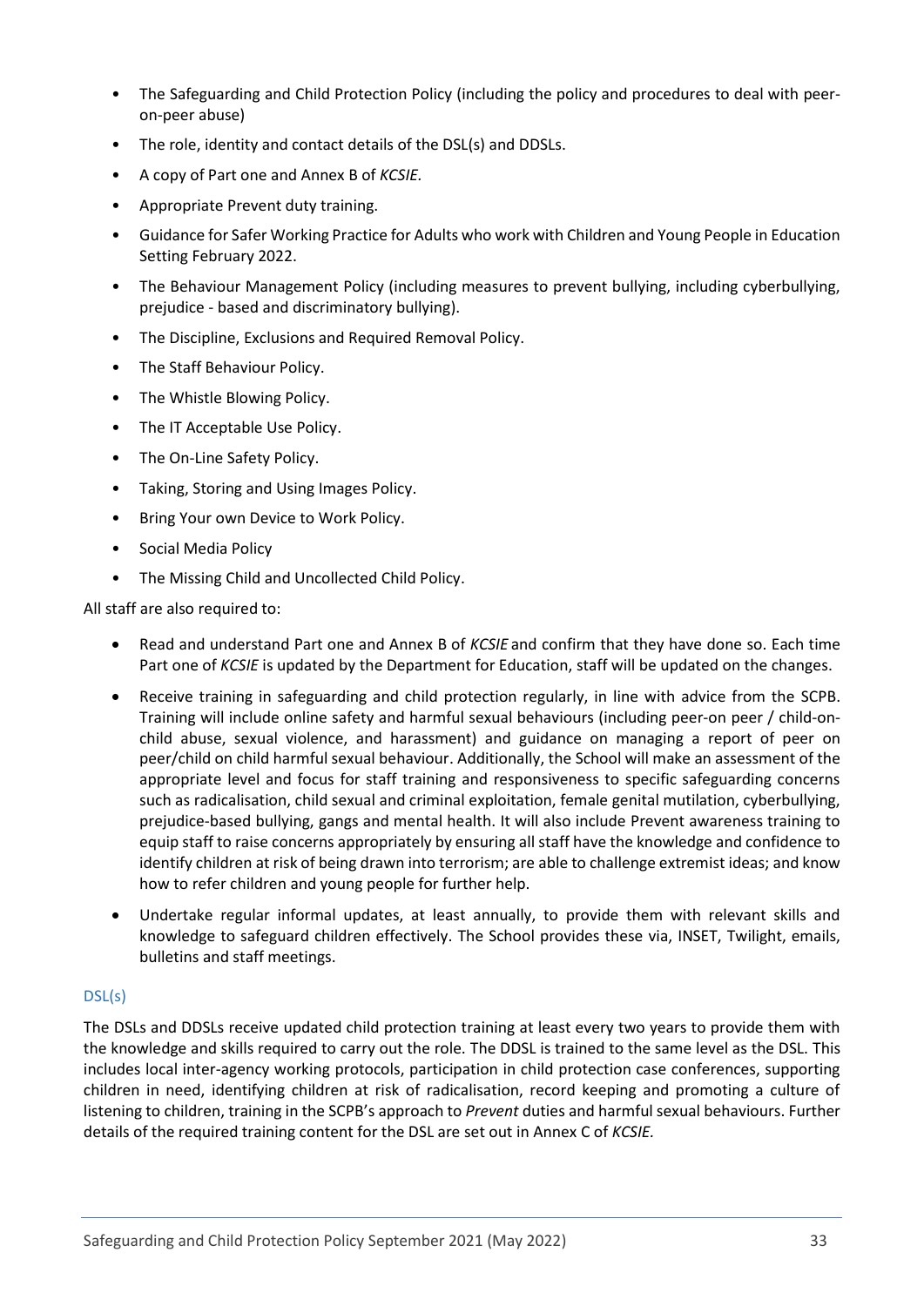- The Safeguarding and Child Protection Policy (including the policy and procedures to deal with peer-on-peer abuse)
- The role, identity and contact details of the DSL(s) and DDSLs.
- A copy of Part one and Annex B of *KCSIE*.
- Appropriate Prevent duty training.
- Guidance for Safer Working Practice for Adults who work with Children and Young People in Education Setting February 2022.
- The Behaviour Management Policy (including measures to prevent bullying, including cyberbullying, prejudice - based and discriminatory bullying).
- The Discipline, Exclusions and Required Removal Policy.
- The Staff Behaviour Policy.
- The Whistle Blowing Policy.
- The IT Acceptable Use Policy.
- The On-Line Safety Policy.
- Taking, Storing and Using Images Policy.
- Bring Your own Device to Work Policy.
- Social Media Policy
- The Missing Child and Uncollected Child Policy.

All staff are also required to:

- Read and understand Part one and Annex B of *KCSIE* and confirm that they have done so. Each time Part one of *KCSIE* is updated by the Department for Education, staff will be updated on the changes.
- Receive training in safeguarding and child protection regularly, in line with advice from the SCPB. Training will include online safety and harmful sexual behaviours (including peer-on peer / child-on-child abuse, sexual violence, and harassment) and guidance on managing a report of peer on peer/child on child harmful sexual behaviour. Additionally, the School will make an assessment of the appropriate level and focus for staff training and responsiveness to specific safeguarding concerns such as radicalisation, child sexual and criminal exploitation, female genital mutilation, cyberbullying, prejudice-based bullying, gangs and mental health. It will also include Prevent awareness training to equip staff to raise concerns appropriately by ensuring all staff have the knowledge and confidence to identify children at risk of being drawn into terrorism; are able to challenge extremist ideas; and know how to refer children and young people for further help.
- Undertake regular informal updates, at least annually, to provide them with relevant skills and knowledge to safeguard children effectively. The School provides these via, INSET, Twilight, emails, bulletins and staff meetings.

### DSL(s)

The DSLs and DDSLs receive updated child protection training at least every two years to provide them with the knowledge and skills required to carry out the role. The DDSL is trained to the same level as the DSL. This includes local inter-agency working protocols, participation in child protection case conferences, supporting children in need, identifying children at risk of radicalisation, record keeping and promoting a culture of listening to children, training in the SCPB's approach to *Prevent* duties and harmful sexual behaviours. Further details of the required training content for the DSL are set out in Annex C of *KCSIE*.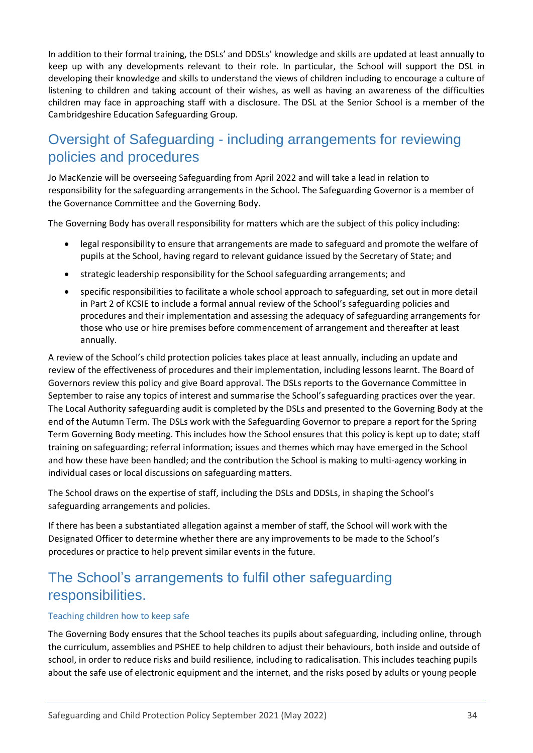In addition to their formal training, the DSLs' and DDSLs' knowledge and skills are updated at least annually to keep up with any developments relevant to their role. In particular, the School will support the DSL in developing their knowledge and skills to understand the views of children including to encourage a culture of listening to children and taking account of their wishes, as well as having an awareness of the difficulties children may face in approaching staff with a disclosure. The DSL at the Senior School is a member of the Cambridgeshire Education Safeguarding Group.

## Oversight of Safeguarding - including arrangements for reviewing policies and procedures

Jo MacKenzie will be overseeing Safeguarding from April 2022 and will take a lead in relation to responsibility for the safeguarding arrangements in the School. The Safeguarding Governor is a member of the Governance Committee and the Governing Body.

The Governing Body has overall responsibility for matters which are the subject of this policy including:

- legal responsibility to ensure that arrangements are made to safeguard and promote the welfare of pupils at the School, having regard to relevant guidance issued by the Secretary of State; and
- strategic leadership responsibility for the School safeguarding arrangements; and
- specific responsibilities to facilitate a whole school approach to safeguarding, set out in more detail in Part 2 of KCSIE to include a formal annual review of the School's safeguarding policies and procedures and their implementation and assessing the adequacy of safeguarding arrangements for those who use or hire premises before commencement of arrangement and thereafter at least annually.

A review of the School's child protection policies takes place at least annually, including an update and review of the effectiveness of procedures and their implementation, including lessons learnt. The Board of Governors review this policy and give Board approval. The DSLs reports to the Governance Committee in September to raise any topics of interest and summarise the School's safeguarding practices over the year. The Local Authority safeguarding audit is completed by the DSLs and presented to the Governing Body at the end of the Autumn Term. The DSLs work with the Safeguarding Governor to prepare a report for the Spring Term Governing Body meeting. This includes how the School ensures that this policy is kept up to date; staff training on safeguarding; referral information; issues and themes which may have emerged in the School and how these have been handled; and the contribution the School is making to multi-agency working in individual cases or local discussions on safeguarding matters.

The School draws on the expertise of staff, including the DSLs and DDSLs, in shaping the School's safeguarding arrangements and policies.

If there has been a substantiated allegation against a member of staff, the School will work with the Designated Officer to determine whether there are any improvements to be made to the School's procedures or practice to help prevent similar events in the future.

## The School's arrangements to fulfil other safeguarding responsibilities.

### Teaching children how to keep safe

The Governing Body ensures that the School teaches its pupils about safeguarding, including online, through the curriculum, assemblies and PSHEE to help children to adjust their behaviours, both inside and outside of school, in order to reduce risks and build resilience, including to radicalisation. This includes teaching pupils about the safe use of electronic equipment and the internet, and the risks posed by adults or young people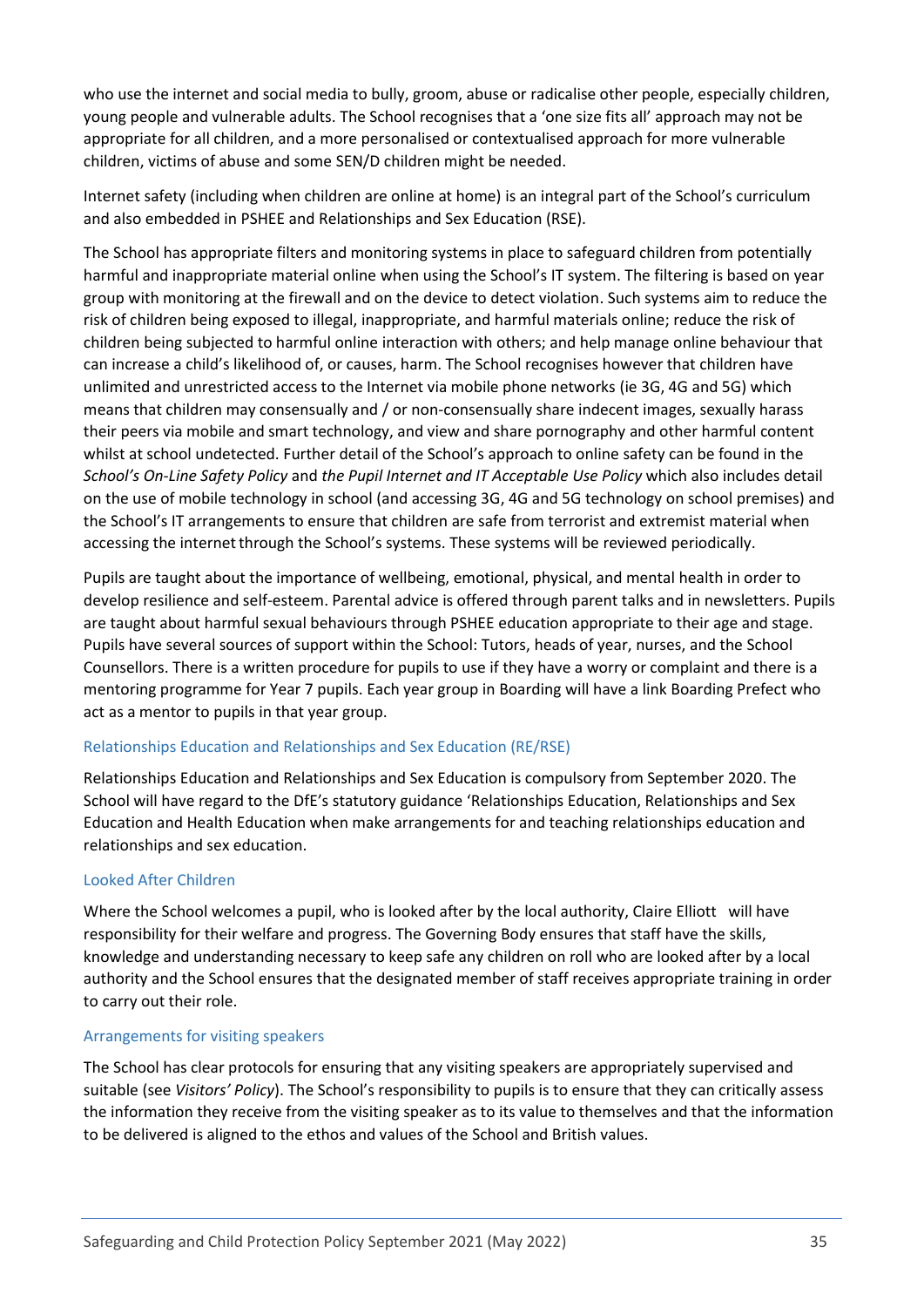who use the internet and social media to bully, groom, abuse or radicalise other people, especially children, young people and vulnerable adults. The School recognises that a 'one size fits all' approach may not be appropriate for all children, and a more personalised or contextualised approach for more vulnerable children, victims of abuse and some SEN/D children might be needed.

Internet safety (including when children are online at home) is an integral part of the School's curriculum and also embedded in PSHEE and Relationships and Sex Education (RSE).

The School has appropriate filters and monitoring systems in place to safeguard children from potentially harmful and inappropriate material online when using the School's IT system. The filtering is based on year group with monitoring at the firewall and on the device to detect violation. Such systems aim to reduce the risk of children being exposed to illegal, inappropriate, and harmful materials online; reduce the risk of children being subjected to harmful online interaction with others; and help manage online behaviour that can increase a child's likelihood of, or causes, harm. The School recognises however that children have unlimited and unrestricted access to the Internet via mobile phone networks (ie 3G, 4G and 5G) which means that children may consensually and / or non-consensually share indecent images, sexually harass their peers via mobile and smart technology, and view and share pornography and other harmful content whilst at school undetected. Further detail of the School's approach to online safety can be found in the *School's On-Line Safety Policy* and *the Pupil Internet and IT Acceptable Use Policy* which also includes detail on the use of mobile technology in school (and accessing 3G, 4G and 5G technology on school premises) and the School's IT arrangements to ensure that children are safe from terrorist and extremist material when accessing the internet through the School's systems. These systems will be reviewed periodically.

Pupils are taught about the importance of wellbeing, emotional, physical, and mental health in order to develop resilience and self-esteem. Parental advice is offered through parent talks and in newsletters. Pupils are taught about harmful sexual behaviours through PSHEE education appropriate to their age and stage. Pupils have several sources of support within the School: Tutors, heads of year, nurses, and the School Counsellors. There is a written procedure for pupils to use if they have a worry or complaint and there is a mentoring programme for Year 7 pupils. Each year group in Boarding will have a link Boarding Prefect who act as a mentor to pupils in that year group.

### Relationships Education and Relationships and Sex Education (RE/RSE)

Relationships Education and Relationships and Sex Education is compulsory from September 2020. The School will have regard to the DfE's statutory guidance 'Relationships Education, Relationships and Sex Education and Health Education when make arrangements for and teaching relationships education and relationships and sex education.

### Looked After Children

Where the School welcomes a pupil, who is looked after by the local authority, Claire Elliott will have responsibility for their welfare and progress. The Governing Body ensures that staff have the skills, knowledge and understanding necessary to keep safe any children on roll who are looked after by a local authority and the School ensures that the designated member of staff receives appropriate training in order to carry out their role.

### Arrangements for visiting speakers

The School has clear protocols for ensuring that any visiting speakers are appropriately supervised and suitable (see *Visitors' Policy*). The School's responsibility to pupils is to ensure that they can critically assess the information they receive from the visiting speaker as to its value to themselves and that the information to be delivered is aligned to the ethos and values of the School and British values.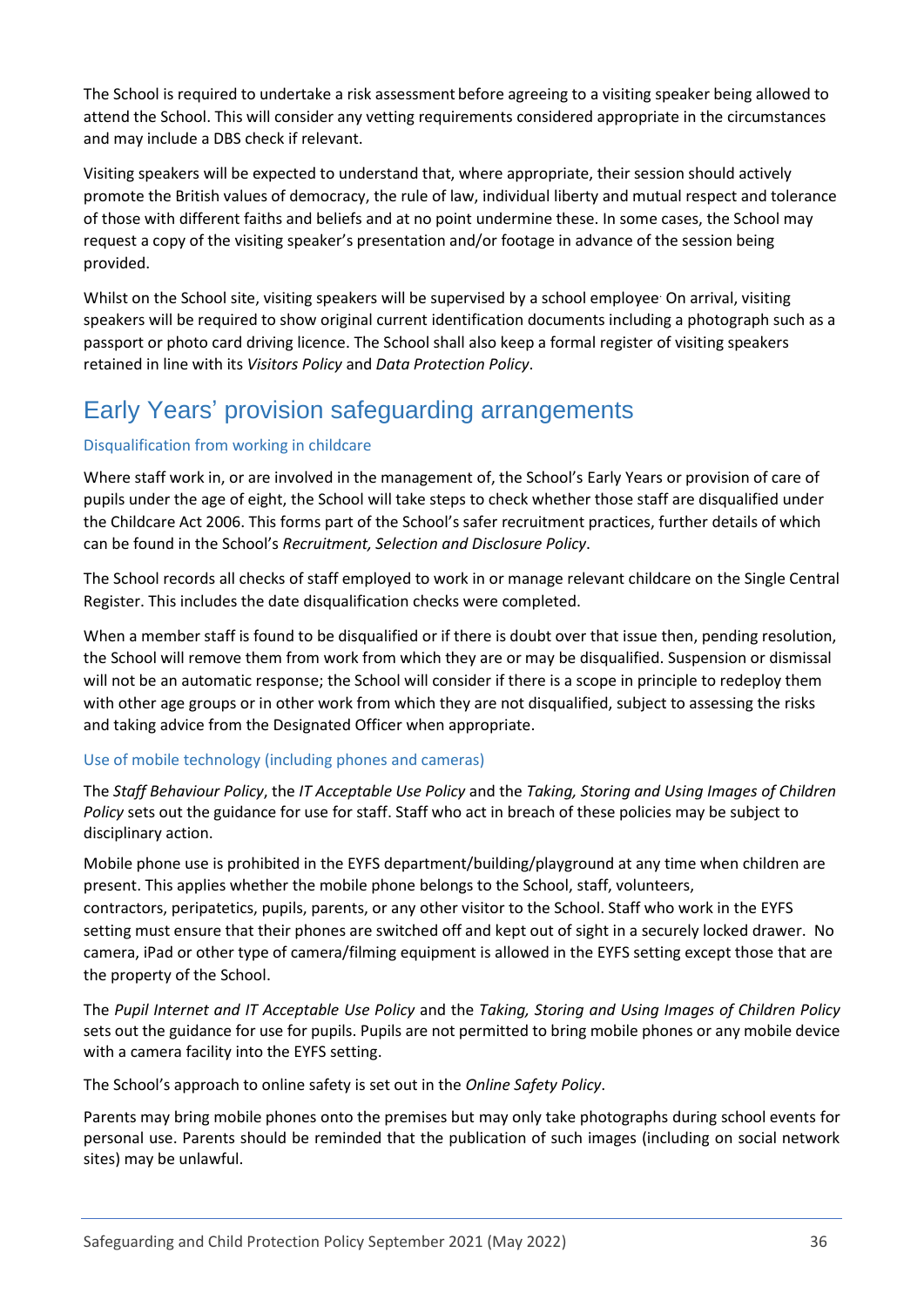The School is required to undertake a risk assessment before agreeing to a visiting speaker being allowed to attend the School. This will consider any vetting requirements considered appropriate in the circumstances and may include a DBS check if relevant.

Visiting speakers will be expected to understand that, where appropriate, their session should actively promote the British values of democracy, the rule of law, individual liberty and mutual respect and tolerance of those with different faiths and beliefs and at no point undermine these. In some cases, the School may request a copy of the visiting speaker's presentation and/or footage in advance of the session being provided.

Whilst on the School site, visiting speakers will be supervised by a school employee. On arrival, visiting speakers will be required to show original current identification documents including a photograph such as a passport or photo card driving licence. The School shall also keep a formal register of visiting speakers retained in line with its *Visitors Policy* and *Data Protection Policy*.

## Early Years' provision safeguarding arrangements

### Disqualification from working in childcare

Where staff work in, or are involved in the management of, the School's Early Years or provision of care of pupils under the age of eight, the School will take steps to check whether those staff are disqualified under the Childcare Act 2006. This forms part of the School's safer recruitment practices, further details of which can be found in the School's *Recruitment, Selection and Disclosure Policy*.

The School records all checks of staff employed to work in or manage relevant childcare on the Single Central Register. This includes the date disqualification checks were completed.

When a member staff is found to be disqualified or if there is doubt over that issue then, pending resolution, the School will remove them from work from which they are or may be disqualified. Suspension or dismissal will not be an automatic response; the School will consider if there is a scope in principle to redeploy them with other age groups or in other work from which they are not disqualified, subject to assessing the risks and taking advice from the Designated Officer when appropriate.

### Use of mobile technology (including phones and cameras)

The *Staff Behaviour Policy*, the *IT Acceptable Use Policy* and the *Taking, Storing and Using Images of Children Policy* sets out the guidance for use for staff. Staff who act in breach of these policies may be subject to disciplinary action.

Mobile phone use is prohibited in the EYFS department/building/playground at any time when children are present. This applies whether the mobile phone belongs to the School, staff, volunteers, contractors, peripatetics, pupils, parents, or any other visitor to the School. Staff who work in the EYFS setting must ensure that their phones are switched off and kept out of sight in a securely locked drawer. No camera, iPad or other type of camera/filming equipment is allowed in the EYFS setting except those that are the property of the School.

The *Pupil Internet and IT Acceptable Use Policy* and the *Taking, Storing and Using Images of Children Policy* sets out the guidance for use for pupils. Pupils are not permitted to bring mobile phones or any mobile device with a camera facility into the EYFS setting.

The School's approach to online safety is set out in the *Online Safety Policy*.

Parents may bring mobile phones onto the premises but may only take photographs during school events for personal use. Parents should be reminded that the publication of such images (including on social network sites) may be unlawful.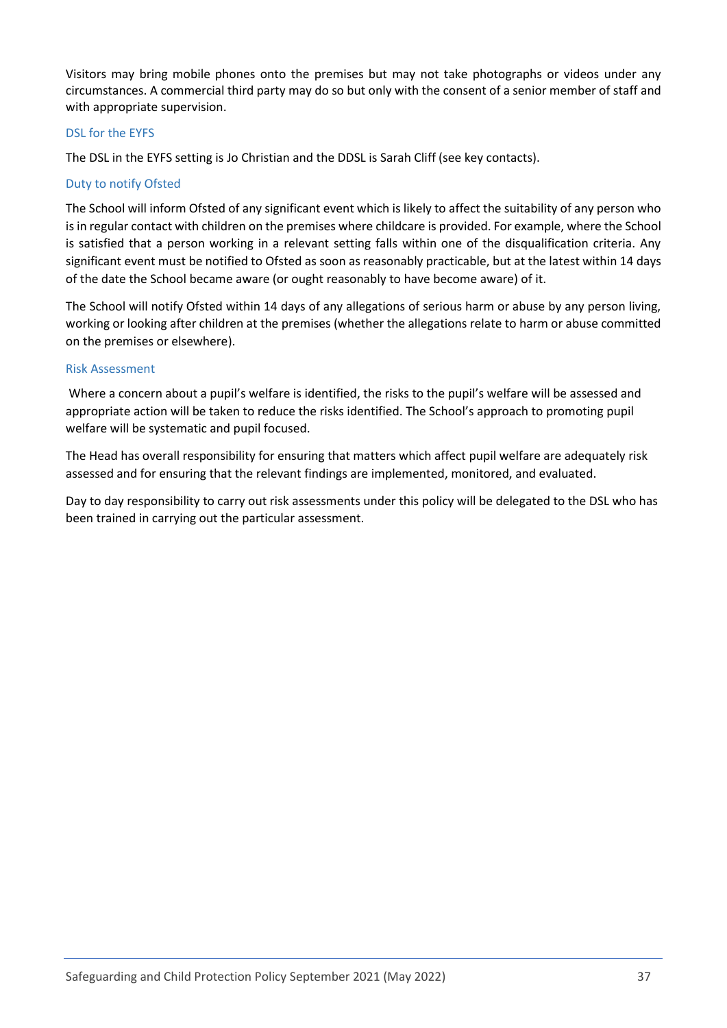Visitors may bring mobile phones onto the premises but may not take photographs or videos under any circumstances. A commercial third party may do so but only with the consent of a senior member of staff and with appropriate supervision.

### DSL for the EYFS

The DSL in the EYFS setting is Jo Christian and the DDSL is Sarah Cliff (see key contacts).

### Duty to notify Ofsted

The School will inform Ofsted of any significant event which is likely to affect the suitability of any person who is in regular contact with children on the premises where childcare is provided. For example, where the School is satisfied that a person working in a relevant setting falls within one of the disqualification criteria. Any significant event must be notified to Ofsted as soon as reasonably practicable, but at the latest within 14 days of the date the School became aware (or ought reasonably to have become aware) of it.

The School will notify Ofsted within 14 days of any allegations of serious harm or abuse by any person living, working or looking after children at the premises (whether the allegations relate to harm or abuse committed on the premises or elsewhere).

### Risk Assessment

Where a concern about a pupil's welfare is identified, the risks to the pupil's welfare will be assessed and appropriate action will be taken to reduce the risks identified. The School's approach to promoting pupil welfare will be systematic and pupil focused.

The Head has overall responsibility for ensuring that matters which affect pupil welfare are adequately risk assessed and for ensuring that the relevant findings are implemented, monitored, and evaluated.

Day to day responsibility to carry out risk assessments under this policy will be delegated to the DSL who has been trained in carrying out the particular assessment.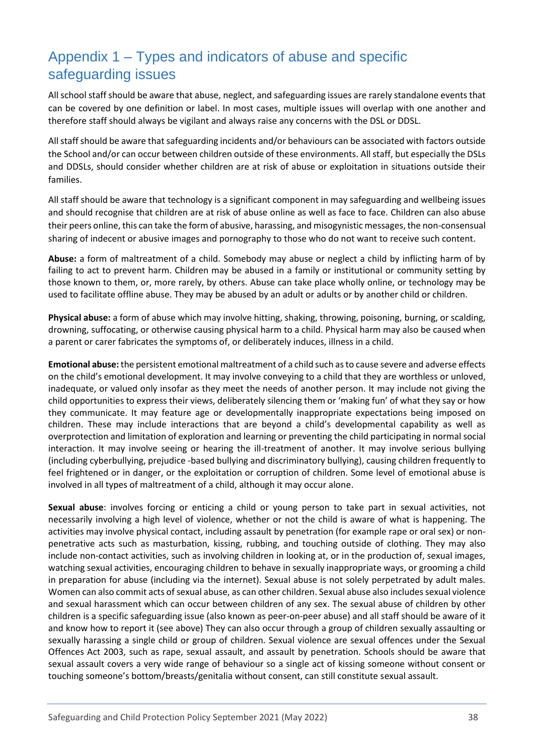# Appendix 1 – Types and indicators of abuse and specific safeguarding issues

All school staff should be aware that abuse, neglect, and safeguarding issues are rarely standalone events that can be covered by one definition or label. In most cases, multiple issues will overlap with one another and therefore staff should always be vigilant and always raise any concerns with the DSL or DDSL.

All staff should be aware that safeguarding incidents and/or behaviours can be associated with factors outside the School and/or can occur between children outside of these environments. All staff, but especially the DSLs and DDSLs, should consider whether children are at risk of abuse or exploitation in situations outside their families.

All staff should be aware that technology is a significant component in may safeguarding and wellbeing issues and should recognise that children are at risk of abuse online as well as face to face. Children can also abuse their peers online, this can take the form of abusive, harassing, and misogynistic messages, the non-consensual sharing of indecent or abusive images and pornography to those who do not want to receive such content.

**Abuse:** a form of maltreatment of a child. Somebody may abuse or neglect a child by inflicting harm of by failing to act to prevent harm. Children may be abused in a family or institutional or community setting by those known to them, or, more rarely, by others. Abuse can take place wholly online, or technology may be used to facilitate offline abuse. They may be abused by an adult or adults or by another child or children.

**Physical abuse:** a form of abuse which may involve hitting, shaking, throwing, poisoning, burning, or scalding, drowning, suffocating, or otherwise causing physical harm to a child. Physical harm may also be caused when a parent or carer fabricates the symptoms of, or deliberately induces, illness in a child.

**Emotional abuse:** the persistent emotional maltreatment of a child such as to cause severe and adverse effects on the child's emotional development. It may involve conveying to a child that they are worthless or unloved, inadequate, or valued only insofar as they meet the needs of another person. It may include not giving the child opportunities to express their views, deliberately silencing them or 'making fun' of what they say or how they communicate. It may feature age or developmentally inappropriate expectations being imposed on children. These may include interactions that are beyond a child's developmental capability as well as overprotection and limitation of exploration and learning or preventing the child participating in normal social interaction. It may involve seeing or hearing the ill-treatment of another. It may involve serious bullying (including cyberbullying, prejudice -based bullying and discriminatory bullying), causing children frequently to feel frightened or in danger, or the exploitation or corruption of children. Some level of emotional abuse is involved in all types of maltreatment of a child, although it may occur alone.

**Sexual abuse**: involves forcing or enticing a child or young person to take part in sexual activities, not necessarily involving a high level of violence, whether or not the child is aware of what is happening. The activities may involve physical contact, including assault by penetration (for example rape or oral sex) or non-penetrative acts such as masturbation, kissing, rubbing, and touching outside of clothing. They may also include non-contact activities, such as involving children in looking at, or in the production of, sexual images, watching sexual activities, encouraging children to behave in sexually inappropriate ways, or grooming a child in preparation for abuse (including via the internet). Sexual abuse is not solely perpetrated by adult males. Women can also commit acts of sexual abuse, as can other children. Sexual abuse also includes sexual violence and sexual harassment which can occur between children of any sex. The sexual abuse of children by other children is a specific safeguarding issue (also known as peer-on-peer abuse) and all staff should be aware of it and know how to report it (see above) They can also occur through a group of children sexually assaulting or sexually harassing a single child or group of children. Sexual violence are sexual offences under the Sexual Offences Act 2003, such as rape, sexual assault, and assault by penetration. Schools should be aware that sexual assault covers a very wide range of behaviour so a single act of kissing someone without consent or touching someone's bottom/breasts/genitalia without consent, can still constitute sexual assault.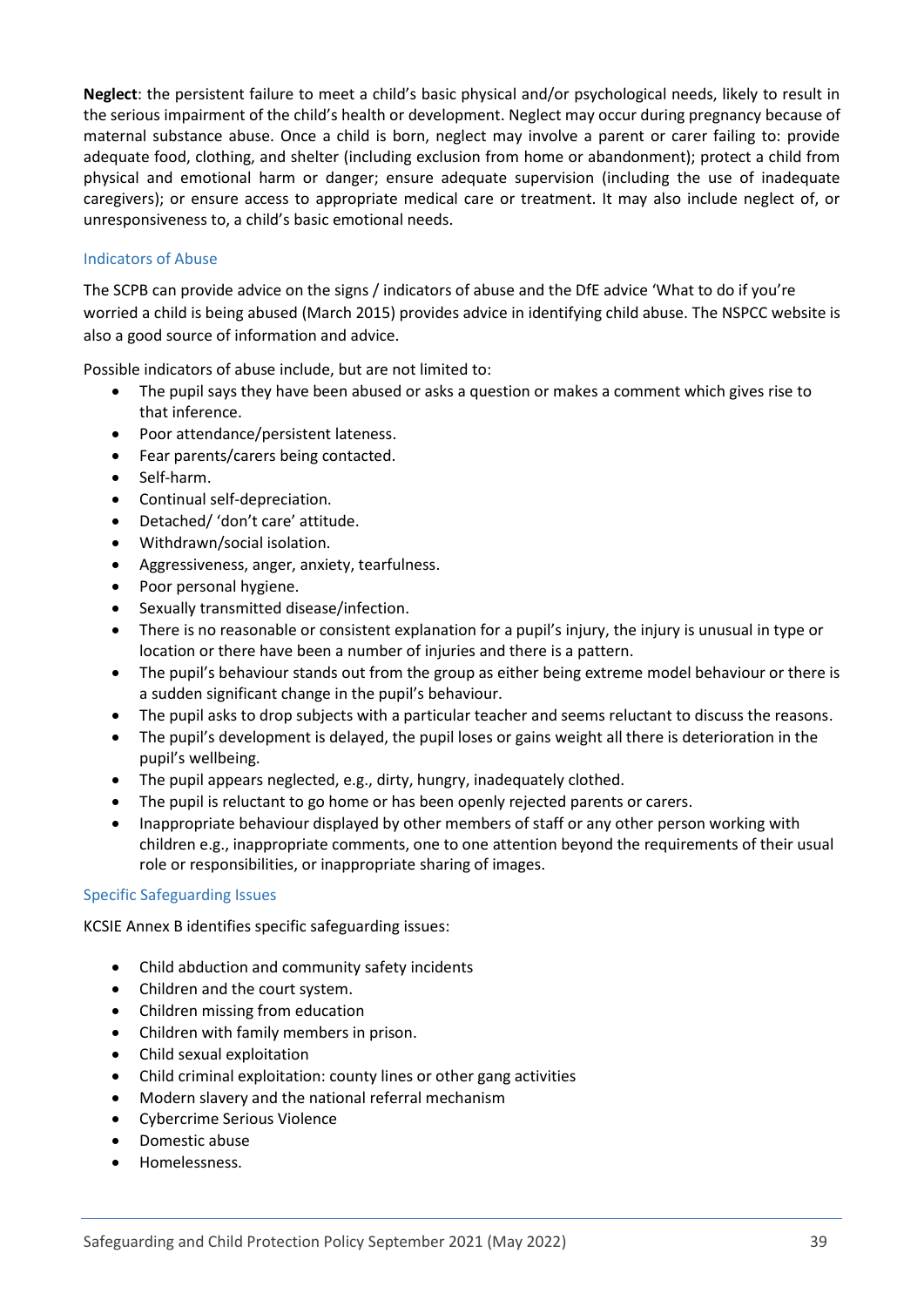**Neglect**: the persistent failure to meet a child's basic physical and/or psychological needs, likely to result in the serious impairment of the child's health or development. Neglect may occur during pregnancy because of maternal substance abuse. Once a child is born, neglect may involve a parent or carer failing to: provide adequate food, clothing, and shelter (including exclusion from home or abandonment); protect a child from physical and emotional harm or danger; ensure adequate supervision (including the use of inadequate caregivers); or ensure access to appropriate medical care or treatment. It may also include neglect of, or unresponsiveness to, a child's basic emotional needs.

### Indicators of Abuse

The SCPB can provide advice on the signs / indicators of abuse and the DfE advice 'What to do if you're worried a child is being abused (March 2015) provides advice in identifying child abuse. The NSPCC website is also a good source of information and advice.

Possible indicators of abuse include, but are not limited to:

- The pupil says they have been abused or asks a question or makes a comment which gives rise to that inference.
- Poor attendance/persistent lateness.
- Fear parents/carers being contacted.
- Self-harm.
- Continual self-depreciation.
- Detached/ 'don't care' attitude.
- Withdrawn/social isolation.
- Aggressiveness, anger, anxiety, tearfulness.
- Poor personal hygiene.
- Sexually transmitted disease/infection.
- There is no reasonable or consistent explanation for a pupil's injury, the injury is unusual in type or location or there have been a number of injuries and there is a pattern.
- The pupil's behaviour stands out from the group as either being extreme model behaviour or there is a sudden significant change in the pupil's behaviour.
- The pupil asks to drop subjects with a particular teacher and seems reluctant to discuss the reasons.
- The pupil's development is delayed, the pupil loses or gains weight all there is deterioration in the pupil's wellbeing.
- The pupil appears neglected, e.g., dirty, hungry, inadequately clothed.
- The pupil is reluctant to go home or has been openly rejected parents or carers.
- Inappropriate behaviour displayed by other members of staff or any other person working with children e.g., inappropriate comments, one to one attention beyond the requirements of their usual role or responsibilities, or inappropriate sharing of images.

### Specific Safeguarding Issues

KCSIE Annex B identifies specific safeguarding issues:

- Child abduction and community safety incidents
- Children and the court system.
- Children missing from education
- Children with family members in prison.
- Child sexual exploitation
- Child criminal exploitation: county lines or other gang activities
- Modern slavery and the national referral mechanism
- Cybercrime Serious Violence
- Domestic abuse
- Homelessness.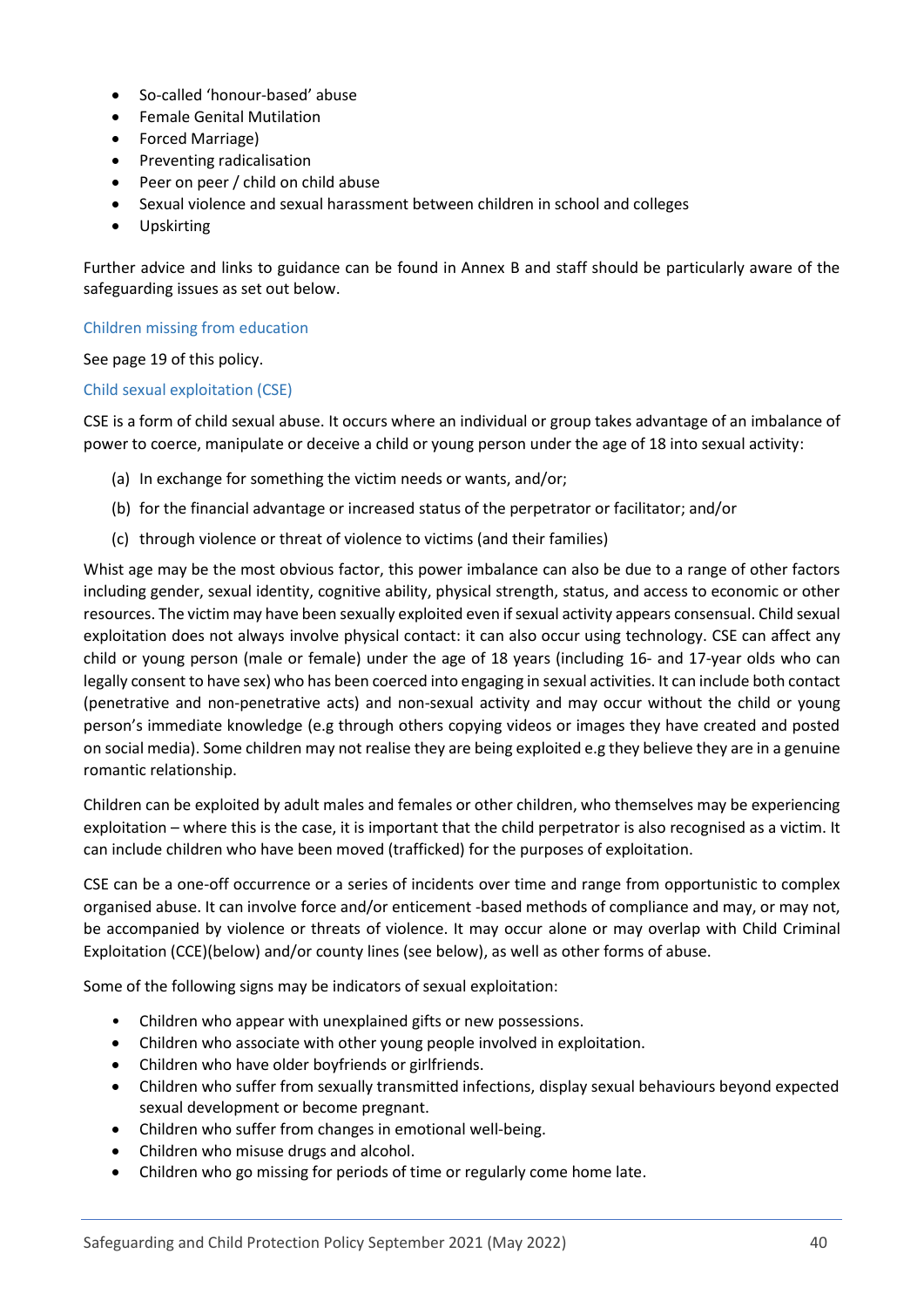- So-called 'honour-based' abuse
- Female Genital Mutilation
- Forced Marriage)
- Preventing radicalisation
- Peer on peer / child on child abuse
- Sexual violence and sexual harassment between children in school and colleges
- Upskirting

Further advice and links to guidance can be found in Annex B and staff should be particularly aware of the safeguarding issues as set out below.

### Children missing from education

See page 19 of this policy.

### Child sexual exploitation (CSE)

CSE is a form of child sexual abuse. It occurs where an individual or group takes advantage of an imbalance of power to coerce, manipulate or deceive a child or young person under the age of 18 into sexual activity:

(a) In exchange for something the victim needs or wants, and/or;

(b) for the financial advantage or increased status of the perpetrator or facilitator; and/or

(c) through violence or threat of violence to victims (and their families)

Whist age may be the most obvious factor, this power imbalance can also be due to a range of other factors including gender, sexual identity, cognitive ability, physical strength, status, and access to economic or other resources. The victim may have been sexually exploited even if sexual activity appears consensual. Child sexual exploitation does not always involve physical contact: it can also occur using technology. CSE can affect any child or young person (male or female) under the age of 18 years (including 16- and 17-year olds who can legally consent to have sex) who has been coerced into engaging in sexual activities. It can include both contact (penetrative and non-penetrative acts) and non-sexual activity and may occur without the child or young person's immediate knowledge (e.g through others copying videos or images they have created and posted on social media). Some children may not realise they are being exploited e.g they believe they are in a genuine romantic relationship.

Children can be exploited by adult males and females or other children, who themselves may be experiencing exploitation – where this is the case, it is important that the child perpetrator is also recognised as a victim. It can include children who have been moved (trafficked) for the purposes of exploitation.

CSE can be a one-off occurrence or a series of incidents over time and range from opportunistic to complex organised abuse. It can involve force and/or enticement -based methods of compliance and may, or may not, be accompanied by violence or threats of violence. It may occur alone or may overlap with Child Criminal Exploitation (CCE)(below) and/or county lines (see below), as well as other forms of abuse.

Some of the following signs may be indicators of sexual exploitation:

- Children who appear with unexplained gifts or new possessions.
- Children who associate with other young people involved in exploitation.
- Children who have older boyfriends or girlfriends.
- Children who suffer from sexually transmitted infections, display sexual behaviours beyond expected sexual development or become pregnant.
- Children who suffer from changes in emotional well-being.
- Children who misuse drugs and alcohol.
- Children who go missing for periods of time or regularly come home late.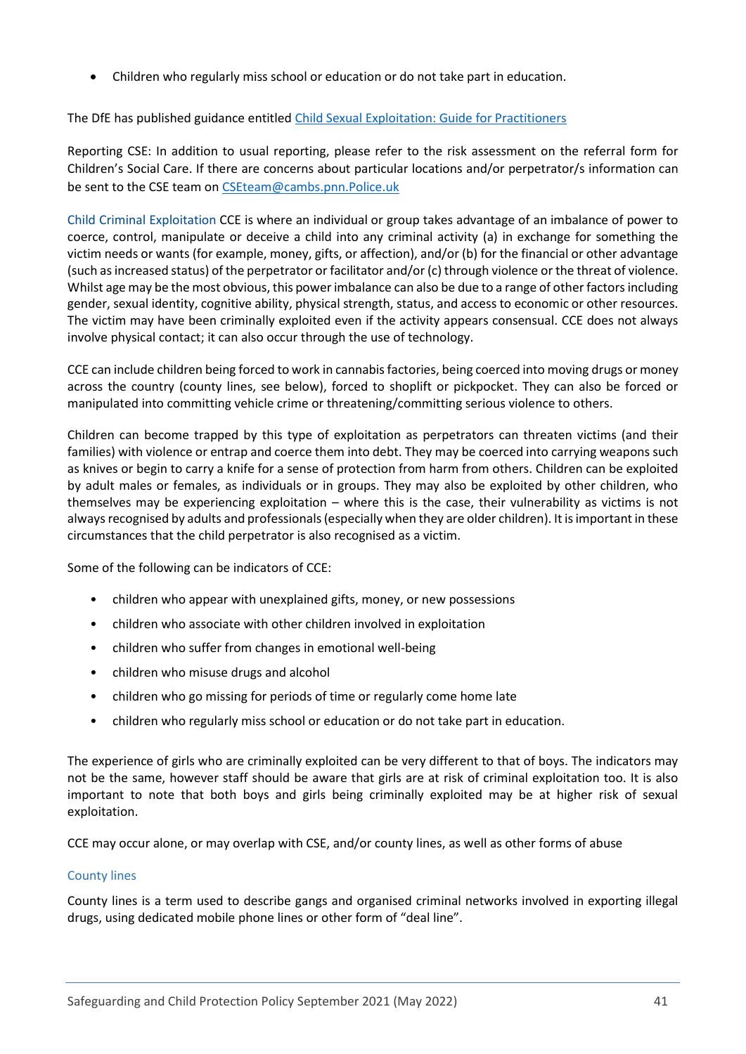- Children who regularly miss school or education or do not take part in education.

The DfE has published guidance entitled [Child Sexual Exploitation: Guide for Practitioners]

Reporting CSE: In addition to usual reporting, please refer to the risk assessment on the referral form for Children's Social Care. If there are concerns about particular locations and/or perpetrator/s information can be sent to the CSE team on CSEteam@cambs.pnn.Police.uk

Child Criminal Exploitation CCE is where an individual or group takes advantage of an imbalance of power to coerce, control, manipulate or deceive a child into any criminal activity (a) in exchange for something the victim needs or wants (for example, money, gifts, or affection), and/or (b) for the financial or other advantage (such as increased status) of the perpetrator or facilitator and/or (c) through violence or the threat of violence. Whilst age may be the most obvious, this power imbalance can also be due to a range of other factors including gender, sexual identity, cognitive ability, physical strength, status, and access to economic or other resources. The victim may have been criminally exploited even if the activity appears consensual. CCE does not always involve physical contact; it can also occur through the use of technology.

CCE can include children being forced to work in cannabis factories, being coerced into moving drugs or money across the country (county lines, see below), forced to shoplift or pickpocket. They can also be forced or manipulated into committing vehicle crime or threatening/committing serious violence to others.

Children can become trapped by this type of exploitation as perpetrators can threaten victims (and their families) with violence or entrap and coerce them into debt. They may be coerced into carrying weapons such as knives or begin to carry a knife for a sense of protection from harm from others. Children can be exploited by adult males or females, as individuals or in groups. They may also be exploited by other children, who themselves may be experiencing exploitation – where this is the case, their vulnerability as victims is not always recognised by adults and professionals (especially when they are older children). It is important in these circumstances that the child perpetrator is also recognised as a victim.

Some of the following can be indicators of CCE:

- children who appear with unexplained gifts, money, or new possessions
- children who associate with other children involved in exploitation
- children who suffer from changes in emotional well-being
- children who misuse drugs and alcohol
- children who go missing for periods of time or regularly come home late
- children who regularly miss school or education or do not take part in education.

The experience of girls who are criminally exploited can be very different to that of boys. The indicators may not be the same, however staff should be aware that girls are at risk of criminal exploitation too. It is also important to note that both boys and girls being criminally exploited may be at higher risk of sexual exploitation.

CCE may occur alone, or may overlap with CSE, and/or county lines, as well as other forms of abuse

### County lines

County lines is a term used to describe gangs and organised criminal networks involved in exporting illegal drugs, using dedicated mobile phone lines or other form of "deal line".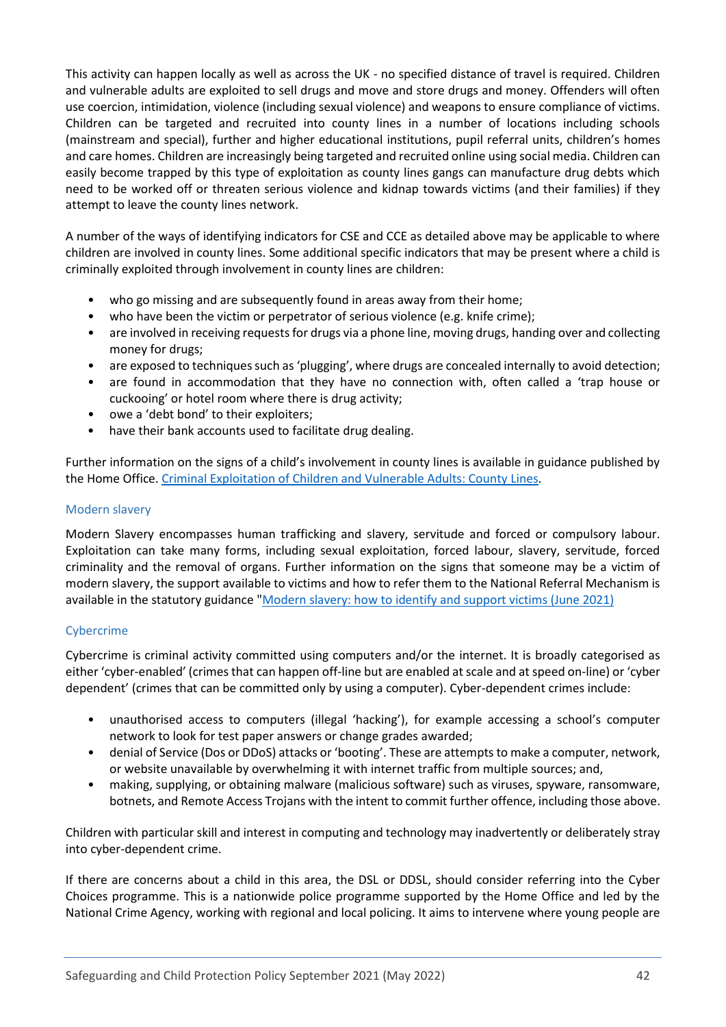This activity can happen locally as well as across the UK - no specified distance of travel is required. Children and vulnerable adults are exploited to sell drugs and move and store drugs and money. Offenders will often use coercion, intimidation, violence (including sexual violence) and weapons to ensure compliance of victims. Children can be targeted and recruited into county lines in a number of locations including schools (mainstream and special), further and higher educational institutions, pupil referral units, children's homes and care homes. Children are increasingly being targeted and recruited online using social media. Children can easily become trapped by this type of exploitation as county lines gangs can manufacture drug debts which need to be worked off or threaten serious violence and kidnap towards victims (and their families) if they attempt to leave the county lines network.

A number of the ways of identifying indicators for CSE and CCE as detailed above may be applicable to where children are involved in county lines. Some additional specific indicators that may be present where a child is criminally exploited through involvement in county lines are children:

- who go missing and are subsequently found in areas away from their home;
- who have been the victim or perpetrator of serious violence (e.g. knife crime);
- are involved in receiving requests for drugs via a phone line, moving drugs, handing over and collecting money for drugs;
- are exposed to techniques such as 'plugging', where drugs are concealed internally to avoid detection;
- are found in accommodation that they have no connection with, often called a 'trap house or cuckooing' or hotel room where there is drug activity;
- owe a 'debt bond' to their exploiters;
- have their bank accounts used to facilitate drug dealing.

Further information on the signs of a child's involvement in county lines is available in guidance published by the Home Office. [Criminal Exploitation of Children and Vulnerable Adults: County Lines](#).

### Modern slavery

Modern Slavery encompasses human trafficking and slavery, servitude and forced or compulsory labour. Exploitation can take many forms, including sexual exploitation, forced labour, slavery, servitude, forced criminality and the removal of organs. Further information on the signs that someone may be a victim of modern slavery, the support available to victims and how to refer them to the National Referral Mechanism is available in the statutory guidance "[Modern slavery: how to identify and support victims (June 2021)](#)

### Cybercrime

Cybercrime is criminal activity committed using computers and/or the internet. It is broadly categorised as either 'cyber-enabled' (crimes that can happen off-line but are enabled at scale and at speed on-line) or 'cyber dependent' (crimes that can be committed only by using a computer). Cyber-dependent crimes include:

- unauthorised access to computers (illegal 'hacking'), for example accessing a school's computer network to look for test paper answers or change grades awarded;
- denial of Service (Dos or DDoS) attacks or 'booting'. These are attempts to make a computer, network, or website unavailable by overwhelming it with internet traffic from multiple sources; and,
- making, supplying, or obtaining malware (malicious software) such as viruses, spyware, ransomware, botnets, and Remote Access Trojans with the intent to commit further offence, including those above.

Children with particular skill and interest in computing and technology may inadvertently or deliberately stray into cyber-dependent crime.

If there are concerns about a child in this area, the DSL or DDSL, should consider referring into the Cyber Choices programme. This is a nationwide police programme supported by the Home Office and led by the National Crime Agency, working with regional and local policing. It aims to intervene where young people are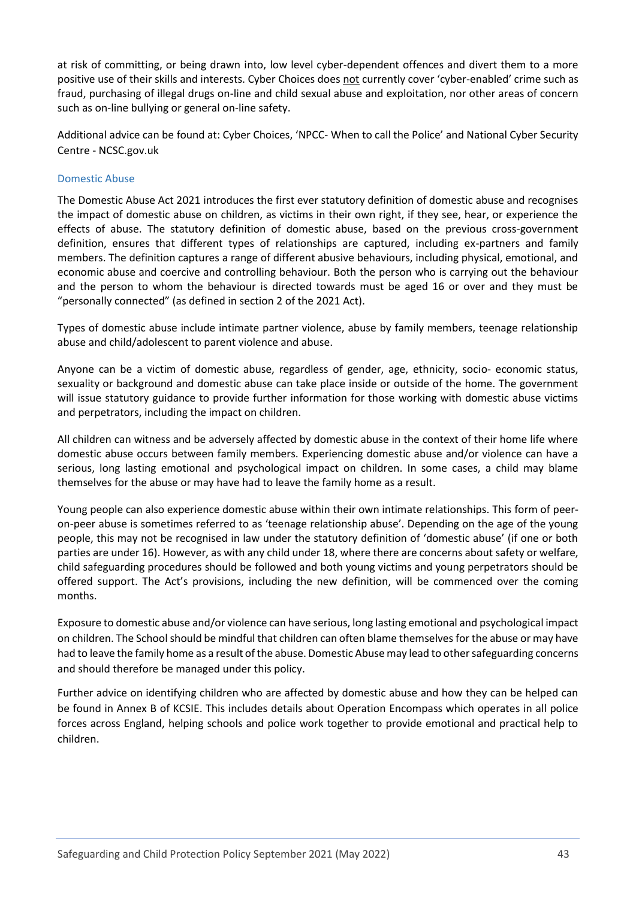at risk of committing, or being drawn into, low level cyber-dependent offences and divert them to a more positive use of their skills and interests. Cyber Choices does not currently cover 'cyber-enabled' crime such as fraud, purchasing of illegal drugs on-line and child sexual abuse and exploitation, nor other areas of concern such as on-line bullying or general on-line safety.

Additional advice can be found at: Cyber Choices, 'NPCC- When to call the Police' and National Cyber Security Centre - NCSC.gov.uk

### Domestic Abuse

The Domestic Abuse Act 2021 introduces the first ever statutory definition of domestic abuse and recognises the impact of domestic abuse on children, as victims in their own right, if they see, hear, or experience the effects of abuse. The statutory definition of domestic abuse, based on the previous cross-government definition, ensures that different types of relationships are captured, including ex-partners and family members. The definition captures a range of different abusive behaviours, including physical, emotional, and economic abuse and coercive and controlling behaviour. Both the person who is carrying out the behaviour and the person to whom the behaviour is directed towards must be aged 16 or over and they must be "personally connected" (as defined in section 2 of the 2021 Act).

Types of domestic abuse include intimate partner violence, abuse by family members, teenage relationship abuse and child/adolescent to parent violence and abuse.

Anyone can be a victim of domestic abuse, regardless of gender, age, ethnicity, socio- economic status, sexuality or background and domestic abuse can take place inside or outside of the home. The government will issue statutory guidance to provide further information for those working with domestic abuse victims and perpetrators, including the impact on children.

All children can witness and be adversely affected by domestic abuse in the context of their home life where domestic abuse occurs between family members. Experiencing domestic abuse and/or violence can have a serious, long lasting emotional and psychological impact on children. In some cases, a child may blame themselves for the abuse or may have had to leave the family home as a result.

Young people can also experience domestic abuse within their own intimate relationships. This form of peer-on-peer abuse is sometimes referred to as 'teenage relationship abuse'. Depending on the age of the young people, this may not be recognised in law under the statutory definition of 'domestic abuse' (if one or both parties are under 16). However, as with any child under 18, where there are concerns about safety or welfare, child safeguarding procedures should be followed and both young victims and young perpetrators should be offered support. The Act's provisions, including the new definition, will be commenced over the coming months.

Exposure to domestic abuse and/or violence can have serious, long lasting emotional and psychological impact on children. The School should be mindful that children can often blame themselves for the abuse or may have had to leave the family home as a result of the abuse. Domestic Abuse may lead to other safeguarding concerns and should therefore be managed under this policy.

Further advice on identifying children who are affected by domestic abuse and how they can be helped can be found in Annex B of KCSIE. This includes details about Operation Encompass which operates in all police forces across England, helping schools and police work together to provide emotional and practical help to children.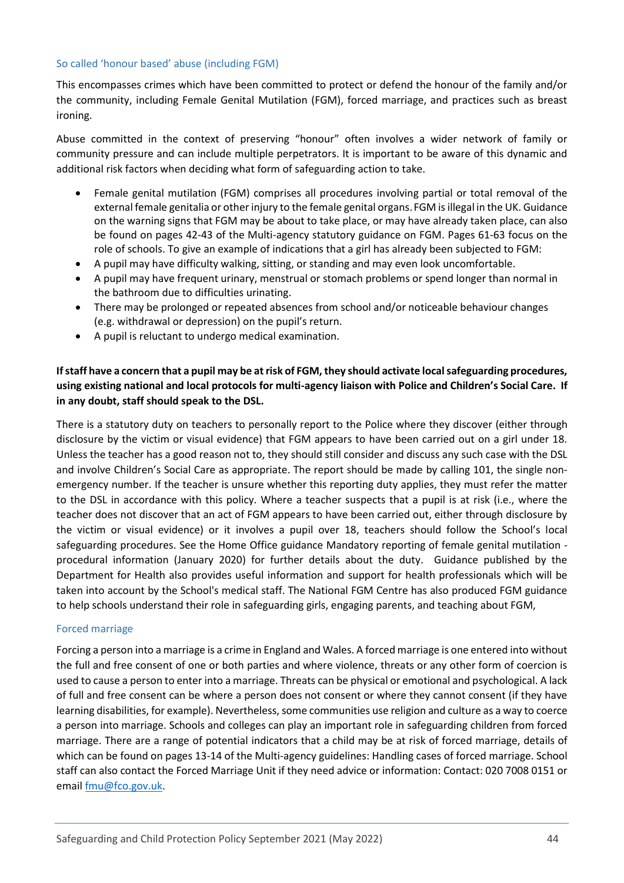### So called 'honour based' abuse (including FGM)

This encompasses crimes which have been committed to protect or defend the honour of the family and/or the community, including Female Genital Mutilation (FGM), forced marriage, and practices such as breast ironing.

Abuse committed in the context of preserving "honour" often involves a wider network of family or community pressure and can include multiple perpetrators. It is important to be aware of this dynamic and additional risk factors when deciding what form of safeguarding action to take.

- Female genital mutilation (FGM) comprises all procedures involving partial or total removal of the external female genitalia or other injury to the female genital organs. FGM is illegal in the UK. Guidance on the warning signs that FGM may be about to take place, or may have already taken place, can also be found on pages 42-43 of the Multi-agency statutory guidance on FGM. Pages 61-63 focus on the role of schools. To give an example of indications that a girl has already been subjected to FGM:
- A pupil may have difficulty walking, sitting, or standing and may even look uncomfortable.
- A pupil may have frequent urinary, menstrual or stomach problems or spend longer than normal in the bathroom due to difficulties urinating.
- There may be prolonged or repeated absences from school and/or noticeable behaviour changes (e.g. withdrawal or depression) on the pupil's return.
- A pupil is reluctant to undergo medical examination.

**If staff have a concern that a pupil may be at risk of FGM, they should activate local safeguarding procedures, using existing national and local protocols for multi-agency liaison with Police and Children's Social Care. If in any doubt, staff should speak to the DSL.**

There is a statutory duty on teachers to personally report to the Police where they discover (either through disclosure by the victim or visual evidence) that FGM appears to have been carried out on a girl under 18. Unless the teacher has a good reason not to, they should still consider and discuss any such case with the DSL and involve Children's Social Care as appropriate. The report should be made by calling 101, the single non-emergency number. If the teacher is unsure whether this reporting duty applies, they must refer the matter to the DSL in accordance with this policy. Where a teacher suspects that a pupil is at risk (i.e., where the teacher does not discover that an act of FGM appears to have been carried out, either through disclosure by the victim or visual evidence) or it involves a pupil over 18, teachers should follow the School's local safeguarding procedures. See the Home Office guidance Mandatory reporting of female genital mutilation - procedural information (January 2020) for further details about the duty. Guidance published by the Department for Health also provides useful information and support for health professionals which will be taken into account by the School's medical staff. The National FGM Centre has also produced FGM guidance to help schools understand their role in safeguarding girls, engaging parents, and teaching about FGM,

### Forced marriage

Forcing a person into a marriage is a crime in England and Wales. A forced marriage is one entered into without the full and free consent of one or both parties and where violence, threats or any other form of coercion is used to cause a person to enter into a marriage. Threats can be physical or emotional and psychological. A lack of full and free consent can be where a person does not consent or where they cannot consent (if they have learning disabilities, for example). Nevertheless, some communities use religion and culture as a way to coerce a person into marriage. Schools and colleges can play an important role in safeguarding children from forced marriage. There are a range of potential indicators that a child may be at risk of forced marriage, details of which can be found on pages 13-14 of the Multi-agency guidelines: Handling cases of forced marriage. School staff can also contact the Forced Marriage Unit if they need advice or information: Contact: 020 7008 0151 or email fmu@fco.gov.uk.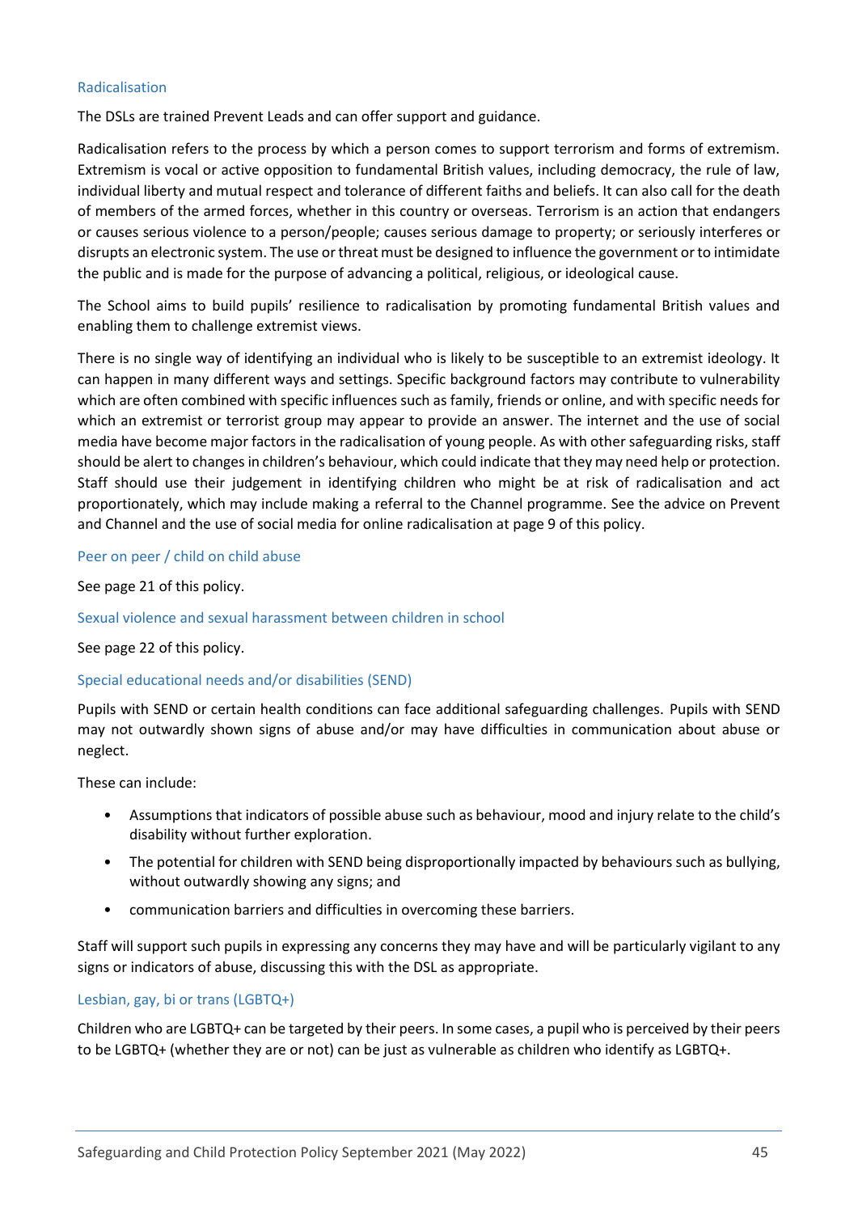### Radicalisation

The DSLs are trained Prevent Leads and can offer support and guidance.

Radicalisation refers to the process by which a person comes to support terrorism and forms of extremism. Extremism is vocal or active opposition to fundamental British values, including democracy, the rule of law, individual liberty and mutual respect and tolerance of different faiths and beliefs. It can also call for the death of members of the armed forces, whether in this country or overseas. Terrorism is an action that endangers or causes serious violence to a person/people; causes serious damage to property; or seriously interferes or disrupts an electronic system. The use or threat must be designed to influence the government or to intimidate the public and is made for the purpose of advancing a political, religious, or ideological cause.

The School aims to build pupils' resilience to radicalisation by promoting fundamental British values and enabling them to challenge extremist views.

There is no single way of identifying an individual who is likely to be susceptible to an extremist ideology. It can happen in many different ways and settings. Specific background factors may contribute to vulnerability which are often combined with specific influences such as family, friends or online, and with specific needs for which an extremist or terrorist group may appear to provide an answer. The internet and the use of social media have become major factors in the radicalisation of young people. As with other safeguarding risks, staff should be alert to changes in children's behaviour, which could indicate that they may need help or protection. Staff should use their judgement in identifying children who might be at risk of radicalisation and act proportionately, which may include making a referral to the Channel programme. See the advice on Prevent and Channel and the use of social media for online radicalisation at page 9 of this policy.

### Peer on peer / child on child abuse

See page 21 of this policy.

### Sexual violence and sexual harassment between children in school

See page 22 of this policy.

### Special educational needs and/or disabilities (SEND)

Pupils with SEND or certain health conditions can face additional safeguarding challenges. Pupils with SEND may not outwardly shown signs of abuse and/or may have difficulties in communication about abuse or neglect.

These can include:

- Assumptions that indicators of possible abuse such as behaviour, mood and injury relate to the child's disability without further exploration.
- The potential for children with SEND being disproportionally impacted by behaviours such as bullying, without outwardly showing any signs; and
- communication barriers and difficulties in overcoming these barriers.

Staff will support such pupils in expressing any concerns they may have and will be particularly vigilant to any signs or indicators of abuse, discussing this with the DSL as appropriate.

### Lesbian, gay, bi or trans (LGBTQ+)

Children who are LGBTQ+ can be targeted by their peers. In some cases, a pupil who is perceived by their peers to be LGBTQ+ (whether they are or not) can be just as vulnerable as children who identify as LGBTQ+.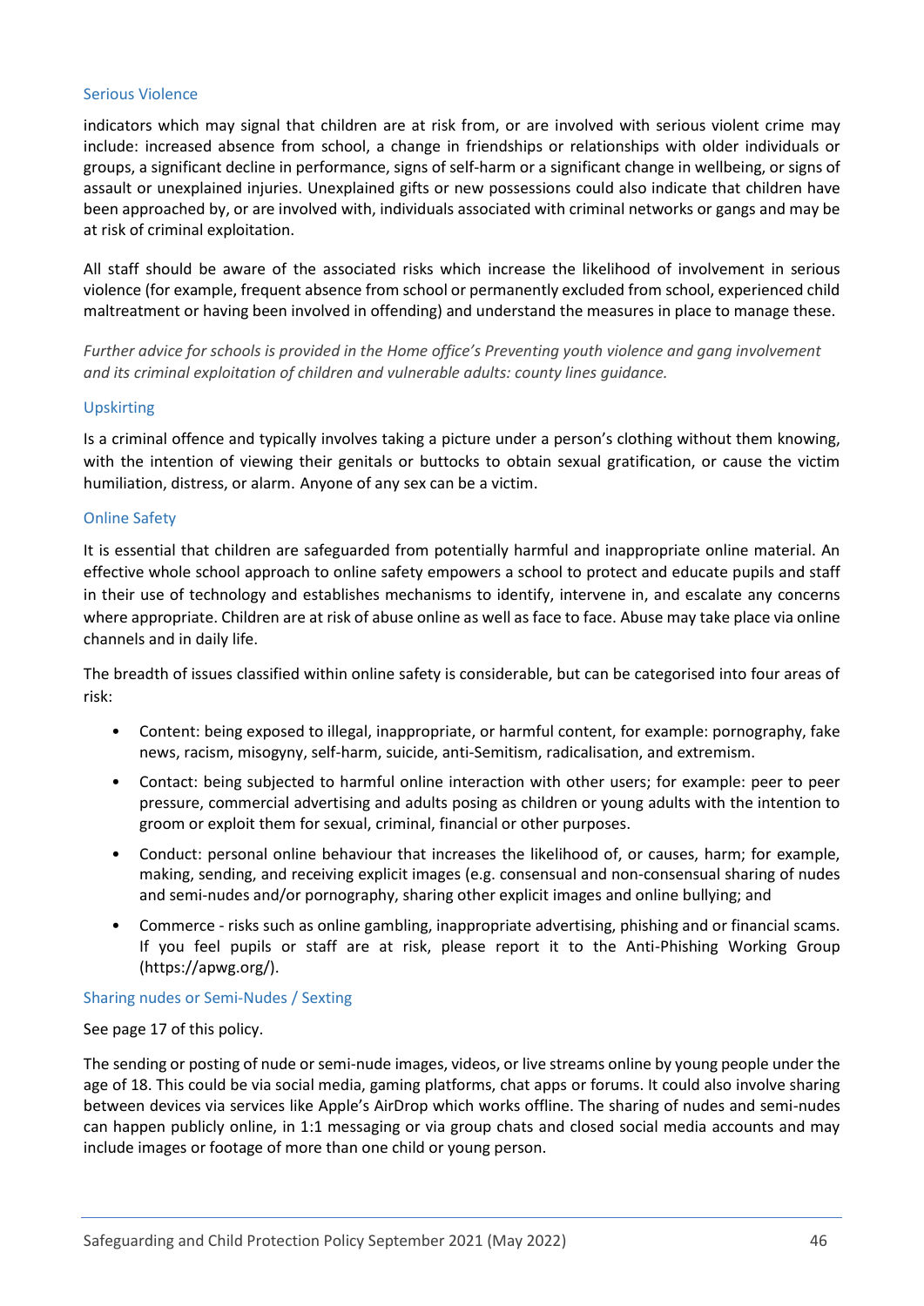### Serious Violence

indicators which may signal that children are at risk from, or are involved with serious violent crime may include: increased absence from school, a change in friendships or relationships with older individuals or groups, a significant decline in performance, signs of self-harm or a significant change in wellbeing, or signs of assault or unexplained injuries. Unexplained gifts or new possessions could also indicate that children have been approached by, or are involved with, individuals associated with criminal networks or gangs and may be at risk of criminal exploitation.

All staff should be aware of the associated risks which increase the likelihood of involvement in serious violence (for example, frequent absence from school or permanently excluded from school, experienced child maltreatment or having been involved in offending) and understand the measures in place to manage these.

*Further advice for schools is provided in the Home office's Preventing youth violence and gang involvement and its criminal exploitation of children and vulnerable adults: county lines guidance.*

### Upskirting

Is a criminal offence and typically involves taking a picture under a person's clothing without them knowing, with the intention of viewing their genitals or buttocks to obtain sexual gratification, or cause the victim humiliation, distress, or alarm. Anyone of any sex can be a victim.

### Online Safety

It is essential that children are safeguarded from potentially harmful and inappropriate online material. An effective whole school approach to online safety empowers a school to protect and educate pupils and staff in their use of technology and establishes mechanisms to identify, intervene in, and escalate any concerns where appropriate. Children are at risk of abuse online as well as face to face. Abuse may take place via online channels and in daily life.

The breadth of issues classified within online safety is considerable, but can be categorised into four areas of risk:

- Content: being exposed to illegal, inappropriate, or harmful content, for example: pornography, fake news, racism, misogyny, self-harm, suicide, anti-Semitism, radicalisation, and extremism.
- Contact: being subjected to harmful online interaction with other users; for example: peer to peer pressure, commercial advertising and adults posing as children or young adults with the intention to groom or exploit them for sexual, criminal, financial or other purposes.
- Conduct: personal online behaviour that increases the likelihood of, or causes, harm; for example, making, sending, and receiving explicit images (e.g. consensual and non-consensual sharing of nudes and semi-nudes and/or pornography, sharing other explicit images and online bullying; and
- Commerce - risks such as online gambling, inappropriate advertising, phishing and or financial scams. If you feel pupils or staff are at risk, please report it to the Anti-Phishing Working Group (https://apwg.org/).

### Sharing nudes or Semi-Nudes / Sexting

See page 17 of this policy.

The sending or posting of nude or semi-nude images, videos, or live streams online by young people under the age of 18. This could be via social media, gaming platforms, chat apps or forums. It could also involve sharing between devices via services like Apple's AirDrop which works offline. The sharing of nudes and semi-nudes can happen publicly online, in 1:1 messaging or via group chats and closed social media accounts and may include images or footage of more than one child or young person.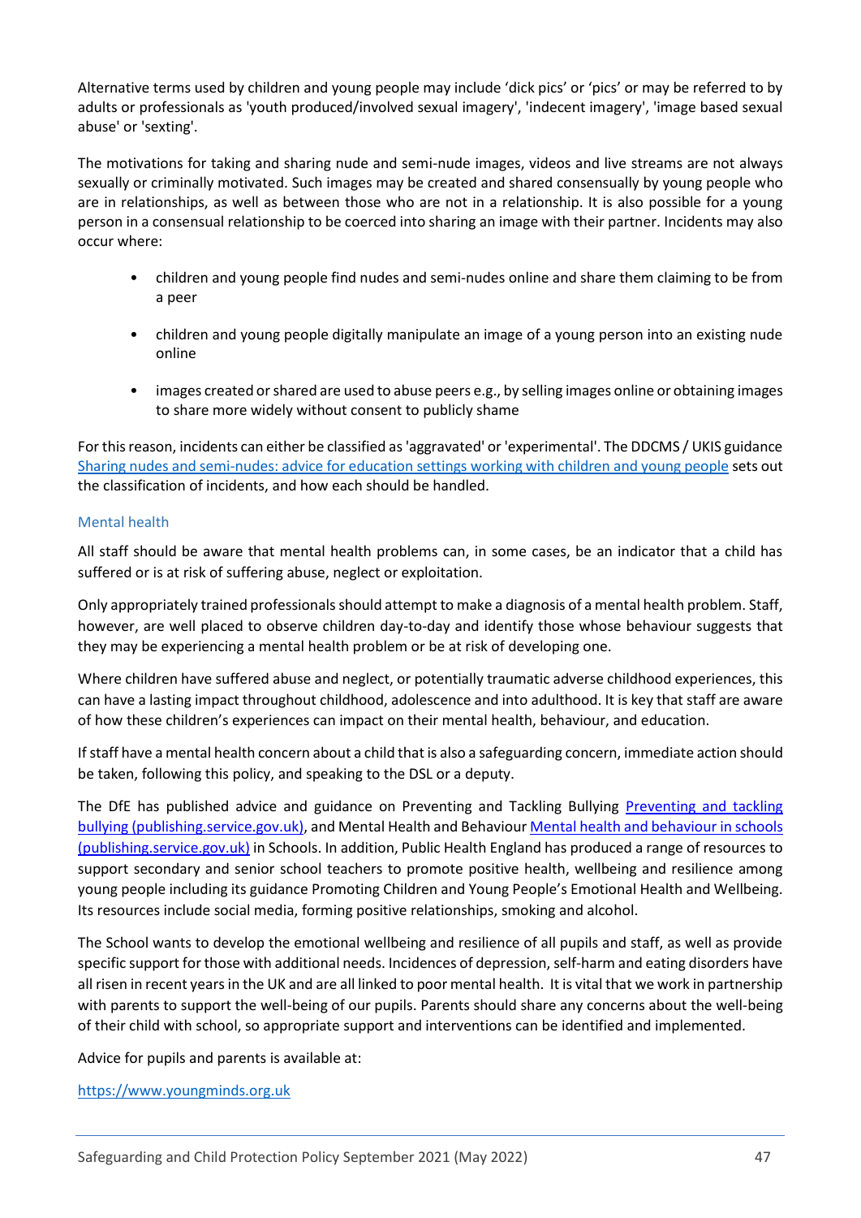Alternative terms used by children and young people may include 'dick pics' or 'pics' or may be referred to by adults or professionals as 'youth produced/involved sexual imagery', 'indecent imagery', 'image based sexual abuse' or 'sexting'.

The motivations for taking and sharing nude and semi-nude images, videos and live streams are not always sexually or criminally motivated. Such images may be created and shared consensually by young people who are in relationships, as well as between those who are not in a relationship. It is also possible for a young person in a consensual relationship to be coerced into sharing an image with their partner. Incidents may also occur where:

- children and young people find nudes and semi-nudes online and share them claiming to be from a peer
- children and young people digitally manipulate an image of a young person into an existing nude online
- images created or shared are used to abuse peers e.g., by selling images online or obtaining images to share more widely without consent to publicly shame

For this reason, incidents can either be classified as 'aggravated' or 'experimental'. The DDCMS / UKIS guidance [Sharing nudes and semi-nudes: advice for education settings working with children and young people]() sets out the classification of incidents, and how each should be handled.

### Mental health

All staff should be aware that mental health problems can, in some cases, be an indicator that a child has suffered or is at risk of suffering abuse, neglect or exploitation.

Only appropriately trained professionals should attempt to make a diagnosis of a mental health problem. Staff, however, are well placed to observe children day-to-day and identify those whose behaviour suggests that they may be experiencing a mental health problem or be at risk of developing one.

Where children have suffered abuse and neglect, or potentially traumatic adverse childhood experiences, this can have a lasting impact throughout childhood, adolescence and into adulthood. It is key that staff are aware of how these children's experiences can impact on their mental health, behaviour, and education.

If staff have a mental health concern about a child that is also a safeguarding concern, immediate action should be taken, following this policy, and speaking to the DSL or a deputy.

The DfE has published advice and guidance on Preventing and Tackling Bullying [Preventing and tackling bullying (publishing.service.gov.uk)](), and Mental Health and Behaviour [Mental health and behaviour in schools (publishing.service.gov.uk)]() in Schools. In addition, Public Health England has produced a range of resources to support secondary and senior school teachers to promote positive health, wellbeing and resilience among young people including its guidance Promoting Children and Young People's Emotional Health and Wellbeing. Its resources include social media, forming positive relationships, smoking and alcohol.

The School wants to develop the emotional wellbeing and resilience of all pupils and staff, as well as provide specific support for those with additional needs. Incidences of depression, self-harm and eating disorders have all risen in recent years in the UK and are all linked to poor mental health. It is vital that we work in partnership with parents to support the well-being of our pupils. Parents should share any concerns about the well-being of their child with school, so appropriate support and interventions can be identified and implemented.

Advice for pupils and parents is available at:

https://www.youngminds.org.uk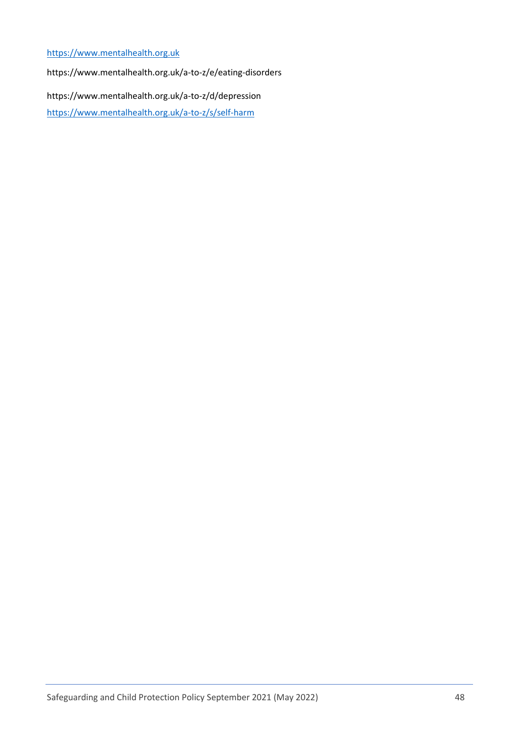https://www.mentalhealth.org.uk

https://www.mentalhealth.org.uk/a-to-z/e/eating-disorders

https://www.mentalhealth.org.uk/a-to-z/d/depression

https://www.mentalhealth.org.uk/a-to-z/s/self-harm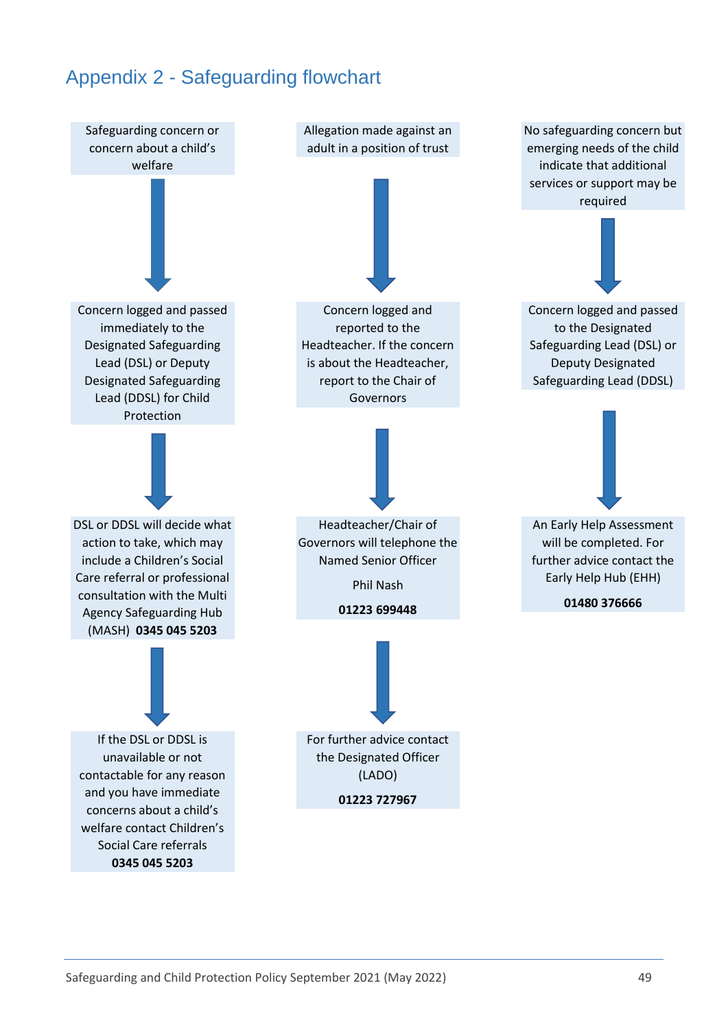## Appendix 2 - Safeguarding flowchart

**Safeguarding concern or concern about a child's welfare**

↓

Concern logged and passed immediately to the Designated Safeguarding Lead (DSL) or Deputy Designated Safeguarding Lead (DDSL) for Child Protection

↓

DSL or DDSL will decide what action to take, which may include a Children's Social Care referral or professional consultation with the Multi Agency Safeguarding Hub (MASH) **0345 045 5203**

↓

If the DSL or DDSL is unavailable or not contactable for any reason and you have immediate concerns about a child's welfare contact Children's Social Care referrals
**0345 045 5203**

---

**Allegation made against an adult in a position of trust**

↓

Concern logged and reported to the Headteacher. If the concern is about the Headteacher, report to the Chair of Governors

↓

Headteacher/Chair of Governors will telephone the Named Senior Officer

Phil Nash

**01223 699448**

↓

For further advice contact the Designated Officer (LADO)

**01223 727967**

---

**No safeguarding concern but emerging needs of the child indicate that additional services or support may be required**

↓

Concern logged and passed to the Designated Safeguarding Lead (DSL) or Deputy Designated Safeguarding Lead (DDSL)

↓

An Early Help Assessment will be completed. For further advice contact the Early Help Hub (EHH)

**01480 376666**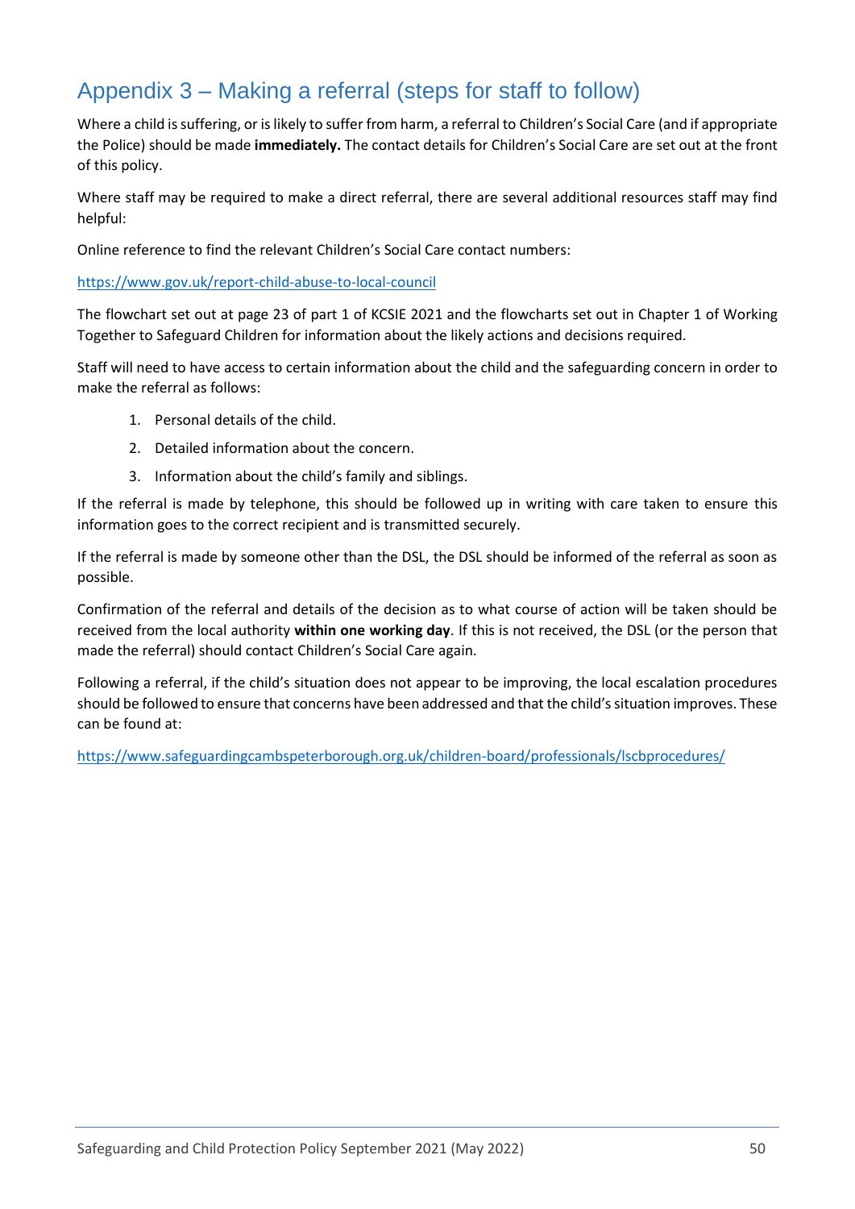# Appendix 3 – Making a referral (steps for staff to follow)

Where a child is suffering, or is likely to suffer from harm, a referral to Children's Social Care (and if appropriate the Police) should be made **immediately.** The contact details for Children's Social Care are set out at the front of this policy.

Where staff may be required to make a direct referral, there are several additional resources staff may find helpful:

Online reference to find the relevant Children's Social Care contact numbers:

https://www.gov.uk/report-child-abuse-to-local-council

The flowchart set out at page 23 of part 1 of KCSIE 2021 and the flowcharts set out in Chapter 1 of Working Together to Safeguard Children for information about the likely actions and decisions required.

Staff will need to have access to certain information about the child and the safeguarding concern in order to make the referral as follows:

1. Personal details of the child.
2. Detailed information about the concern.
3. Information about the child's family and siblings.

If the referral is made by telephone, this should be followed up in writing with care taken to ensure this information goes to the correct recipient and is transmitted securely.

If the referral is made by someone other than the DSL, the DSL should be informed of the referral as soon as possible.

Confirmation of the referral and details of the decision as to what course of action will be taken should be received from the local authority **within one working day**. If this is not received, the DSL (or the person that made the referral) should contact Children's Social Care again.

Following a referral, if the child's situation does not appear to be improving, the local escalation procedures should be followed to ensure that concerns have been addressed and that the child's situation improves. These can be found at:

https://www.safeguardingcambspeterborough.org.uk/children-board/professionals/lscbprocedures/